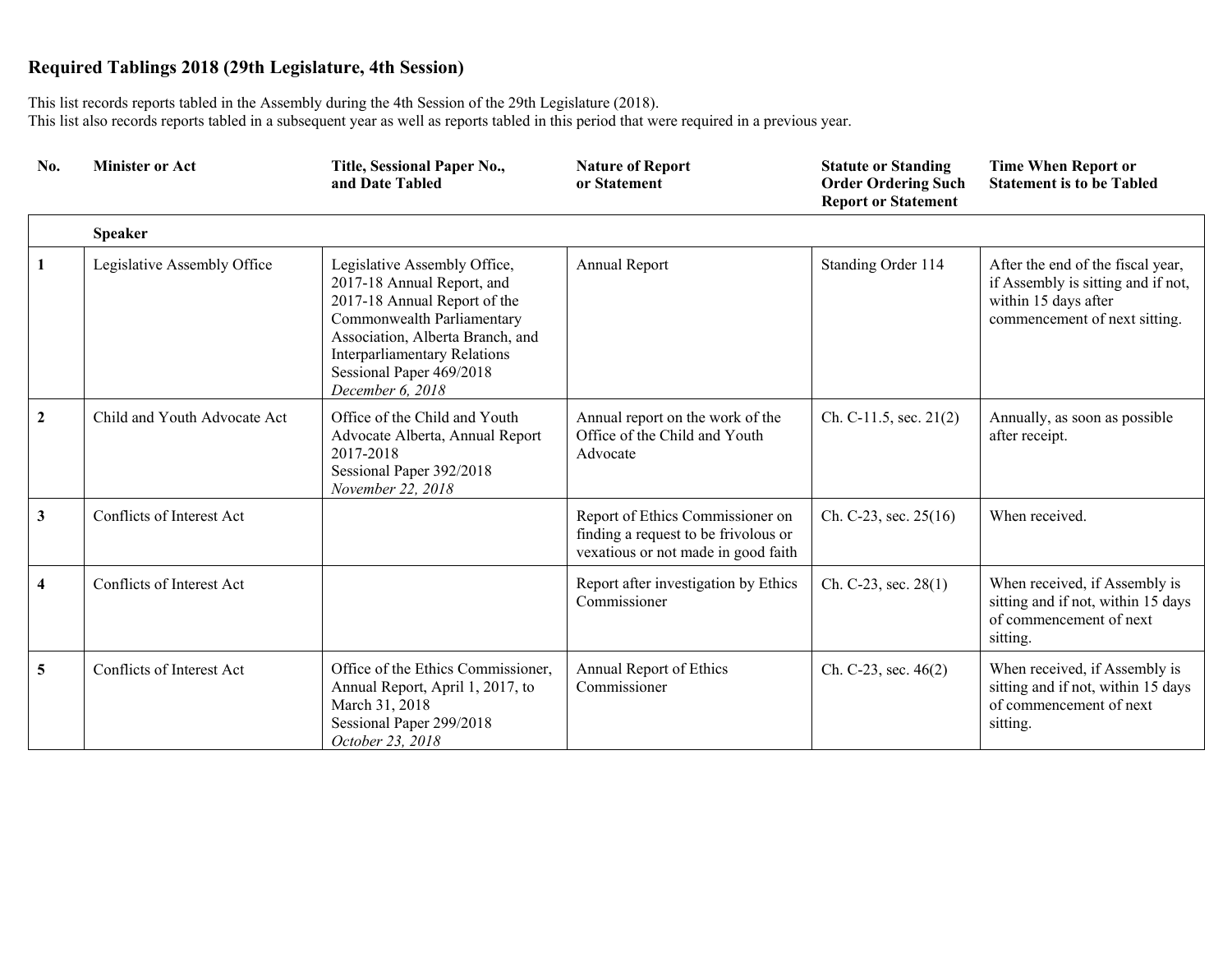# Required Tablings 2018 (29th Legislature, 4th Session)

This list records reports tabled in the Assembly during the 4th Session of the 29th Legislature (2018).
This list also records reports tabled in a subsequent year as well as reports tabled in this period that were required in a previous year.

| No. | Minister or Act | Title, Sessional Paper No., and Date Tabled | Nature of Report or Statement | Statute or Standing Order Ordering Such Report or Statement | Time When Report or Statement is to be Tabled |
|---|---|---|---|---|---|
| | **Speaker** | | | | |
| **1** | Legislative Assembly Office | Legislative Assembly Office, 2017-18 Annual Report, and 2017-18 Annual Report of the Commonwealth Parliamentary Association, Alberta Branch, and Interparliamentary Relations Sessional Paper 469/2018 *December 6, 2018* | Annual Report | Standing Order 114 | After the end of the fiscal year, if Assembly is sitting and if not, within 15 days after commencement of next sitting. |
| **2** | Child and Youth Advocate Act | Office of the Child and Youth Advocate Alberta, Annual Report 2017-2018 Sessional Paper 392/2018 *November 22, 2018* | Annual report on the work of the Office of the Child and Youth Advocate | Ch. C-11.5, sec. 21(2) | Annually, as soon as possible after receipt. |
| **3** | Conflicts of Interest Act | | Report of Ethics Commissioner on finding a request to be frivolous or vexatious or not made in good faith | Ch. C-23, sec. 25(16) | When received. |
| **4** | Conflicts of Interest Act | | Report after investigation by Ethics Commissioner | Ch. C-23, sec. 28(1) | When received, if Assembly is sitting and if not, within 15 days of commencement of next sitting. |
| **5** | Conflicts of Interest Act | Office of the Ethics Commissioner, Annual Report, April 1, 2017, to March 31, 2018 Sessional Paper 299/2018 *October 23, 2018* | Annual Report of Ethics Commissioner | Ch. C-23, sec. 46(2) | When received, if Assembly is sitting and if not, within 15 days of commencement of next sitting. |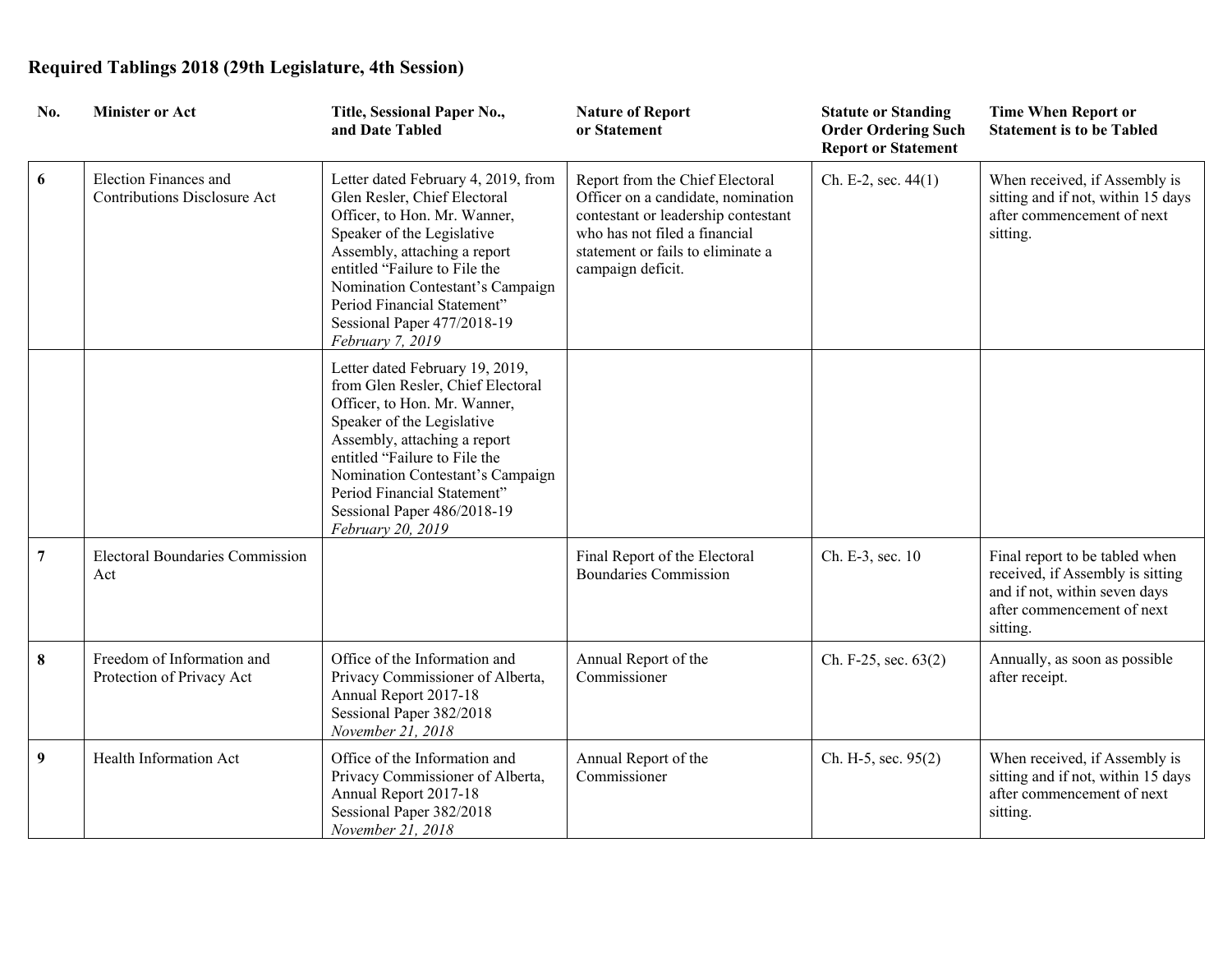**Required Tablings 2018 (29th Legislature, 4th Session)**

| No. | Minister or Act | Title, Sessional Paper No., and Date Tabled | Nature of Report or Statement | Statute or Standing Order Ordering Such Report or Statement | Time When Report or Statement is to be Tabled |
|---|---|---|---|---|---|
| **6** | Election Finances and Contributions Disclosure Act | Letter dated February 4, 2019, from Glen Resler, Chief Electoral Officer, to Hon. Mr. Wanner, Speaker of the Legislative Assembly, attaching a report entitled "Failure to File the Nomination Contestant's Campaign Period Financial Statement" Sessional Paper 477/2018-19 *February 7, 2019* | Report from the Chief Electoral Officer on a candidate, nomination contestant or leadership contestant who has not filed a financial statement or fails to eliminate a campaign deficit. | Ch. E-2, sec. 44(1) | When received, if Assembly is sitting and if not, within 15 days after commencement of next sitting. |
| | | Letter dated February 19, 2019, from Glen Resler, Chief Electoral Officer, to Hon. Mr. Wanner, Speaker of the Legislative Assembly, attaching a report entitled "Failure to File the Nomination Contestant's Campaign Period Financial Statement" Sessional Paper 486/2018-19 *February 20, 2019* | | | |
| **7** | Electoral Boundaries Commission Act | | Final Report of the Electoral Boundaries Commission | Ch. E-3, sec. 10 | Final report to be tabled when received, if Assembly is sitting and if not, within seven days after commencement of next sitting. |
| **8** | Freedom of Information and Protection of Privacy Act | Office of the Information and Privacy Commissioner of Alberta, Annual Report 2017-18 Sessional Paper 382/2018 *November 21, 2018* | Annual Report of the Commissioner | Ch. F-25, sec. 63(2) | Annually, as soon as possible after receipt. |
| **9** | Health Information Act | Office of the Information and Privacy Commissioner of Alberta, Annual Report 2017-18 Sessional Paper 382/2018 *November 21, 2018* | Annual Report of the Commissioner | Ch. H-5, sec. 95(2) | When received, if Assembly is sitting and if not, within 15 days after commencement of next sitting. |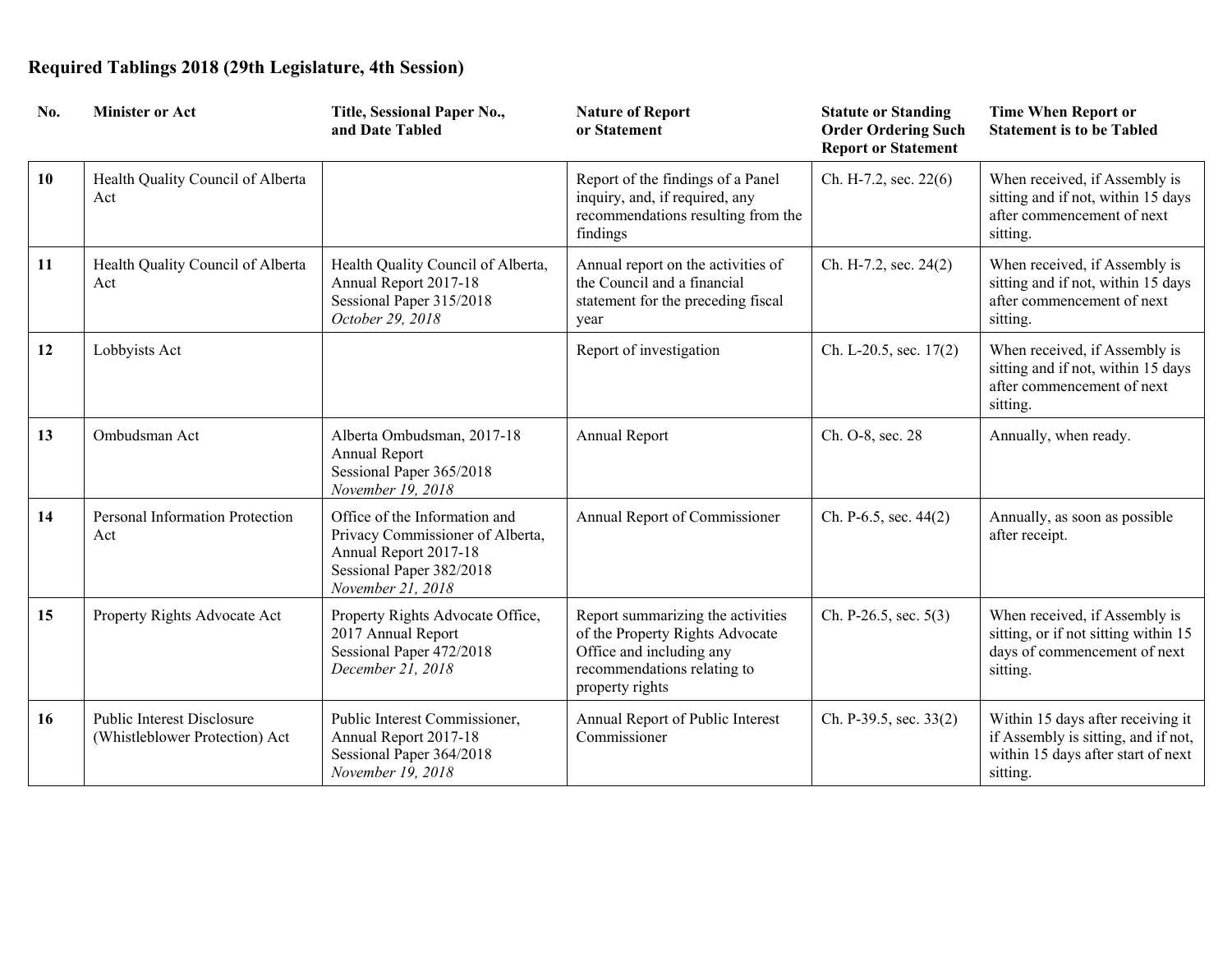**Required Tablings 2018 (29th Legislature, 4th Session)**

| No. | Minister or Act | Title, Sessional Paper No., and Date Tabled | Nature of Report or Statement | Statute or Standing Order Ordering Such Report or Statement | Time When Report or Statement is to be Tabled |
|---|---|---|---|---|---|
| **10** | Health Quality Council of Alberta Act | | Report of the findings of a Panel inquiry, and, if required, any recommendations resulting from the findings | Ch. H-7.2, sec. 22(6) | When received, if Assembly is sitting and if not, within 15 days after commencement of next sitting. |
| **11** | Health Quality Council of Alberta Act | Health Quality Council of Alberta, Annual Report 2017-18 Sessional Paper 315/2018 *October 29, 2018* | Annual report on the activities of the Council and a financial statement for the preceding fiscal year | Ch. H-7.2, sec. 24(2) | When received, if Assembly is sitting and if not, within 15 days after commencement of next sitting. |
| **12** | Lobbyists Act | | Report of investigation | Ch. L-20.5, sec. 17(2) | When received, if Assembly is sitting and if not, within 15 days after commencement of next sitting. |
| **13** | Ombudsman Act | Alberta Ombudsman, 2017-18 Annual Report Sessional Paper 365/2018 *November 19, 2018* | Annual Report | Ch. O-8, sec. 28 | Annually, when ready. |
| **14** | Personal Information Protection Act | Office of the Information and Privacy Commissioner of Alberta, Annual Report 2017-18 Sessional Paper 382/2018 *November 21, 2018* | Annual Report of Commissioner | Ch. P-6.5, sec. 44(2) | Annually, as soon as possible after receipt. |
| **15** | Property Rights Advocate Act | Property Rights Advocate Office, 2017 Annual Report Sessional Paper 472/2018 *December 21, 2018* | Report summarizing the activities of the Property Rights Advocate Office and including any recommendations relating to property rights | Ch. P-26.5, sec. 5(3) | When received, if Assembly is sitting, or if not sitting within 15 days of commencement of next sitting. |
| **16** | Public Interest Disclosure (Whistleblower Protection) Act | Public Interest Commissioner, Annual Report 2017-18 Sessional Paper 364/2018 *November 19, 2018* | Annual Report of Public Interest Commissioner | Ch. P-39.5, sec. 33(2) | Within 15 days after receiving it if Assembly is sitting, and if not, within 15 days after start of next sitting. |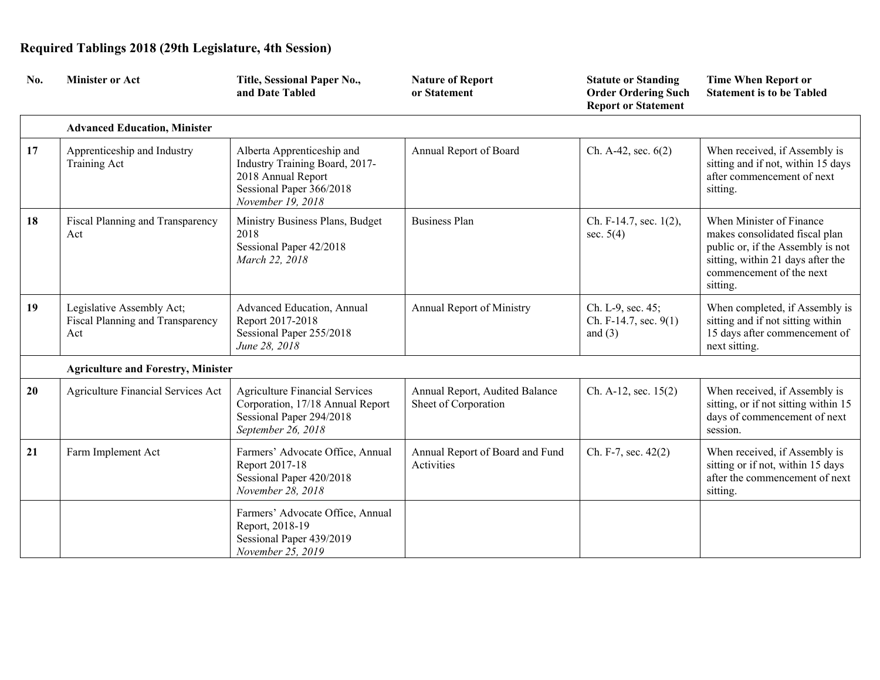## Required Tablings 2018 (29th Legislature, 4th Session)

| No. | Minister or Act | Title, Sessional Paper No., and Date Tabled | Nature of Report or Statement | Statute or Standing Order Ordering Such Report or Statement | Time When Report or Statement is to be Tabled |
|---|---|---|---|---|---|
| | **Advanced Education, Minister** | | | | |
| 17 | Apprenticeship and Industry Training Act | Alberta Apprenticeship and Industry Training Board, 2017-2018 Annual Report<br>Sessional Paper 366/2018<br>*November 19, 2018* | Annual Report of Board | Ch. A-42, sec. 6(2) | When received, if Assembly is sitting and if not, within 15 days after commencement of next sitting. |
| 18 | Fiscal Planning and Transparency Act | Ministry Business Plans, Budget 2018<br>Sessional Paper 42/2018<br>*March 22, 2018* | Business Plan | Ch. F-14.7, sec. 1(2), sec. 5(4) | When Minister of Finance makes consolidated fiscal plan public or, if the Assembly is not sitting, within 21 days after the commencement of the next sitting. |
| 19 | Legislative Assembly Act; Fiscal Planning and Transparency Act | Advanced Education, Annual Report 2017-2018<br>Sessional Paper 255/2018<br>*June 28, 2018* | Annual Report of Ministry | Ch. L-9, sec. 45; Ch. F-14.7, sec. 9(1) and (3) | When completed, if Assembly is sitting and if not sitting within 15 days after commencement of next sitting. |
| | **Agriculture and Forestry, Minister** | | | | |
| 20 | Agriculture Financial Services Act | Agriculture Financial Services Corporation, 17/18 Annual Report<br>Sessional Paper 294/2018<br>*September 26, 2018* | Annual Report, Audited Balance Sheet of Corporation | Ch. A-12, sec. 15(2) | When received, if Assembly is sitting, or if not sitting within 15 days of commencement of next session. |
| 21 | Farm Implement Act | Farmers' Advocate Office, Annual Report 2017-18<br>Sessional Paper 420/2018<br>*November 28, 2018* | Annual Report of Board and Fund Activities | Ch. F-7, sec. 42(2) | When received, if Assembly is sitting or if not, within 15 days after the commencement of next sitting. |
| | | Farmers' Advocate Office, Annual Report, 2018-19<br>Sessional Paper 439/2019<br>*November 25, 2019* | | | |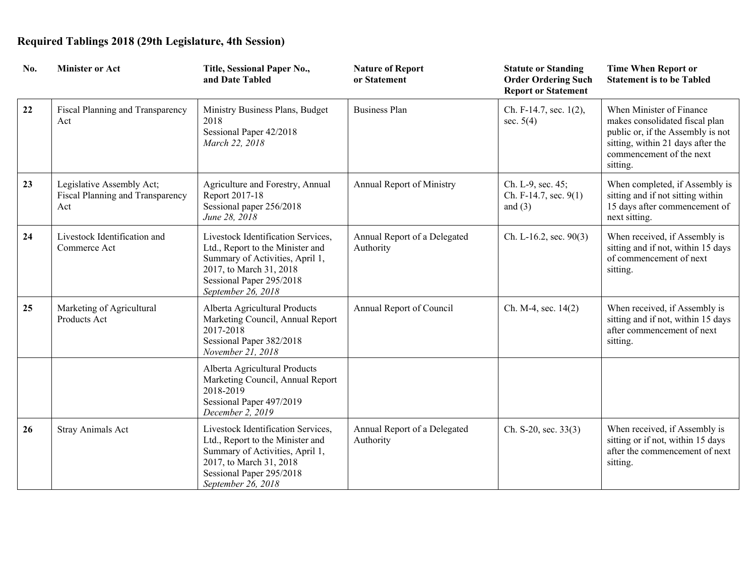**Required Tablings 2018 (29th Legislature, 4th Session)**

| No. | Minister or Act | Title, Sessional Paper No., and Date Tabled | Nature of Report or Statement | Statute or Standing Order Ordering Such Report or Statement | Time When Report or Statement is to be Tabled |
|---|---|---|---|---|---|
| **22** | Fiscal Planning and Transparency Act | Ministry Business Plans, Budget 2018<br>Sessional Paper 42/2018<br>*March 22, 2018* | Business Plan | Ch. F-14.7, sec. 1(2), sec. 5(4) | When Minister of Finance makes consolidated fiscal plan public or, if the Assembly is not sitting, within 21 days after the commencement of the next sitting. |
| **23** | Legislative Assembly Act; Fiscal Planning and Transparency Act | Agriculture and Forestry, Annual Report 2017-18<br>Sessional paper 256/2018<br>*June 28, 2018* | Annual Report of Ministry | Ch. L-9, sec. 45; Ch. F-14.7, sec. 9(1) and (3) | When completed, if Assembly is sitting and if not sitting within 15 days after commencement of next sitting. |
| **24** | Livestock Identification and Commerce Act | Livestock Identification Services, Ltd., Report to the Minister and Summary of Activities, April 1, 2017, to March 31, 2018<br>Sessional Paper 295/2018<br>*September 26, 2018* | Annual Report of a Delegated Authority | Ch. L-16.2, sec. 90(3) | When received, if Assembly is sitting and if not, within 15 days of commencement of next sitting. |
| **25** | Marketing of Agricultural Products Act | Alberta Agricultural Products Marketing Council, Annual Report 2017-2018<br>Sessional Paper 382/2018<br>*November 21, 2018* | Annual Report of Council | Ch. M-4, sec. 14(2) | When received, if Assembly is sitting and if not, within 15 days after commencement of next sitting. |
| | | Alberta Agricultural Products Marketing Council, Annual Report 2018-2019<br>Sessional Paper 497/2019<br>*December 2, 2019* | | | |
| **26** | Stray Animals Act | Livestock Identification Services, Ltd., Report to the Minister and Summary of Activities, April 1, 2017, to March 31, 2018<br>Sessional Paper 295/2018<br>*September 26, 2018* | Annual Report of a Delegated Authority | Ch. S-20, sec. 33(3) | When received, if Assembly is sitting or if not, within 15 days after the commencement of next sitting. |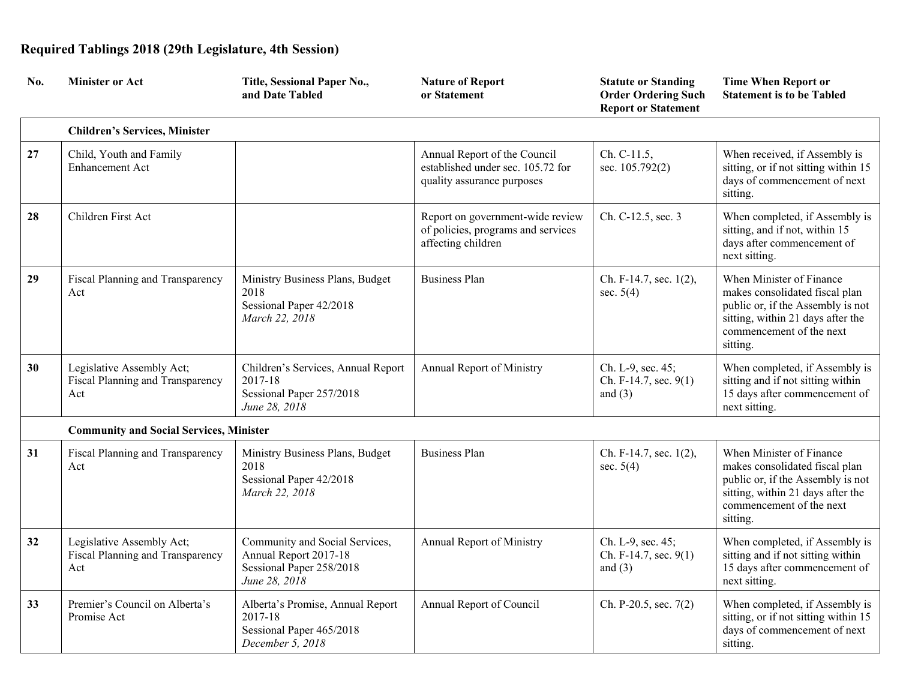## Required Tablings 2018 (29th Legislature, 4th Session)

| No. | Minister or Act | Title, Sessional Paper No., and Date Tabled | Nature of Report or Statement | Statute or Standing Order Ordering Such Report or Statement | Time When Report or Statement is to be Tabled |
|---|---|---|---|---|---|
| | **Children's Services, Minister** | | | | |
| 27 | Child, Youth and Family Enhancement Act | | Annual Report of the Council established under sec. 105.72 for quality assurance purposes | Ch. C-11.5, sec. 105.792(2) | When received, if Assembly is sitting, or if not sitting within 15 days of commencement of next sitting. |
| 28 | Children First Act | | Report on government-wide review of policies, programs and services affecting children | Ch. C-12.5, sec. 3 | When completed, if Assembly is sitting, and if not, within 15 days after commencement of next sitting. |
| 29 | Fiscal Planning and Transparency Act | Ministry Business Plans, Budget 2018<br>Sessional Paper 42/2018<br>*March 22, 2018* | Business Plan | Ch. F-14.7, sec. 1(2), sec. 5(4) | When Minister of Finance makes consolidated fiscal plan public or, if the Assembly is not sitting, within 21 days after the commencement of the next sitting. |
| 30 | Legislative Assembly Act; Fiscal Planning and Transparency Act | Children's Services, Annual Report 2017-18<br>Sessional Paper 257/2018<br>*June 28, 2018* | Annual Report of Ministry | Ch. L-9, sec. 45; Ch. F-14.7, sec. 9(1) and (3) | When completed, if Assembly is sitting and if not sitting within 15 days after commencement of next sitting. |
| | **Community and Social Services, Minister** | | | | |
| 31 | Fiscal Planning and Transparency Act | Ministry Business Plans, Budget 2018<br>Sessional Paper 42/2018<br>*March 22, 2018* | Business Plan | Ch. F-14.7, sec. 1(2), sec. 5(4) | When Minister of Finance makes consolidated fiscal plan public or, if the Assembly is not sitting, within 21 days after the commencement of the next sitting. |
| 32 | Legislative Assembly Act; Fiscal Planning and Transparency Act | Community and Social Services, Annual Report 2017-18<br>Sessional Paper 258/2018<br>*June 28, 2018* | Annual Report of Ministry | Ch. L-9, sec. 45; Ch. F-14.7, sec. 9(1) and (3) | When completed, if Assembly is sitting and if not sitting within 15 days after commencement of next sitting. |
| 33 | Premier's Council on Alberta's Promise Act | Alberta's Promise, Annual Report 2017-18<br>Sessional Paper 465/2018<br>*December 5, 2018* | Annual Report of Council | Ch. P-20.5, sec. 7(2) | When completed, if Assembly is sitting, or if not sitting within 15 days of commencement of next sitting. |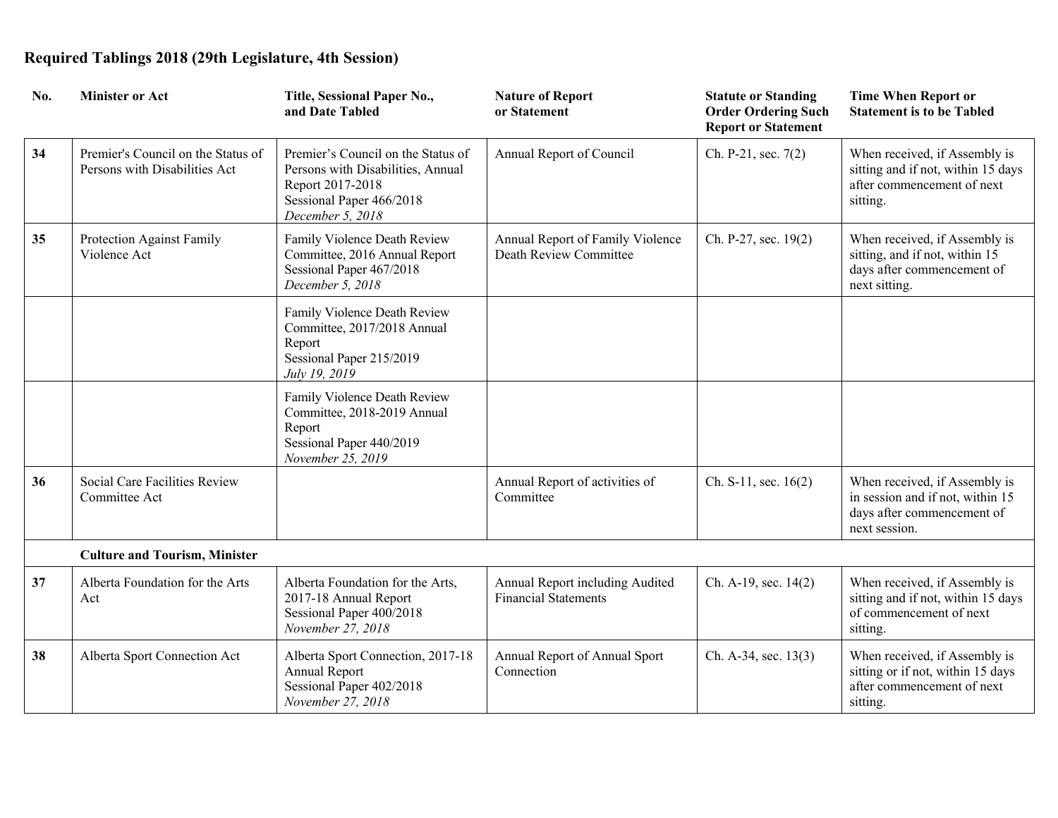## Required Tablings 2018 (29th Legislature, 4th Session)

| No. | Minister or Act | Title, Sessional Paper No., and Date Tabled | Nature of Report or Statement | Statute or Standing Order Ordering Such Report or Statement | Time When Report or Statement is to be Tabled |
|---|---|---|---|---|---|
| **34** | Premier's Council on the Status of Persons with Disabilities Act | Premier's Council on the Status of Persons with Disabilities, Annual Report 2017-2018<br>Sessional Paper 466/2018<br>*December 5, 2018* | Annual Report of Council | Ch. P-21, sec. 7(2) | When received, if Assembly is sitting and if not, within 15 days after commencement of next sitting. |
| **35** | Protection Against Family Violence Act | Family Violence Death Review Committee, 2016 Annual Report<br>Sessional Paper 467/2018<br>*December 5, 2018* | Annual Report of Family Violence Death Review Committee | Ch. P-27, sec. 19(2) | When received, if Assembly is sitting, and if not, within 15 days after commencement of next sitting. |
| | | Family Violence Death Review Committee, 2017/2018 Annual Report<br>Sessional Paper 215/2019<br>*July 19, 2019* | | | |
| | | Family Violence Death Review Committee, 2018-2019 Annual Report<br>Sessional Paper 440/2019<br>*November 25, 2019* | | | |
| **36** | Social Care Facilities Review Committee Act | | Annual Report of activities of Committee | Ch. S-11, sec. 16(2) | When received, if Assembly is in session and if not, within 15 days after commencement of next session. |
| | **Culture and Tourism, Minister** | | | | |
| **37** | Alberta Foundation for the Arts Act | Alberta Foundation for the Arts, 2017-18 Annual Report<br>Sessional Paper 400/2018<br>*November 27, 2018* | Annual Report including Audited Financial Statements | Ch. A-19, sec. 14(2) | When received, if Assembly is sitting and if not, within 15 days of commencement of next sitting. |
| **38** | Alberta Sport Connection Act | Alberta Sport Connection, 2017-18 Annual Report<br>Sessional Paper 402/2018<br>*November 27, 2018* | Annual Report of Annual Sport Connection | Ch. A-34, sec. 13(3) | When received, if Assembly is sitting or if not, within 15 days after commencement of next sitting. |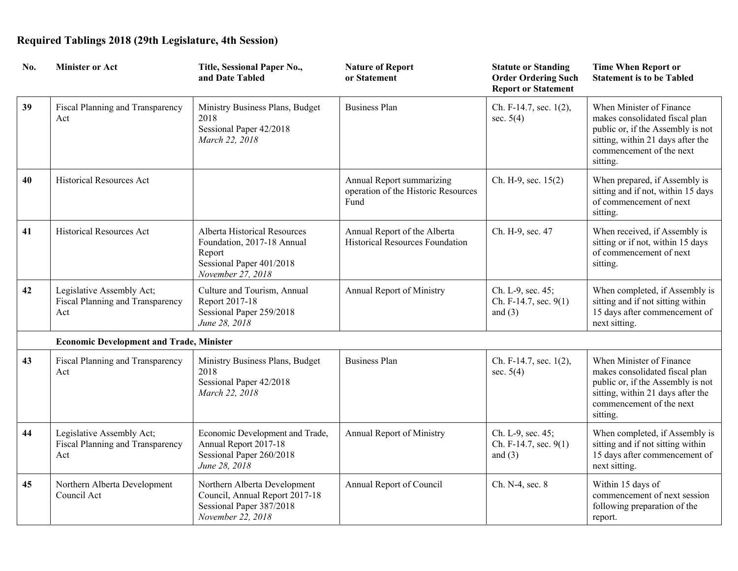**Required Tablings 2018 (29th Legislature, 4th Session)**

| No. | Minister or Act | Title, Sessional Paper No., and Date Tabled | Nature of Report or Statement | Statute or Standing Order Ordering Such Report or Statement | Time When Report or Statement is to be Tabled |
|---|---|---|---|---|---|
| **39** | Fiscal Planning and Transparency Act | Ministry Business Plans, Budget 2018<br>Sessional Paper 42/2018<br>*March 22, 2018* | Business Plan | Ch. F-14.7, sec. 1(2), sec. 5(4) | When Minister of Finance makes consolidated fiscal plan public or, if the Assembly is not sitting, within 21 days after the commencement of the next sitting. |
| **40** | Historical Resources Act | | Annual Report summarizing operation of the Historic Resources Fund | Ch. H-9, sec. 15(2) | When prepared, if Assembly is sitting and if not, within 15 days of commencement of next sitting. |
| **41** | Historical Resources Act | Alberta Historical Resources Foundation, 2017-18 Annual Report<br>Sessional Paper 401/2018<br>*November 27, 2018* | Annual Report of the Alberta Historical Resources Foundation | Ch. H-9, sec. 47 | When received, if Assembly is sitting or if not, within 15 days of commencement of next sitting. |
| **42** | Legislative Assembly Act; Fiscal Planning and Transparency Act | Culture and Tourism, Annual Report 2017-18<br>Sessional Paper 259/2018<br>*June 28, 2018* | Annual Report of Ministry | Ch. L-9, sec. 45;<br>Ch. F-14.7, sec. 9(1) and (3) | When completed, if Assembly is sitting and if not sitting within 15 days after commencement of next sitting. |
| | **Economic Development and Trade, Minister** | | | | |
| **43** | Fiscal Planning and Transparency Act | Ministry Business Plans, Budget 2018<br>Sessional Paper 42/2018<br>*March 22, 2018* | Business Plan | Ch. F-14.7, sec. 1(2), sec. 5(4) | When Minister of Finance makes consolidated fiscal plan public or, if the Assembly is not sitting, within 21 days after the commencement of the next sitting. |
| **44** | Legislative Assembly Act; Fiscal Planning and Transparency Act | Economic Development and Trade, Annual Report 2017-18<br>Sessional Paper 260/2018<br>*June 28, 2018* | Annual Report of Ministry | Ch. L-9, sec. 45;<br>Ch. F-14.7, sec. 9(1) and (3) | When completed, if Assembly is sitting and if not sitting within 15 days after commencement of next sitting. |
| **45** | Northern Alberta Development Council Act | Northern Alberta Development Council, Annual Report 2017-18<br>Sessional Paper 387/2018<br>*November 22, 2018* | Annual Report of Council | Ch. N-4, sec. 8 | Within 15 days of commencement of next session following preparation of the report. |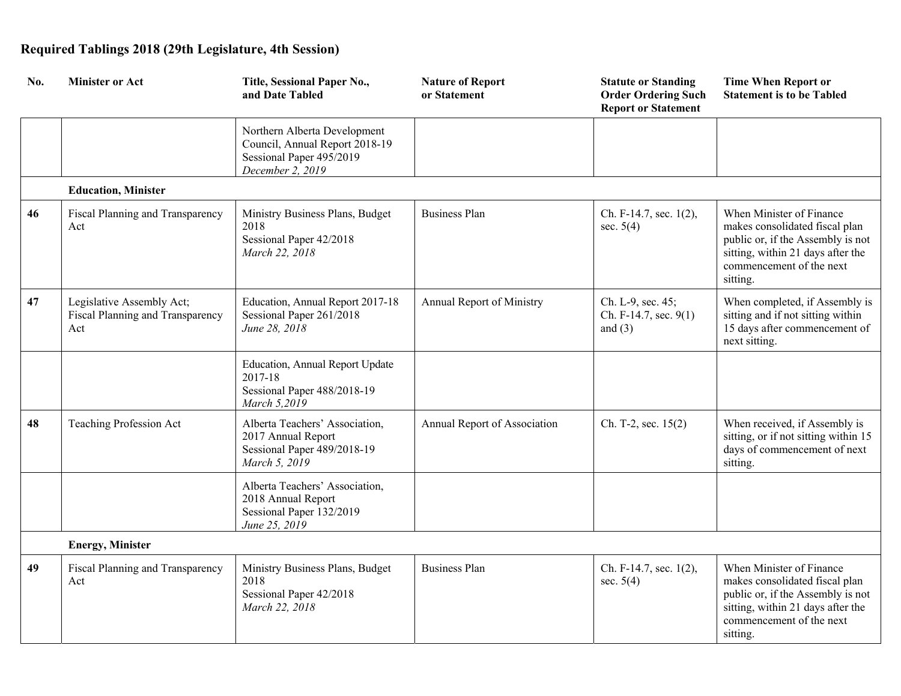## Required Tablings 2018 (29th Legislature, 4th Session)

| No. | Minister or Act | Title, Sessional Paper No., and Date Tabled | Nature of Report or Statement | Statute or Standing Order Ordering Such Report or Statement | Time When Report or Statement is to be Tabled |
|---|---|---|---|---|---|
| | | Northern Alberta Development Council, Annual Report 2018-19<br>Sessional Paper 495/2019<br>*December 2, 2019* | | | |
| | **Education, Minister** | | | | |
| **46** | Fiscal Planning and Transparency Act | Ministry Business Plans, Budget 2018<br>Sessional Paper 42/2018<br>*March 22, 2018* | Business Plan | Ch. F-14.7, sec. 1(2), sec. 5(4) | When Minister of Finance makes consolidated fiscal plan public or, if the Assembly is not sitting, within 21 days after the commencement of the next sitting. |
| **47** | Legislative Assembly Act; Fiscal Planning and Transparency Act | Education, Annual Report 2017-18<br>Sessional Paper 261/2018<br>*June 28, 2018* | Annual Report of Ministry | Ch. L-9, sec. 45; Ch. F-14.7, sec. 9(1) and (3) | When completed, if Assembly is sitting and if not sitting within 15 days after commencement of next sitting. |
| | | Education, Annual Report Update 2017-18<br>Sessional Paper 488/2018-19<br>*March 5,2019* | | | |
| **48** | Teaching Profession Act | Alberta Teachers' Association, 2017 Annual Report<br>Sessional Paper 489/2018-19<br>*March 5, 2019* | Annual Report of Association | Ch. T-2, sec. 15(2) | When received, if Assembly is sitting, or if not sitting within 15 days of commencement of next sitting. |
| | | Alberta Teachers' Association, 2018 Annual Report<br>Sessional Paper 132/2019<br>*June 25, 2019* | | | |
| | **Energy, Minister** | | | | |
| **49** | Fiscal Planning and Transparency Act | Ministry Business Plans, Budget 2018<br>Sessional Paper 42/2018<br>*March 22, 2018* | Business Plan | Ch. F-14.7, sec. 1(2), sec. 5(4) | When Minister of Finance makes consolidated fiscal plan public or, if the Assembly is not sitting, within 21 days after the commencement of the next sitting. |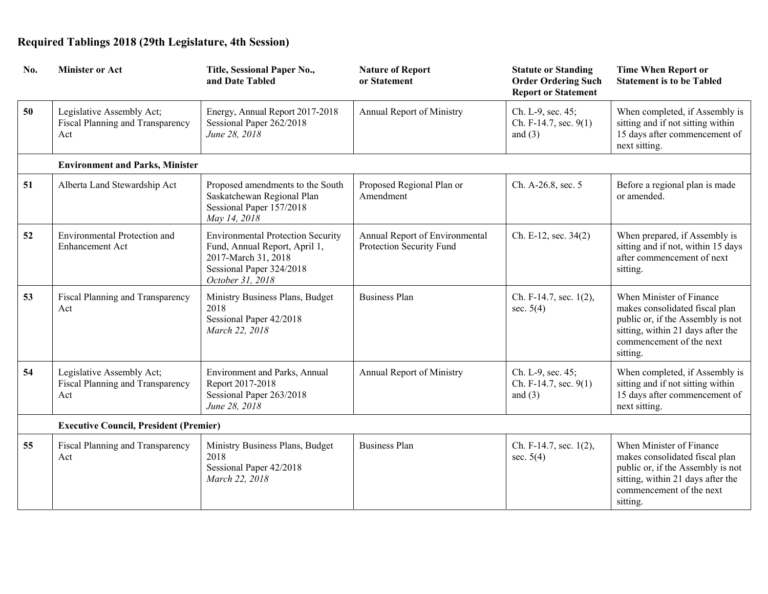## Required Tablings 2018 (29th Legislature, 4th Session)

| No. | Minister or Act | Title, Sessional Paper No., and Date Tabled | Nature of Report or Statement | Statute or Standing Order Ordering Such Report or Statement | Time When Report or Statement is to be Tabled |
|---|---|---|---|---|---|
| **50** | Legislative Assembly Act; Fiscal Planning and Transparency Act | Energy, Annual Report 2017-2018 Sessional Paper 262/2018 *June 28, 2018* | Annual Report of Ministry | Ch. L-9, sec. 45; Ch. F-14.7, sec. 9(1) and (3) | When completed, if Assembly is sitting and if not sitting within 15 days after commencement of next sitting. |
| | **Environment and Parks, Minister** | | | | |
| **51** | Alberta Land Stewardship Act | Proposed amendments to the South Saskatchewan Regional Plan Sessional Paper 157/2018 *May 14, 2018* | Proposed Regional Plan or Amendment | Ch. A-26.8, sec. 5 | Before a regional plan is made or amended. |
| **52** | Environmental Protection and Enhancement Act | Environmental Protection Security Fund, Annual Report, April 1, 2017-March 31, 2018 Sessional Paper 324/2018 *October 31, 2018* | Annual Report of Environmental Protection Security Fund | Ch. E-12, sec. 34(2) | When prepared, if Assembly is sitting and if not, within 15 days after commencement of next sitting. |
| **53** | Fiscal Planning and Transparency Act | Ministry Business Plans, Budget 2018 Sessional Paper 42/2018 *March 22, 2018* | Business Plan | Ch. F-14.7, sec. 1(2), sec. 5(4) | When Minister of Finance makes consolidated fiscal plan public or, if the Assembly is not sitting, within 21 days after the commencement of the next sitting. |
| **54** | Legislative Assembly Act; Fiscal Planning and Transparency Act | Environment and Parks, Annual Report 2017-2018 Sessional Paper 263/2018 *June 28, 2018* | Annual Report of Ministry | Ch. L-9, sec. 45; Ch. F-14.7, sec. 9(1) and (3) | When completed, if Assembly is sitting and if not sitting within 15 days after commencement of next sitting. |
| | **Executive Council, President (Premier)** | | | | |
| **55** | Fiscal Planning and Transparency Act | Ministry Business Plans, Budget 2018 Sessional Paper 42/2018 *March 22, 2018* | Business Plan | Ch. F-14.7, sec. 1(2), sec. 5(4) | When Minister of Finance makes consolidated fiscal plan public or, if the Assembly is not sitting, within 21 days after the commencement of the next sitting. |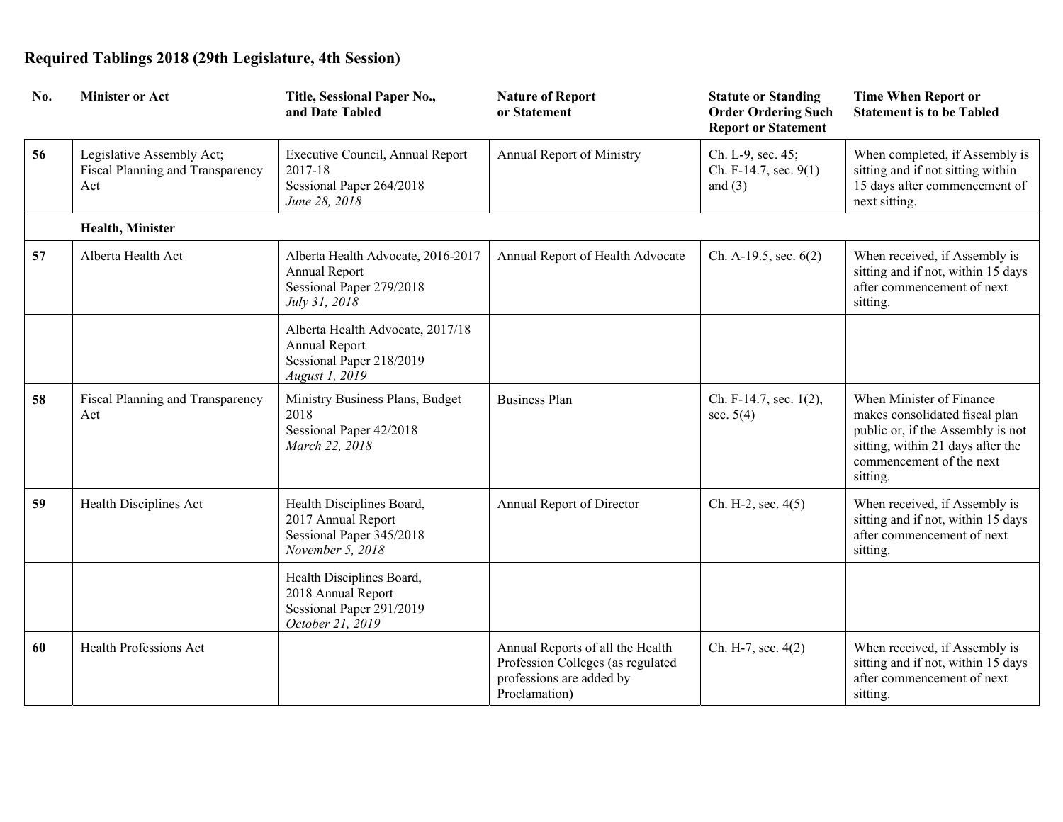## Required Tablings 2018 (29th Legislature, 4th Session)

| No. | Minister or Act | Title, Sessional Paper No., and Date Tabled | Nature of Report or Statement | Statute or Standing Order Ordering Such Report or Statement | Time When Report or Statement is to be Tabled |
|---|---|---|---|---|---|
| **56** | Legislative Assembly Act; Fiscal Planning and Transparency Act | Executive Council, Annual Report 2017-18<br>Sessional Paper 264/2018<br>*June 28, 2018* | Annual Report of Ministry | Ch. L-9, sec. 45; Ch. F-14.7, sec. 9(1) and (3) | When completed, if Assembly is sitting and if not sitting within 15 days after commencement of next sitting. |
| | **Health, Minister** | | | | |
| **57** | Alberta Health Act | Alberta Health Advocate, 2016-2017 Annual Report<br>Sessional Paper 279/2018<br>*July 31, 2018* | Annual Report of Health Advocate | Ch. A-19.5, sec. 6(2) | When received, if Assembly is sitting and if not, within 15 days after commencement of next sitting. |
| | | Alberta Health Advocate, 2017/18 Annual Report<br>Sessional Paper 218/2019<br>*August 1, 2019* | | | |
| **58** | Fiscal Planning and Transparency Act | Ministry Business Plans, Budget 2018<br>Sessional Paper 42/2018<br>*March 22, 2018* | Business Plan | Ch. F-14.7, sec. 1(2), sec. 5(4) | When Minister of Finance makes consolidated fiscal plan public or, if the Assembly is not sitting, within 21 days after the commencement of the next sitting. |
| **59** | Health Disciplines Act | Health Disciplines Board, 2017 Annual Report<br>Sessional Paper 345/2018<br>*November 5, 2018* | Annual Report of Director | Ch. H-2, sec. 4(5) | When received, if Assembly is sitting and if not, within 15 days after commencement of next sitting. |
| | | Health Disciplines Board, 2018 Annual Report<br>Sessional Paper 291/2019<br>*October 21, 2019* | | | |
| **60** | Health Professions Act | | Annual Reports of all the Health Profession Colleges (as regulated professions are added by Proclamation) | Ch. H-7, sec. 4(2) | When received, if Assembly is sitting and if not, within 15 days after commencement of next sitting. |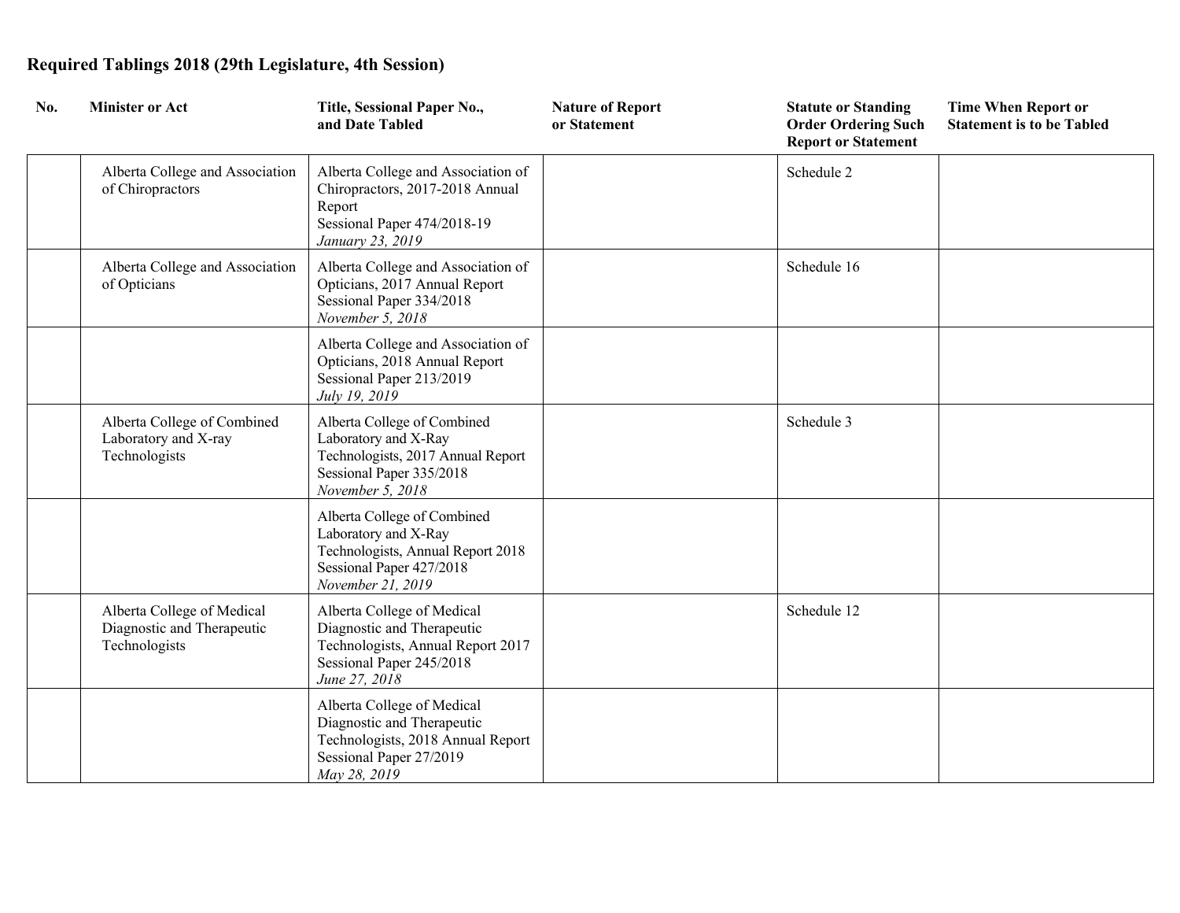**Required Tablings 2018 (29th Legislature, 4th Session)**

| No. | Minister or Act | Title, Sessional Paper No., and Date Tabled | Nature of Report or Statement | Statute or Standing Order Ordering Such Report or Statement | Time When Report or Statement is to be Tabled |
|---|---|---|---|---|---|
| | Alberta College and Association of Chiropractors | Alberta College and Association of Chiropractors, 2017-2018 Annual Report<br>Sessional Paper 474/2018-19<br>*January 23, 2019* | | Schedule 2 | |
| | Alberta College and Association of Opticians | Alberta College and Association of Opticians, 2017 Annual Report<br>Sessional Paper 334/2018<br>*November 5, 2018* | | Schedule 16 | |
| | | Alberta College and Association of Opticians, 2018 Annual Report<br>Sessional Paper 213/2019<br>*July 19, 2019* | | | |
| | Alberta College of Combined Laboratory and X-ray Technologists | Alberta College of Combined Laboratory and X-Ray Technologists, 2017 Annual Report<br>Sessional Paper 335/2018<br>*November 5, 2018* | | Schedule 3 | |
| | | Alberta College of Combined Laboratory and X-Ray Technologists, Annual Report 2018<br>Sessional Paper 427/2018<br>*November 21, 2019* | | | |
| | Alberta College of Medical Diagnostic and Therapeutic Technologists | Alberta College of Medical Diagnostic and Therapeutic Technologists, Annual Report 2017<br>Sessional Paper 245/2018<br>*June 27, 2018* | | Schedule 12 | |
| | | Alberta College of Medical Diagnostic and Therapeutic Technologists, 2018 Annual Report<br>Sessional Paper 27/2019<br>*May 28, 2019* | | | |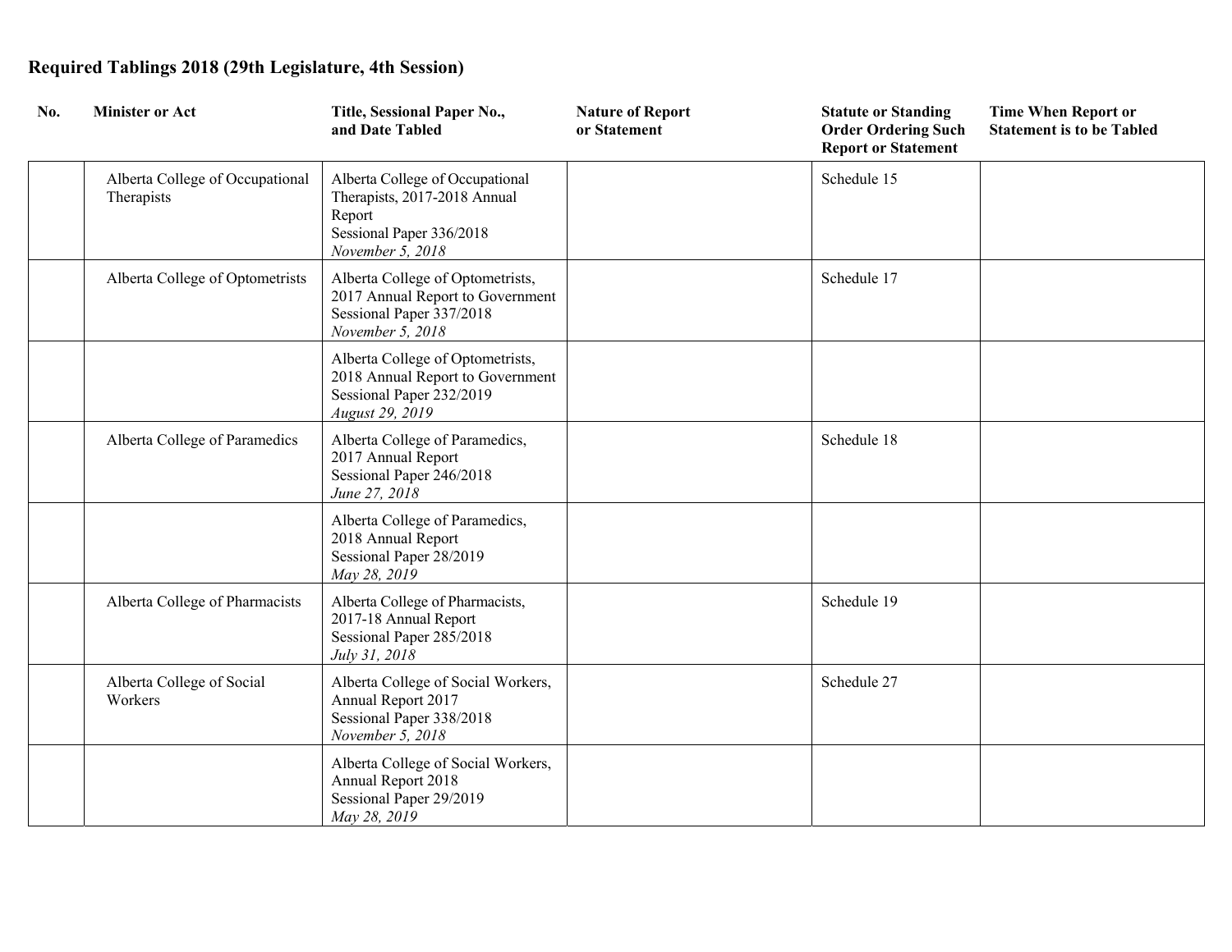**Required Tablings 2018 (29th Legislature, 4th Session)**

| No. | Minister or Act | Title, Sessional Paper No., and Date Tabled | Nature of Report or Statement | Statute or Standing Order Ordering Such Report or Statement | Time When Report or Statement is to be Tabled |
|---|---|---|---|---|---|
| | Alberta College of Occupational Therapists | Alberta College of Occupational Therapists, 2017-2018 Annual Report<br>Sessional Paper 336/2018<br>*November 5, 2018* | | Schedule 15 | |
| | Alberta College of Optometrists | Alberta College of Optometrists, 2017 Annual Report to Government<br>Sessional Paper 337/2018<br>*November 5, 2018* | | Schedule 17 | |
| | | Alberta College of Optometrists, 2018 Annual Report to Government<br>Sessional Paper 232/2019<br>*August 29, 2019* | | | |
| | Alberta College of Paramedics | Alberta College of Paramedics, 2017 Annual Report<br>Sessional Paper 246/2018<br>*June 27, 2018* | | Schedule 18 | |
| | | Alberta College of Paramedics, 2018 Annual Report<br>Sessional Paper 28/2019<br>*May 28, 2019* | | | |
| | Alberta College of Pharmacists | Alberta College of Pharmacists, 2017-18 Annual Report<br>Sessional Paper 285/2018<br>*July 31, 2018* | | Schedule 19 | |
| | Alberta College of Social Workers | Alberta College of Social Workers, Annual Report 2017<br>Sessional Paper 338/2018<br>*November 5, 2018* | | Schedule 27 | |
| | | Alberta College of Social Workers, Annual Report 2018<br>Sessional Paper 29/2019<br>*May 28, 2019* | | | |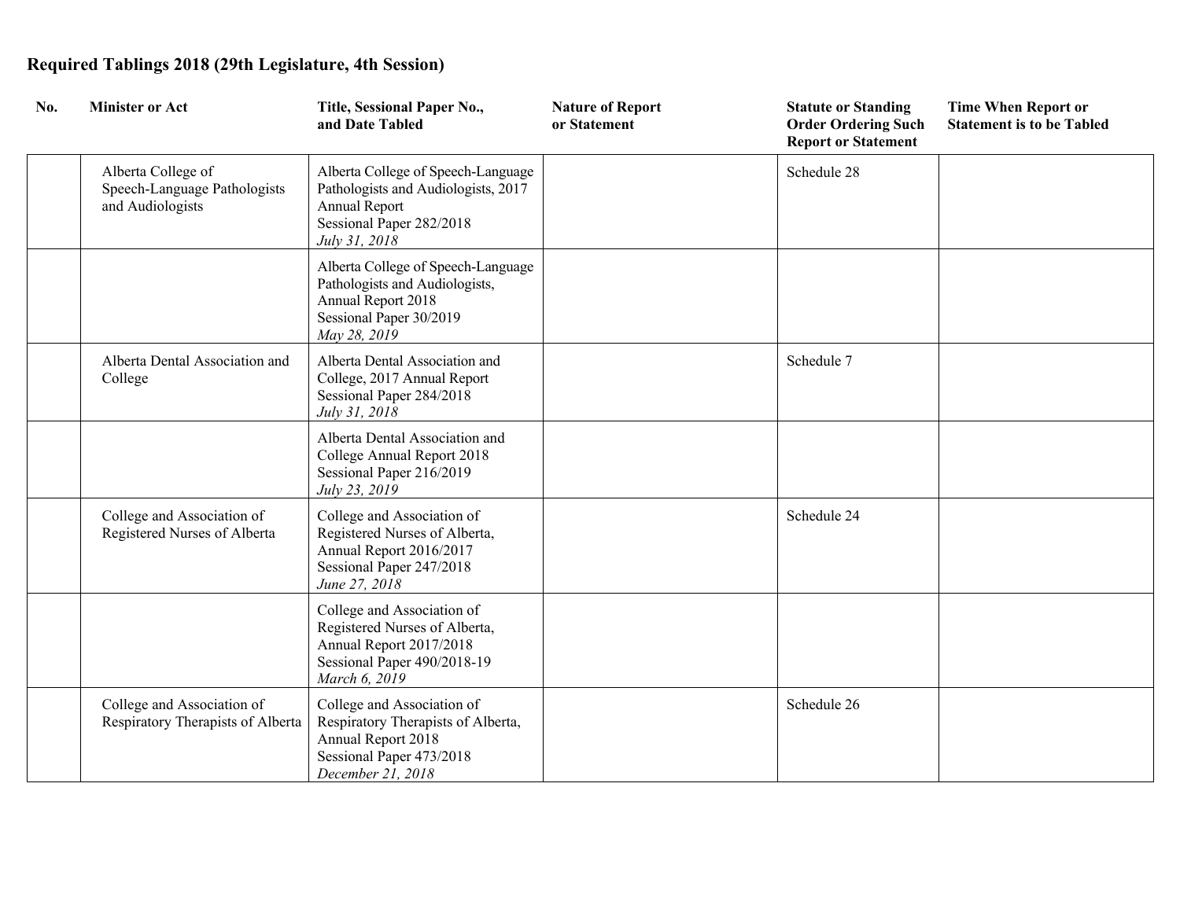**Required Tablings 2018 (29th Legislature, 4th Session)**

| No. | Minister or Act | Title, Sessional Paper No., and Date Tabled | Nature of Report or Statement | Statute or Standing Order Ordering Such Report or Statement | Time When Report or Statement is to be Tabled |
|---|---|---|---|---|---|
| | Alberta College of Speech-Language Pathologists and Audiologists | Alberta College of Speech-Language Pathologists and Audiologists, 2017 Annual Report<br>Sessional Paper 282/2018<br>*July 31, 2018* | | Schedule 28 | |
| | | Alberta College of Speech-Language Pathologists and Audiologists, Annual Report 2018<br>Sessional Paper 30/2019<br>*May 28, 2019* | | | |
| | Alberta Dental Association and College | Alberta Dental Association and College, 2017 Annual Report<br>Sessional Paper 284/2018<br>*July 31, 2018* | | Schedule 7 | |
| | | Alberta Dental Association and College Annual Report 2018<br>Sessional Paper 216/2019<br>*July 23, 2019* | | | |
| | College and Association of Registered Nurses of Alberta | College and Association of Registered Nurses of Alberta, Annual Report 2016/2017<br>Sessional Paper 247/2018<br>*June 27, 2018* | | Schedule 24 | |
| | | College and Association of Registered Nurses of Alberta, Annual Report 2017/2018<br>Sessional Paper 490/2018-19<br>*March 6, 2019* | | | |
| | College and Association of Respiratory Therapists of Alberta | College and Association of Respiratory Therapists of Alberta, Annual Report 2018<br>Sessional Paper 473/2018<br>*December 21, 2018* | | Schedule 26 | |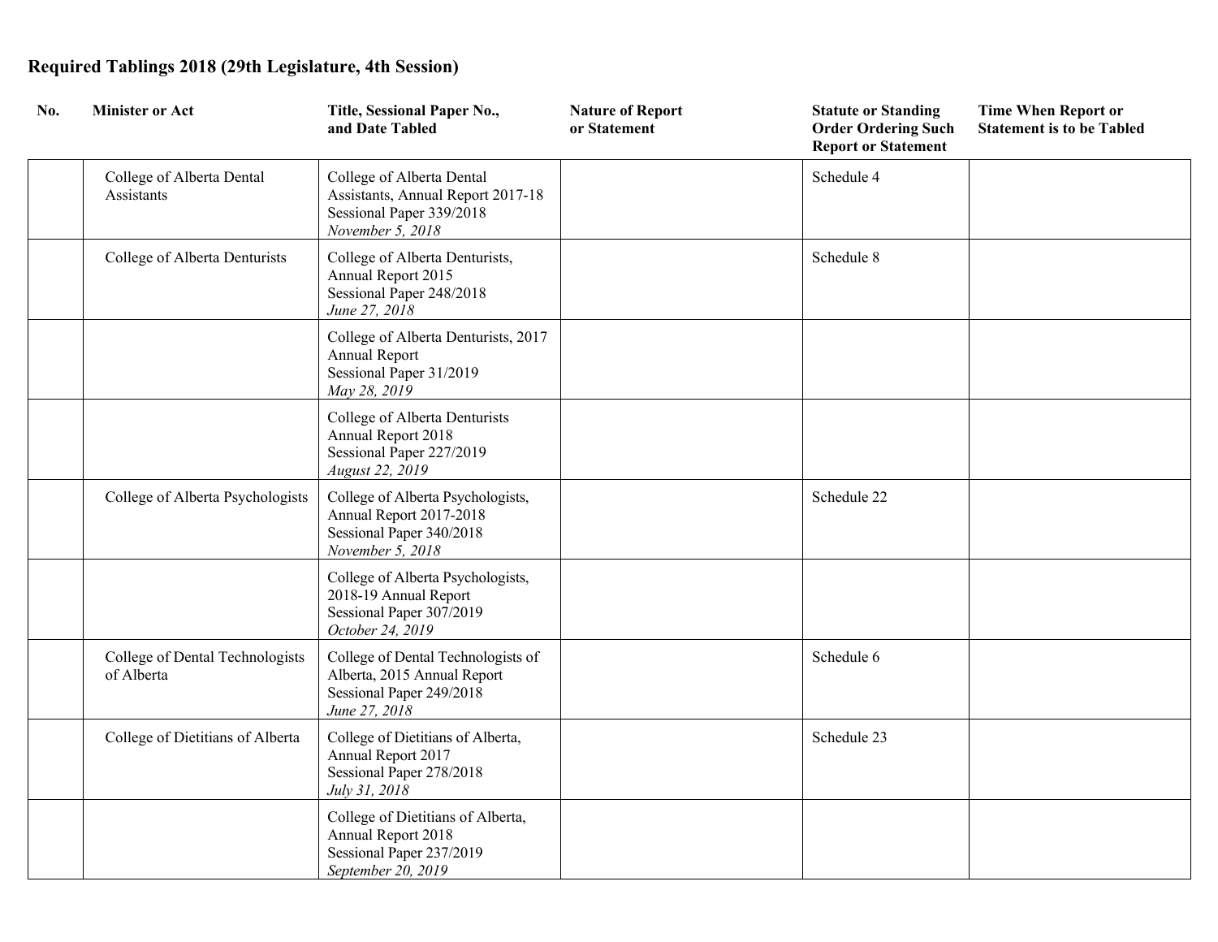**Required Tablings 2018 (29th Legislature, 4th Session)**

| No. | Minister or Act | Title, Sessional Paper No., and Date Tabled | Nature of Report or Statement | Statute or Standing Order Ordering Such Report or Statement | Time When Report or Statement is to be Tabled |
|---|---|---|---|---|---|
| | College of Alberta Dental Assistants | College of Alberta Dental Assistants, Annual Report 2017-18<br>Sessional Paper 339/2018<br>*November 5, 2018* | | Schedule 4 | |
| | College of Alberta Denturists | College of Alberta Denturists, Annual Report 2015<br>Sessional Paper 248/2018<br>*June 27, 2018* | | Schedule 8 | |
| | | College of Alberta Denturists, 2017 Annual Report<br>Sessional Paper 31/2019<br>*May 28, 2019* | | | |
| | | College of Alberta Denturists Annual Report 2018<br>Sessional Paper 227/2019<br>*August 22, 2019* | | | |
| | College of Alberta Psychologists | College of Alberta Psychologists, Annual Report 2017-2018<br>Sessional Paper 340/2018<br>*November 5, 2018* | | Schedule 22 | |
| | | College of Alberta Psychologists, 2018-19 Annual Report<br>Sessional Paper 307/2019<br>*October 24, 2019* | | | |
| | College of Dental Technologists of Alberta | College of Dental Technologists of Alberta, 2015 Annual Report<br>Sessional Paper 249/2018<br>*June 27, 2018* | | Schedule 6 | |
| | College of Dietitians of Alberta | College of Dietitians of Alberta, Annual Report 2017<br>Sessional Paper 278/2018<br>*July 31, 2018* | | Schedule 23 | |
| | | College of Dietitians of Alberta, Annual Report 2018<br>Sessional Paper 237/2019<br>*September 20, 2019* | | | |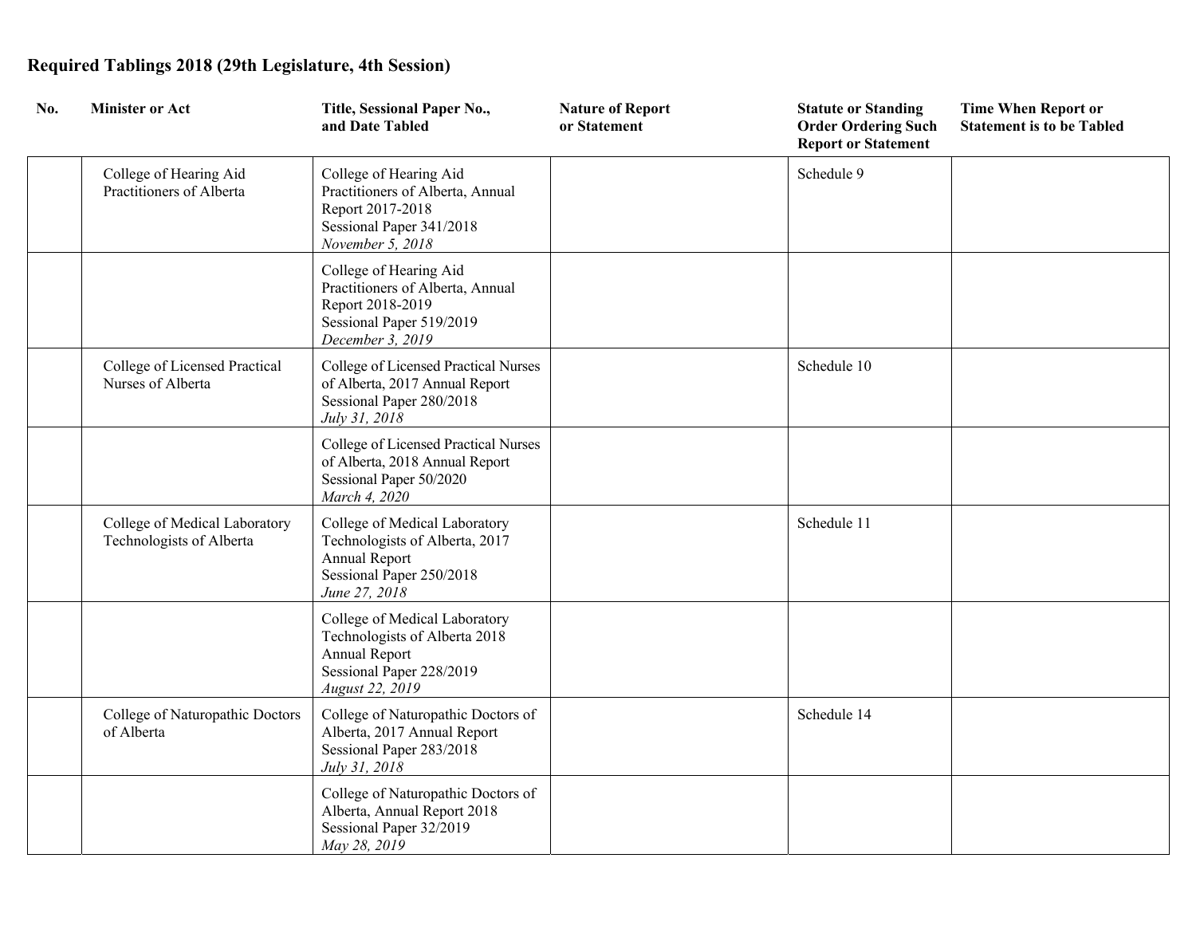## Required Tablings 2018 (29th Legislature, 4th Session)

| No. | Minister or Act | Title, Sessional Paper No., and Date Tabled | Nature of Report or Statement | Statute or Standing Order Ordering Such Report or Statement | Time When Report or Statement is to be Tabled |
|---|---|---|---|---|---|
| | College of Hearing Aid Practitioners of Alberta | College of Hearing Aid Practitioners of Alberta, Annual Report 2017-2018<br>Sessional Paper 341/2018<br>*November 5, 2018* | | Schedule 9 | |
| | | College of Hearing Aid Practitioners of Alberta, Annual Report 2018-2019<br>Sessional Paper 519/2019<br>*December 3, 2019* | | | |
| | College of Licensed Practical Nurses of Alberta | College of Licensed Practical Nurses of Alberta, 2017 Annual Report<br>Sessional Paper 280/2018<br>*July 31, 2018* | | Schedule 10 | |
| | | College of Licensed Practical Nurses of Alberta, 2018 Annual Report<br>Sessional Paper 50/2020<br>*March 4, 2020* | | | |
| | College of Medical Laboratory Technologists of Alberta | College of Medical Laboratory Technologists of Alberta, 2017 Annual Report<br>Sessional Paper 250/2018<br>*June 27, 2018* | | Schedule 11 | |
| | | College of Medical Laboratory Technologists of Alberta 2018 Annual Report<br>Sessional Paper 228/2019<br>*August 22, 2019* | | | |
| | College of Naturopathic Doctors of Alberta | College of Naturopathic Doctors of Alberta, 2017 Annual Report<br>Sessional Paper 283/2018<br>*July 31, 2018* | | Schedule 14 | |
| | | College of Naturopathic Doctors of Alberta, Annual Report 2018<br>Sessional Paper 32/2019<br>*May 28, 2019* | | | |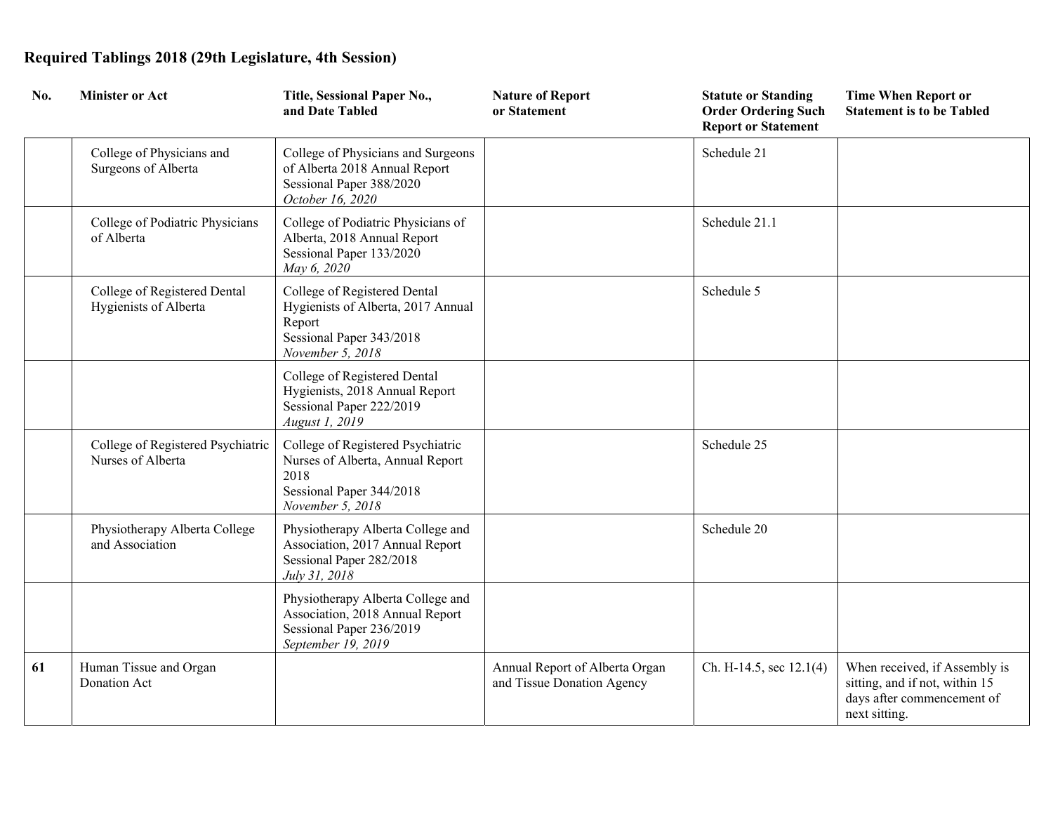## Required Tablings 2018 (29th Legislature, 4th Session)

| No. | Minister or Act | Title, Sessional Paper No., and Date Tabled | Nature of Report or Statement | Statute or Standing Order Ordering Such Report or Statement | Time When Report or Statement is to be Tabled |
|---|---|---|---|---|---|
| | College of Physicians and Surgeons of Alberta | College of Physicians and Surgeons of Alberta 2018 Annual Report Sessional Paper 388/2020 *October 16, 2020* | | Schedule 21 | |
| | College of Podiatric Physicians of Alberta | College of Podiatric Physicians of Alberta, 2018 Annual Report Sessional Paper 133/2020 *May 6, 2020* | | Schedule 21.1 | |
| | College of Registered Dental Hygienists of Alberta | College of Registered Dental Hygienists of Alberta, 2017 Annual Report Sessional Paper 343/2018 *November 5, 2018* | | Schedule 5 | |
| | | College of Registered Dental Hygienists, 2018 Annual Report Sessional Paper 222/2019 *August 1, 2019* | | | |
| | College of Registered Psychiatric Nurses of Alberta | College of Registered Psychiatric Nurses of Alberta, Annual Report 2018 Sessional Paper 344/2018 *November 5, 2018* | | Schedule 25 | |
| | Physiotherapy Alberta College and Association | Physiotherapy Alberta College and Association, 2017 Annual Report Sessional Paper 282/2018 *July 31, 2018* | | Schedule 20 | |
| | | Physiotherapy Alberta College and Association, 2018 Annual Report Sessional Paper 236/2019 *September 19, 2019* | | | |
| **61** | Human Tissue and Organ Donation Act | | Annual Report of Alberta Organ and Tissue Donation Agency | Ch. H-14.5, sec 12.1(4) | When received, if Assembly is sitting, and if not, within 15 days after commencement of next sitting. |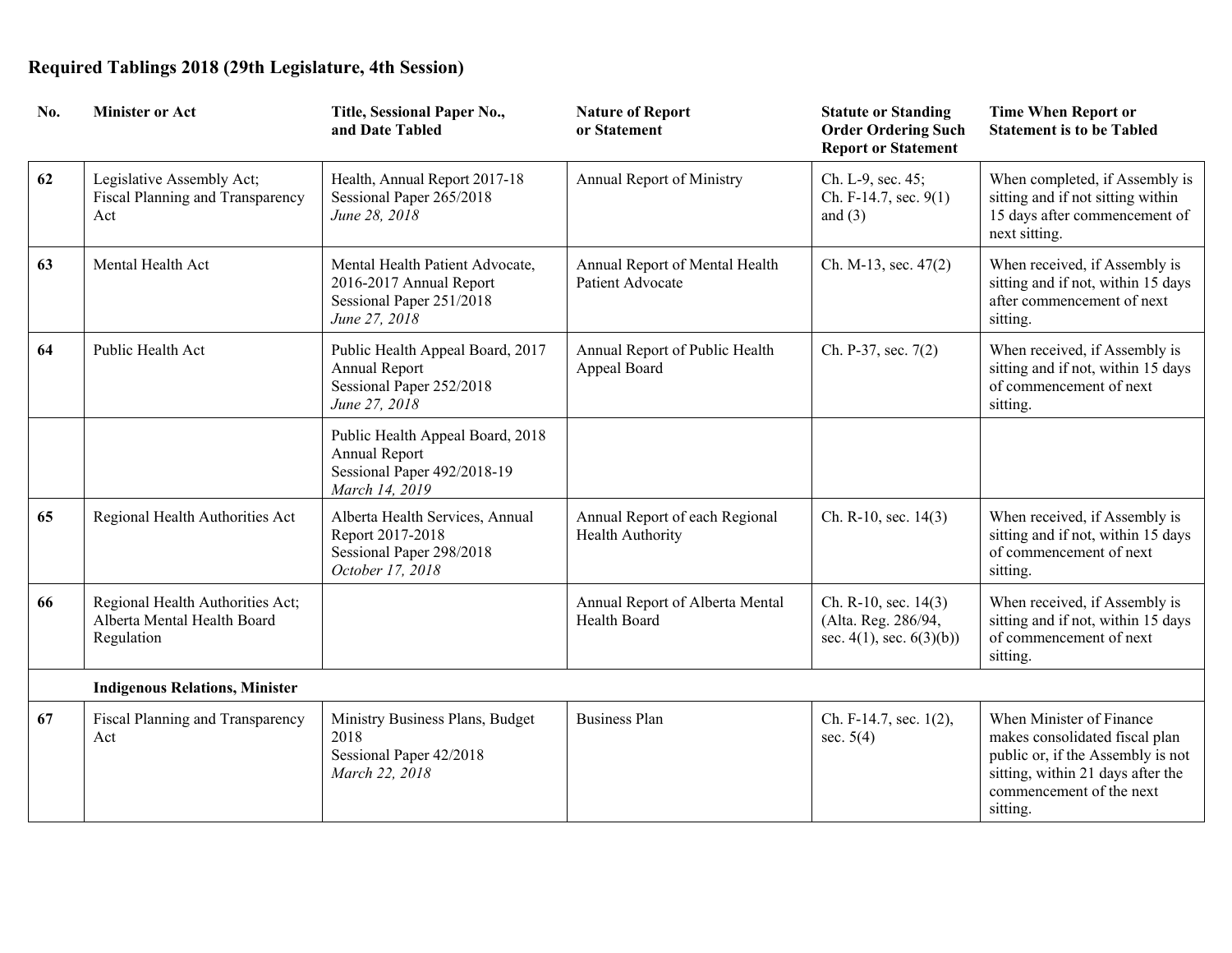**Required Tablings 2018 (29th Legislature, 4th Session)**

| No. | Minister or Act | Title, Sessional Paper No., and Date Tabled | Nature of Report or Statement | Statute or Standing Order Ordering Such Report or Statement | Time When Report or Statement is to be Tabled |
|---|---|---|---|---|---|
| **62** | Legislative Assembly Act; Fiscal Planning and Transparency Act | Health, Annual Report 2017-18 Sessional Paper 265/2018 *June 28, 2018* | Annual Report of Ministry | Ch. L-9, sec. 45; Ch. F-14.7, sec. 9(1) and (3) | When completed, if Assembly is sitting and if not sitting within 15 days after commencement of next sitting. |
| **63** | Mental Health Act | Mental Health Patient Advocate, 2016-2017 Annual Report Sessional Paper 251/2018 *June 27, 2018* | Annual Report of Mental Health Patient Advocate | Ch. M-13, sec. 47(2) | When received, if Assembly is sitting and if not, within 15 days after commencement of next sitting. |
| **64** | Public Health Act | Public Health Appeal Board, 2017 Annual Report Sessional Paper 252/2018 *June 27, 2018* | Annual Report of Public Health Appeal Board | Ch. P-37, sec. 7(2) | When received, if Assembly is sitting and if not, within 15 days of commencement of next sitting. |
| | | Public Health Appeal Board, 2018 Annual Report Sessional Paper 492/2018-19 *March 14, 2019* | | | |
| **65** | Regional Health Authorities Act | Alberta Health Services, Annual Report 2017-2018 Sessional Paper 298/2018 *October 17, 2018* | Annual Report of each Regional Health Authority | Ch. R-10, sec. 14(3) | When received, if Assembly is sitting and if not, within 15 days of commencement of next sitting. |
| **66** | Regional Health Authorities Act; Alberta Mental Health Board Regulation | | Annual Report of Alberta Mental Health Board | Ch. R-10, sec. 14(3) (Alta. Reg. 286/94, sec. 4(1), sec. 6(3)(b)) | When received, if Assembly is sitting and if not, within 15 days of commencement of next sitting. |
| | **Indigenous Relations, Minister** | | | | |
| **67** | Fiscal Planning and Transparency Act | Ministry Business Plans, Budget 2018 Sessional Paper 42/2018 *March 22, 2018* | Business Plan | Ch. F-14.7, sec. 1(2), sec. 5(4) | When Minister of Finance makes consolidated fiscal plan public or, if the Assembly is not sitting, within 21 days after the commencement of the next sitting. |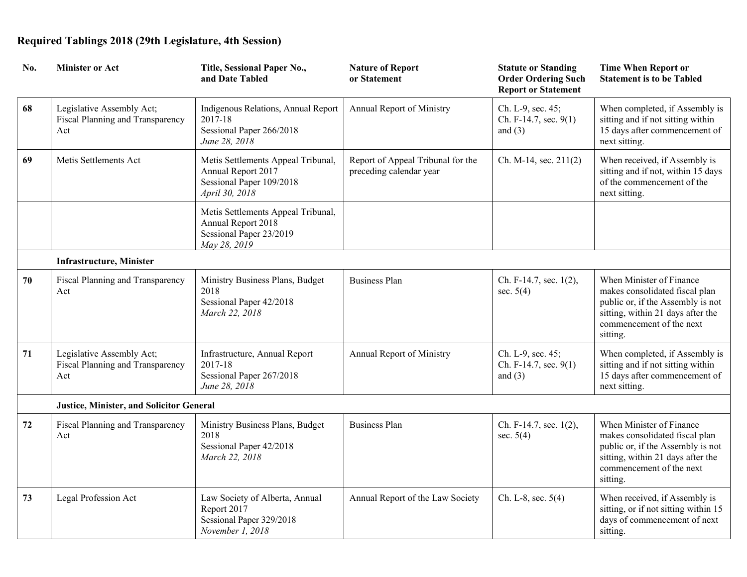# Required Tablings 2018 (29th Legislature, 4th Session)

| No. | Minister or Act | Title, Sessional Paper No., and Date Tabled | Nature of Report or Statement | Statute or Standing Order Ordering Such Report or Statement | Time When Report or Statement is to be Tabled |
|---|---|---|---|---|---|
| **68** | Legislative Assembly Act; Fiscal Planning and Transparency Act | Indigenous Relations, Annual Report 2017-18<br>Sessional Paper 266/2018<br>*June 28, 2018* | Annual Report of Ministry | Ch. L-9, sec. 45;<br>Ch. F-14.7, sec. 9(1) and (3) | When completed, if Assembly is sitting and if not sitting within 15 days after commencement of next sitting. |
| **69** | Metis Settlements Act | Metis Settlements Appeal Tribunal, Annual Report 2017<br>Sessional Paper 109/2018<br>*April 30, 2018* | Report of Appeal Tribunal for the preceding calendar year | Ch. M-14, sec. 211(2) | When received, if Assembly is sitting and if not, within 15 days of the commencement of the next sitting. |
| | | Metis Settlements Appeal Tribunal, Annual Report 2018<br>Sessional Paper 23/2019<br>*May 28, 2019* | | | |
| | **Infrastructure, Minister** | | | | |
| **70** | Fiscal Planning and Transparency Act | Ministry Business Plans, Budget 2018<br>Sessional Paper 42/2018<br>*March 22, 2018* | Business Plan | Ch. F-14.7, sec. 1(2), sec. 5(4) | When Minister of Finance makes consolidated fiscal plan public or, if the Assembly is not sitting, within 21 days after the commencement of the next sitting. |
| **71** | Legislative Assembly Act; Fiscal Planning and Transparency Act | Infrastructure, Annual Report 2017-18<br>Sessional Paper 267/2018<br>*June 28, 2018* | Annual Report of Ministry | Ch. L-9, sec. 45;<br>Ch. F-14.7, sec. 9(1) and (3) | When completed, if Assembly is sitting and if not sitting within 15 days after commencement of next sitting. |
| | **Justice, Minister, and Solicitor General** | | | | |
| **72** | Fiscal Planning and Transparency Act | Ministry Business Plans, Budget 2018<br>Sessional Paper 42/2018<br>*March 22, 2018* | Business Plan | Ch. F-14.7, sec. 1(2), sec. 5(4) | When Minister of Finance makes consolidated fiscal plan public or, if the Assembly is not sitting, within 21 days after the commencement of the next sitting. |
| **73** | Legal Profession Act | Law Society of Alberta, Annual Report 2017<br>Sessional Paper 329/2018<br>*November 1, 2018* | Annual Report of the Law Society | Ch. L-8, sec. 5(4) | When received, if Assembly is sitting, or if not sitting within 15 days of commencement of next sitting. |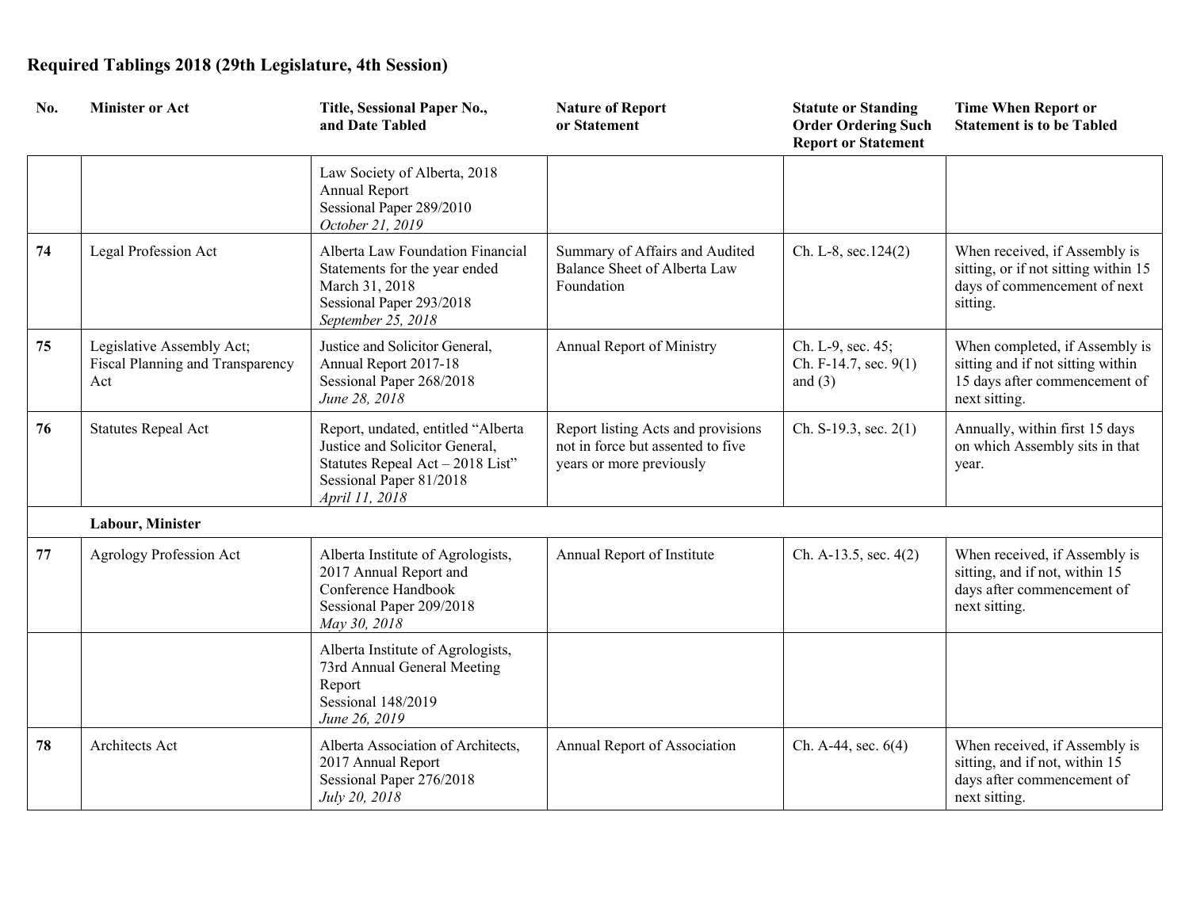**Required Tablings 2018 (29th Legislature, 4th Session)**

| No. | Minister or Act | Title, Sessional Paper No., and Date Tabled | Nature of Report or Statement | Statute or Standing Order Ordering Such Report or Statement | Time When Report or Statement is to be Tabled |
|---|---|---|---|---|---|
| | | Law Society of Alberta, 2018 Annual Report<br>Sessional Paper 289/2010<br>*October 21, 2019* | | | |
| **74** | Legal Profession Act | Alberta Law Foundation Financial Statements for the year ended March 31, 2018<br>Sessional Paper 293/2018<br>*September 25, 2018* | Summary of Affairs and Audited Balance Sheet of Alberta Law Foundation | Ch. L-8, sec.124(2) | When received, if Assembly is sitting, or if not sitting within 15 days of commencement of next sitting. |
| **75** | Legislative Assembly Act; Fiscal Planning and Transparency Act | Justice and Solicitor General, Annual Report 2017-18<br>Sessional Paper 268/2018<br>*June 28, 2018* | Annual Report of Ministry | Ch. L-9, sec. 45;<br>Ch. F-14.7, sec. 9(1) and (3) | When completed, if Assembly is sitting and if not sitting within 15 days after commencement of next sitting. |
| **76** | Statutes Repeal Act | Report, undated, entitled "Alberta Justice and Solicitor General, Statutes Repeal Act – 2018 List"<br>Sessional Paper 81/2018<br>*April 11, 2018* | Report listing Acts and provisions not in force but assented to five years or more previously | Ch. S-19.3, sec. 2(1) | Annually, within first 15 days on which Assembly sits in that year. |
| | **Labour, Minister** | | | | |
| **77** | Agrology Profession Act | Alberta Institute of Agrologists, 2017 Annual Report and Conference Handbook<br>Sessional Paper 209/2018<br>*May 30, 2018* | Annual Report of Institute | Ch. A-13.5, sec. 4(2) | When received, if Assembly is sitting, and if not, within 15 days after commencement of next sitting. |
| | | Alberta Institute of Agrologists, 73rd Annual General Meeting Report<br>Sessional 148/2019<br>*June 26, 2019* | | | |
| **78** | Architects Act | Alberta Association of Architects, 2017 Annual Report<br>Sessional Paper 276/2018<br>*July 20, 2018* | Annual Report of Association | Ch. A-44, sec. 6(4) | When received, if Assembly is sitting, and if not, within 15 days after commencement of next sitting. |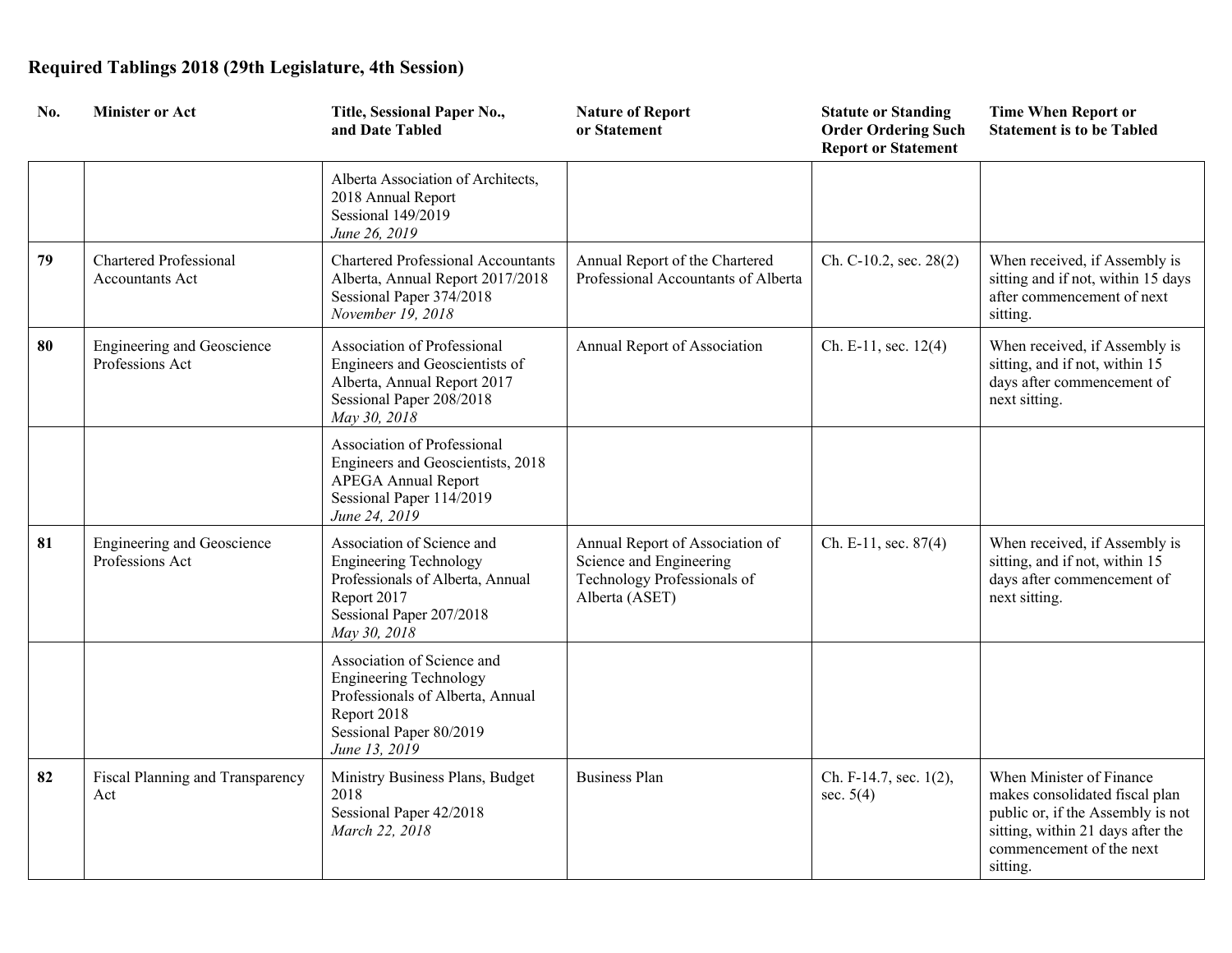**Required Tablings 2018 (29th Legislature, 4th Session)**

| No. | Minister or Act | Title, Sessional Paper No., and Date Tabled | Nature of Report or Statement | Statute or Standing Order Ordering Such Report or Statement | Time When Report or Statement is to be Tabled |
|---|---|---|---|---|---|
| | | Alberta Association of Architects, 2018 Annual Report<br>Sessional 149/2019<br>*June 26, 2019* | | | |
| **79** | Chartered Professional Accountants Act | Chartered Professional Accountants Alberta, Annual Report 2017/2018<br>Sessional Paper 374/2018<br>*November 19, 2018* | Annual Report of the Chartered Professional Accountants of Alberta | Ch. C-10.2, sec. 28(2) | When received, if Assembly is sitting and if not, within 15 days after commencement of next sitting. |
| **80** | Engineering and Geoscience Professions Act | Association of Professional Engineers and Geoscientists of Alberta, Annual Report 2017<br>Sessional Paper 208/2018<br>*May 30, 2018* | Annual Report of Association | Ch. E-11, sec. 12(4) | When received, if Assembly is sitting, and if not, within 15 days after commencement of next sitting. |
| | | Association of Professional Engineers and Geoscientists, 2018 APEGA Annual Report<br>Sessional Paper 114/2019<br>*June 24, 2019* | | | |
| **81** | Engineering and Geoscience Professions Act | Association of Science and Engineering Technology Professionals of Alberta, Annual Report 2017<br>Sessional Paper 207/2018<br>*May 30, 2018* | Annual Report of Association of Science and Engineering Technology Professionals of Alberta (ASET) | Ch. E-11, sec. 87(4) | When received, if Assembly is sitting, and if not, within 15 days after commencement of next sitting. |
| | | Association of Science and Engineering Technology Professionals of Alberta, Annual Report 2018<br>Sessional Paper 80/2019<br>*June 13, 2019* | | | |
| **82** | Fiscal Planning and Transparency Act | Ministry Business Plans, Budget 2018<br>Sessional Paper 42/2018<br>*March 22, 2018* | Business Plan | Ch. F-14.7, sec. 1(2), sec. 5(4) | When Minister of Finance makes consolidated fiscal plan public or, if the Assembly is not sitting, within 21 days after the commencement of the next sitting. |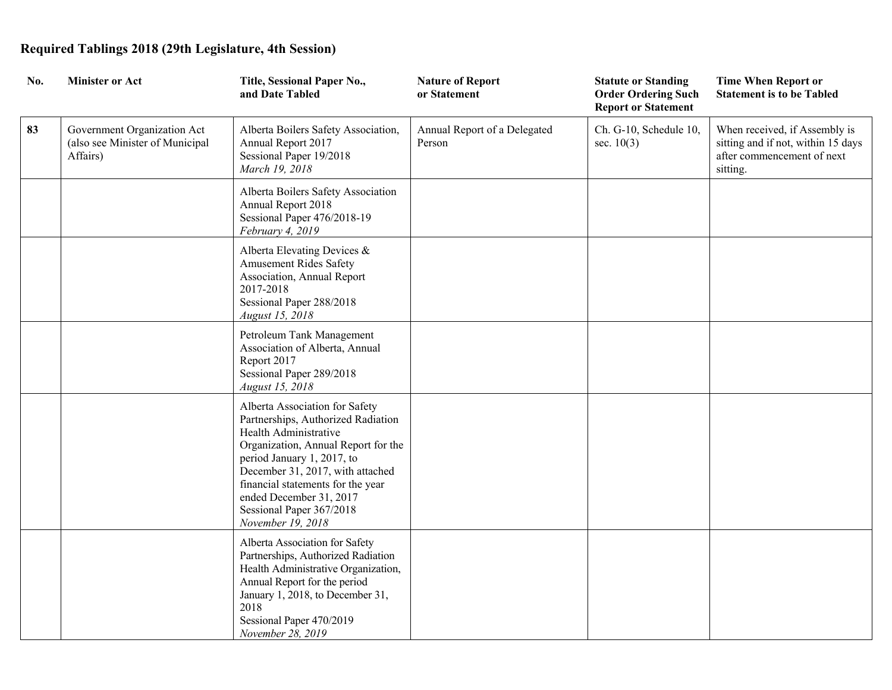**Required Tablings 2018 (29th Legislature, 4th Session)**

| No. | Minister or Act | Title, Sessional Paper No., and Date Tabled | Nature of Report or Statement | Statute or Standing Order Ordering Such Report or Statement | Time When Report or Statement is to be Tabled |
|---|---|---|---|---|---|
| **83** | Government Organization Act (also see Minister of Municipal Affairs) | Alberta Boilers Safety Association, Annual Report 2017<br>Sessional Paper 19/2018<br>*March 19, 2018* | Annual Report of a Delegated Person | Ch. G-10, Schedule 10, sec. 10(3) | When received, if Assembly is sitting and if not, within 15 days after commencement of next sitting. |
| | | Alberta Boilers Safety Association Annual Report 2018<br>Sessional Paper 476/2018-19<br>*February 4, 2019* | | | |
| | | Alberta Elevating Devices & Amusement Rides Safety Association, Annual Report 2017-2018<br>Sessional Paper 288/2018<br>*August 15, 2018* | | | |
| | | Petroleum Tank Management Association of Alberta, Annual Report 2017<br>Sessional Paper 289/2018<br>*August 15, 2018* | | | |
| | | Alberta Association for Safety Partnerships, Authorized Radiation Health Administrative Organization, Annual Report for the period January 1, 2017, to December 31, 2017, with attached financial statements for the year ended December 31, 2017<br>Sessional Paper 367/2018<br>*November 19, 2018* | | | |
| | | Alberta Association for Safety Partnerships, Authorized Radiation Health Administrative Organization, Annual Report for the period January 1, 2018, to December 31, 2018<br>Sessional Paper 470/2019<br>*November 28, 2019* | | | |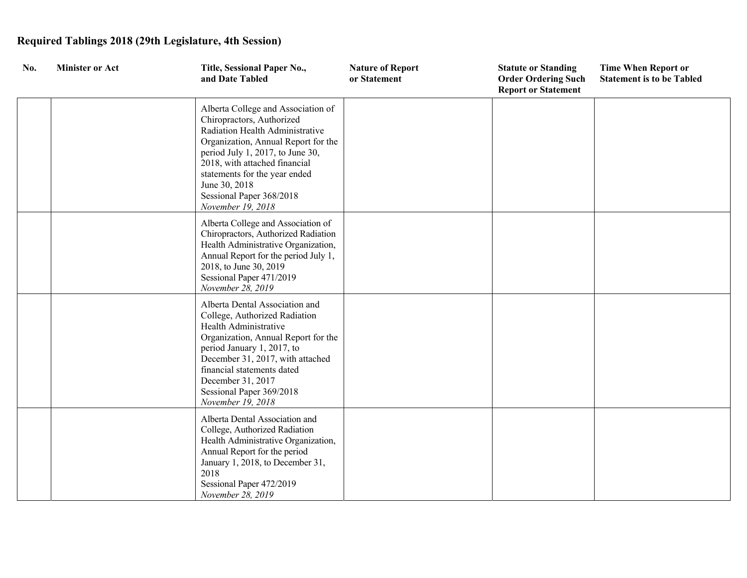**Required Tablings 2018 (29th Legislature, 4th Session)**

| No. | Minister or Act | Title, Sessional Paper No., and Date Tabled | Nature of Report or Statement | Statute or Standing Order Ordering Such Report or Statement | Time When Report or Statement is to be Tabled |
|---|---|---|---|---|---|
| | | Alberta College and Association of Chiropractors, Authorized Radiation Health Administrative Organization, Annual Report for the period July 1, 2017, to June 30, 2018, with attached financial statements for the year ended June 30, 2018<br>Sessional Paper 368/2018<br>*November 19, 2018* | | | |
| | | Alberta College and Association of Chiropractors, Authorized Radiation Health Administrative Organization, Annual Report for the period July 1, 2018, to June 30, 2019<br>Sessional Paper 471/2019<br>*November 28, 2019* | | | |
| | | Alberta Dental Association and College, Authorized Radiation Health Administrative Organization, Annual Report for the period January 1, 2017, to December 31, 2017, with attached financial statements dated December 31, 2017<br>Sessional Paper 369/2018<br>*November 19, 2018* | | | |
| | | Alberta Dental Association and College, Authorized Radiation Health Administrative Organization, Annual Report for the period January 1, 2018, to December 31, 2018<br>Sessional Paper 472/2019<br>*November 28, 2019* | | | |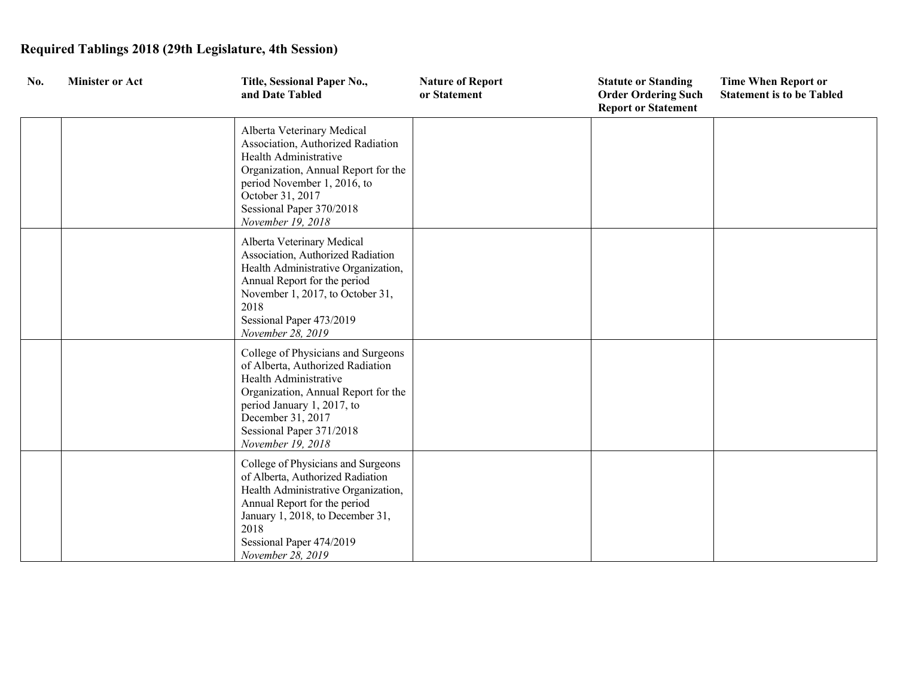**Required Tablings 2018 (29th Legislature, 4th Session)**

| No. | Minister or Act | Title, Sessional Paper No., and Date Tabled | Nature of Report or Statement | Statute or Standing Order Ordering Such Report or Statement | Time When Report or Statement is to be Tabled |
|---|---|---|---|---|---|
| | | Alberta Veterinary Medical Association, Authorized Radiation Health Administrative Organization, Annual Report for the period November 1, 2016, to October 31, 2017<br>Sessional Paper 370/2018<br>*November 19, 2018* | | | |
| | | Alberta Veterinary Medical Association, Authorized Radiation Health Administrative Organization, Annual Report for the period November 1, 2017, to October 31, 2018<br>Sessional Paper 473/2019<br>*November 28, 2019* | | | |
| | | College of Physicians and Surgeons of Alberta, Authorized Radiation Health Administrative Organization, Annual Report for the period January 1, 2017, to December 31, 2017<br>Sessional Paper 371/2018<br>*November 19, 2018* | | | |
| | | College of Physicians and Surgeons of Alberta, Authorized Radiation Health Administrative Organization, Annual Report for the period January 1, 2018, to December 31, 2018<br>Sessional Paper 474/2019<br>*November 28, 2019* | | | |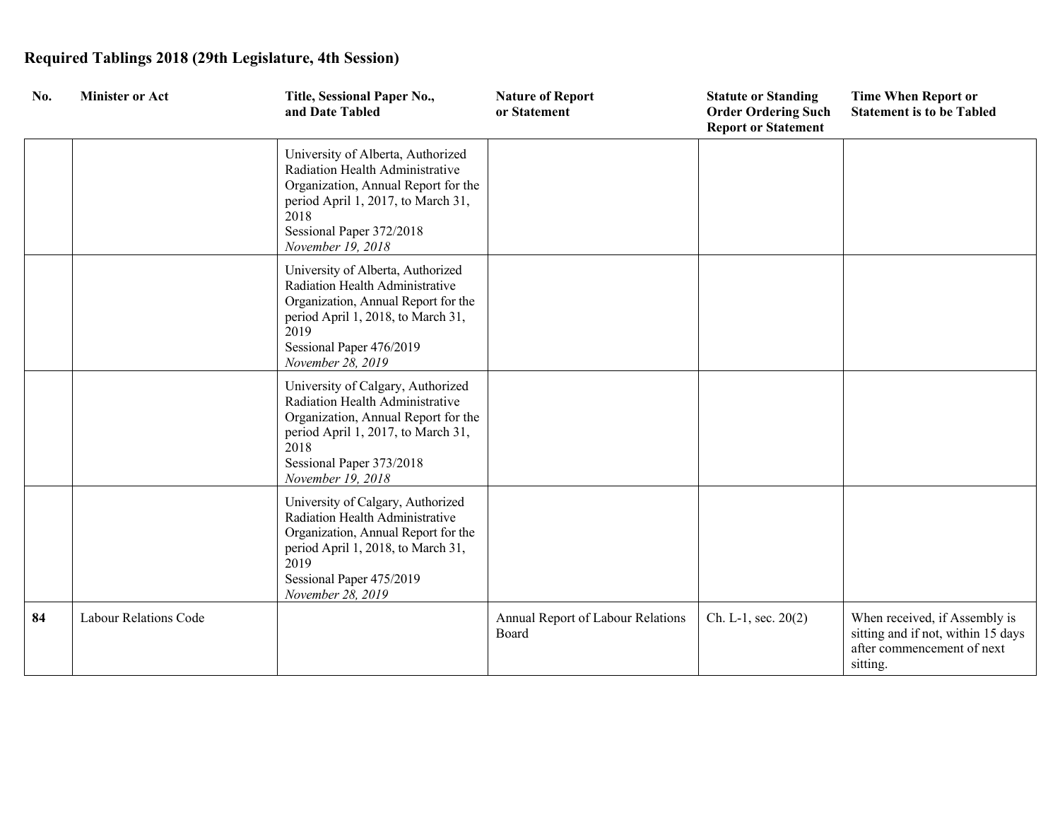## Required Tablings 2018 (29th Legislature, 4th Session)

| No. | Minister or Act | Title, Sessional Paper No., and Date Tabled | Nature of Report or Statement | Statute or Standing Order Ordering Such Report or Statement | Time When Report or Statement is to be Tabled |
|---|---|---|---|---|---|
| | | University of Alberta, Authorized Radiation Health Administrative Organization, Annual Report for the period April 1, 2017, to March 31, 2018<br>Sessional Paper 372/2018<br>*November 19, 2018* | | | |
| | | University of Alberta, Authorized Radiation Health Administrative Organization, Annual Report for the period April 1, 2018, to March 31, 2019<br>Sessional Paper 476/2019<br>*November 28, 2019* | | | |
| | | University of Calgary, Authorized Radiation Health Administrative Organization, Annual Report for the period April 1, 2017, to March 31, 2018<br>Sessional Paper 373/2018<br>*November 19, 2018* | | | |
| | | University of Calgary, Authorized Radiation Health Administrative Organization, Annual Report for the period April 1, 2018, to March 31, 2019<br>Sessional Paper 475/2019<br>*November 28, 2019* | | | |
| **84** | Labour Relations Code | | Annual Report of Labour Relations Board | Ch. L-1, sec. 20(2) | When received, if Assembly is sitting and if not, within 15 days after commencement of next sitting. |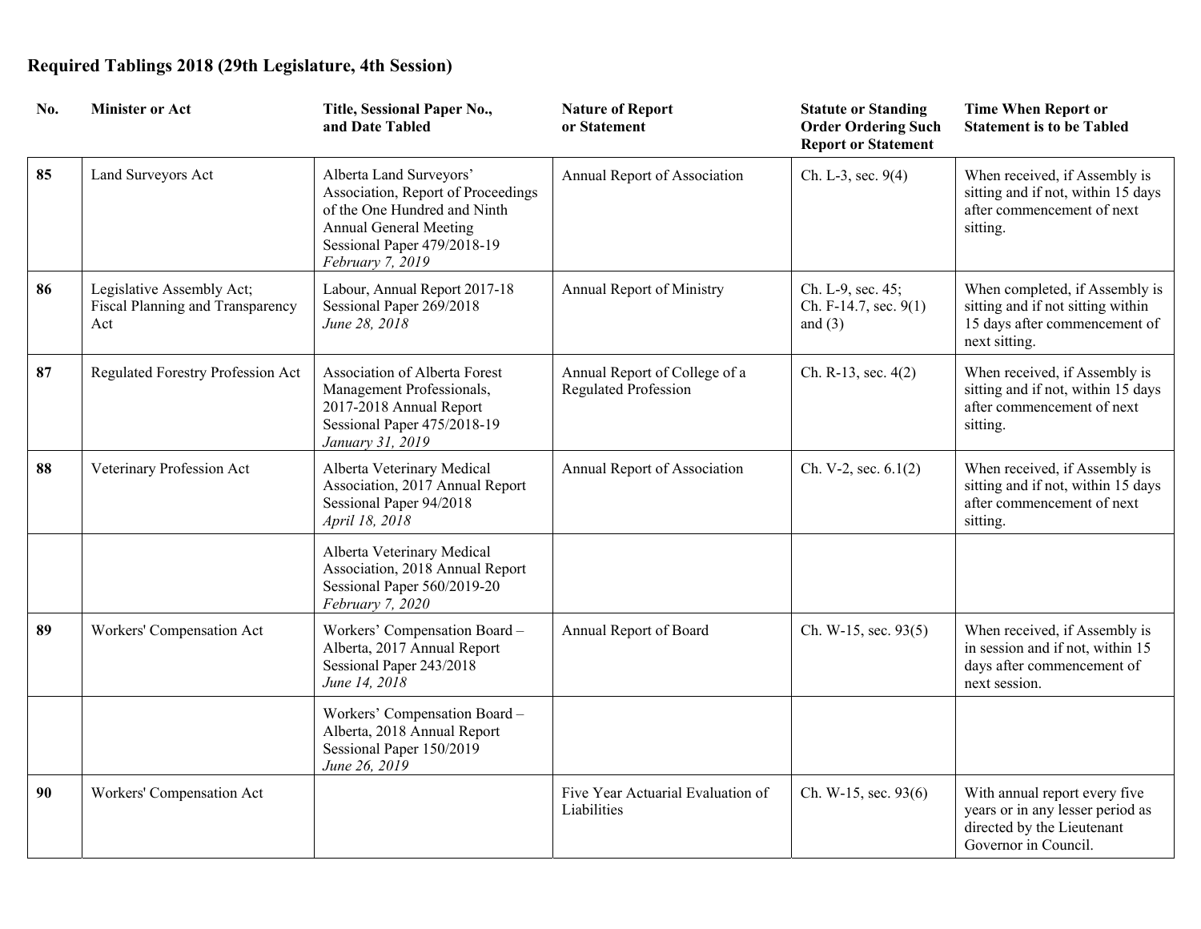**Required Tablings 2018 (29th Legislature, 4th Session)**

| No. | Minister or Act | Title, Sessional Paper No., and Date Tabled | Nature of Report or Statement | Statute or Standing Order Ordering Such Report or Statement | Time When Report or Statement is to be Tabled |
|---|---|---|---|---|---|
| **85** | Land Surveyors Act | Alberta Land Surveyors' Association, Report of Proceedings of the One Hundred and Ninth Annual General Meeting Sessional Paper 479/2018-19 *February 7, 2019* | Annual Report of Association | Ch. L-3, sec. 9(4) | When received, if Assembly is sitting and if not, within 15 days after commencement of next sitting. |
| **86** | Legislative Assembly Act; Fiscal Planning and Transparency Act | Labour, Annual Report 2017-18 Sessional Paper 269/2018 *June 28, 2018* | Annual Report of Ministry | Ch. L-9, sec. 45; Ch. F-14.7, sec. 9(1) and (3) | When completed, if Assembly is sitting and if not sitting within 15 days after commencement of next sitting. |
| **87** | Regulated Forestry Profession Act | Association of Alberta Forest Management Professionals, 2017-2018 Annual Report Sessional Paper 475/2018-19 *January 31, 2019* | Annual Report of College of a Regulated Profession | Ch. R-13, sec. 4(2) | When received, if Assembly is sitting and if not, within 15 days after commencement of next sitting. |
| **88** | Veterinary Profession Act | Alberta Veterinary Medical Association, 2017 Annual Report Sessional Paper 94/2018 *April 18, 2018* | Annual Report of Association | Ch. V-2, sec. 6.1(2) | When received, if Assembly is sitting and if not, within 15 days after commencement of next sitting. |
| | | Alberta Veterinary Medical Association, 2018 Annual Report Sessional Paper 560/2019-20 *February 7, 2020* | | | |
| **89** | Workers' Compensation Act | Workers' Compensation Board – Alberta, 2017 Annual Report Sessional Paper 243/2018 *June 14, 2018* | Annual Report of Board | Ch. W-15, sec. 93(5) | When received, if Assembly is in session and if not, within 15 days after commencement of next session. |
| | | Workers' Compensation Board – Alberta, 2018 Annual Report Sessional Paper 150/2019 *June 26, 2019* | | | |
| **90** | Workers' Compensation Act | | Five Year Actuarial Evaluation of Liabilities | Ch. W-15, sec. 93(6) | With annual report every five years or in any lesser period as directed by the Lieutenant Governor in Council. |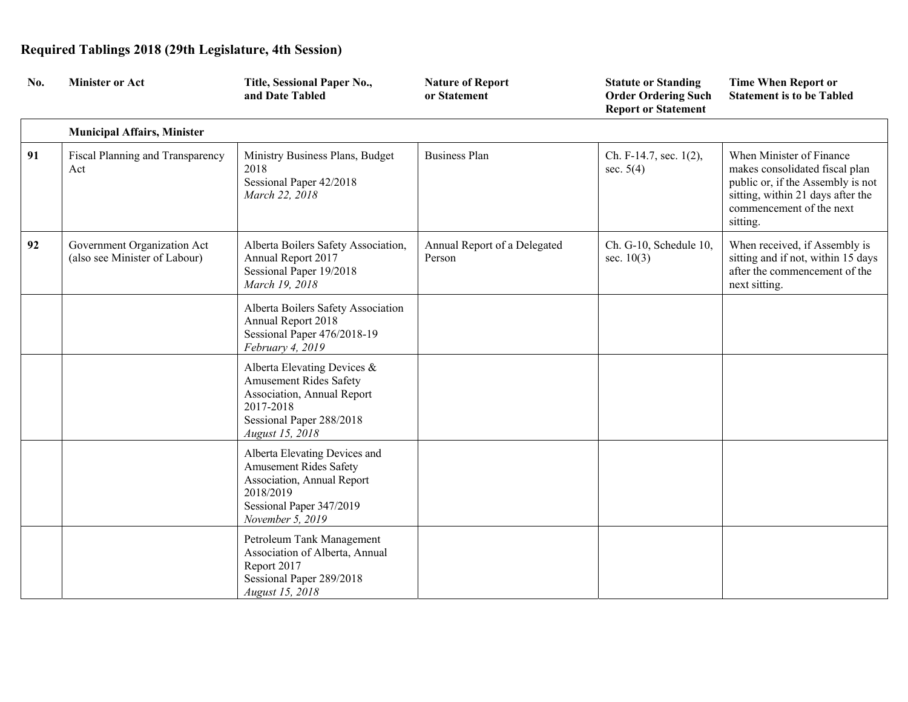## Required Tablings 2018 (29th Legislature, 4th Session)

| No. | Minister or Act | Title, Sessional Paper No., and Date Tabled | Nature of Report or Statement | Statute or Standing Order Ordering Such Report or Statement | Time When Report or Statement is to be Tabled |
|---|---|---|---|---|---|
| | **Municipal Affairs, Minister** | | | | |
| **91** | Fiscal Planning and Transparency Act | Ministry Business Plans, Budget 2018<br>Sessional Paper 42/2018<br>*March 22, 2018* | Business Plan | Ch. F-14.7, sec. 1(2), sec. 5(4) | When Minister of Finance makes consolidated fiscal plan public or, if the Assembly is not sitting, within 21 days after the commencement of the next sitting. |
| **92** | Government Organization Act (also see Minister of Labour) | Alberta Boilers Safety Association, Annual Report 2017<br>Sessional Paper 19/2018<br>*March 19, 2018* | Annual Report of a Delegated Person | Ch. G-10, Schedule 10, sec. 10(3) | When received, if Assembly is sitting and if not, within 15 days after the commencement of the next sitting. |
| | | Alberta Boilers Safety Association Annual Report 2018<br>Sessional Paper 476/2018-19<br>*February 4, 2019* | | | |
| | | Alberta Elevating Devices & Amusement Rides Safety Association, Annual Report 2017-2018<br>Sessional Paper 288/2018<br>*August 15, 2018* | | | |
| | | Alberta Elevating Devices and Amusement Rides Safety Association, Annual Report 2018/2019<br>Sessional Paper 347/2019<br>*November 5, 2019* | | | |
| | | Petroleum Tank Management Association of Alberta, Annual Report 2017<br>Sessional Paper 289/2018<br>*August 15, 2018* | | | |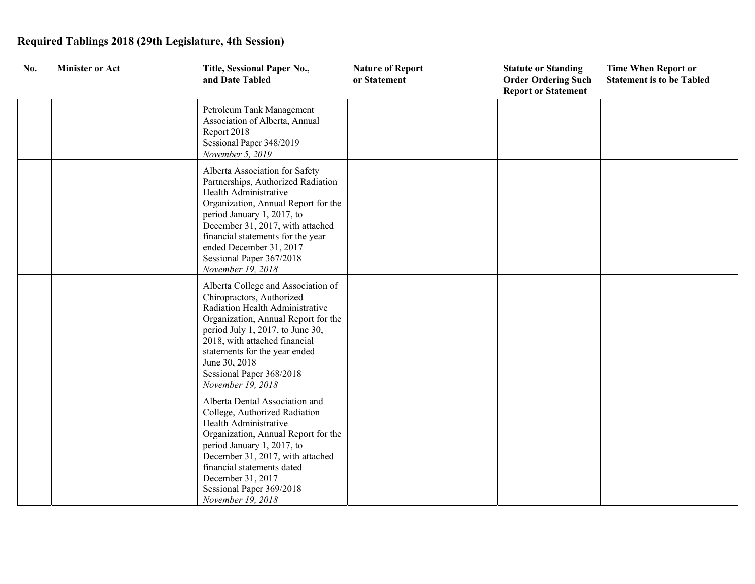**Required Tablings 2018 (29th Legislature, 4th Session)**

| No. | Minister or Act | Title, Sessional Paper No., and Date Tabled | Nature of Report or Statement | Statute or Standing Order Ordering Such Report or Statement | Time When Report or Statement is to be Tabled |
|---|---|---|---|---|---|
| | | Petroleum Tank Management Association of Alberta, Annual Report 2018<br>Sessional Paper 348/2019<br>*November 5, 2019* | | | |
| | | Alberta Association for Safety Partnerships, Authorized Radiation Health Administrative Organization, Annual Report for the period January 1, 2017, to December 31, 2017, with attached financial statements for the year ended December 31, 2017<br>Sessional Paper 367/2018<br>*November 19, 2018* | | | |
| | | Alberta College and Association of Chiropractors, Authorized Radiation Health Administrative Organization, Annual Report for the period July 1, 2017, to June 30, 2018, with attached financial statements for the year ended June 30, 2018<br>Sessional Paper 368/2018<br>*November 19, 2018* | | | |
| | | Alberta Dental Association and College, Authorized Radiation Health Administrative Organization, Annual Report for the period January 1, 2017, to December 31, 2017, with attached financial statements dated December 31, 2017<br>Sessional Paper 369/2018<br>*November 19, 2018* | | | |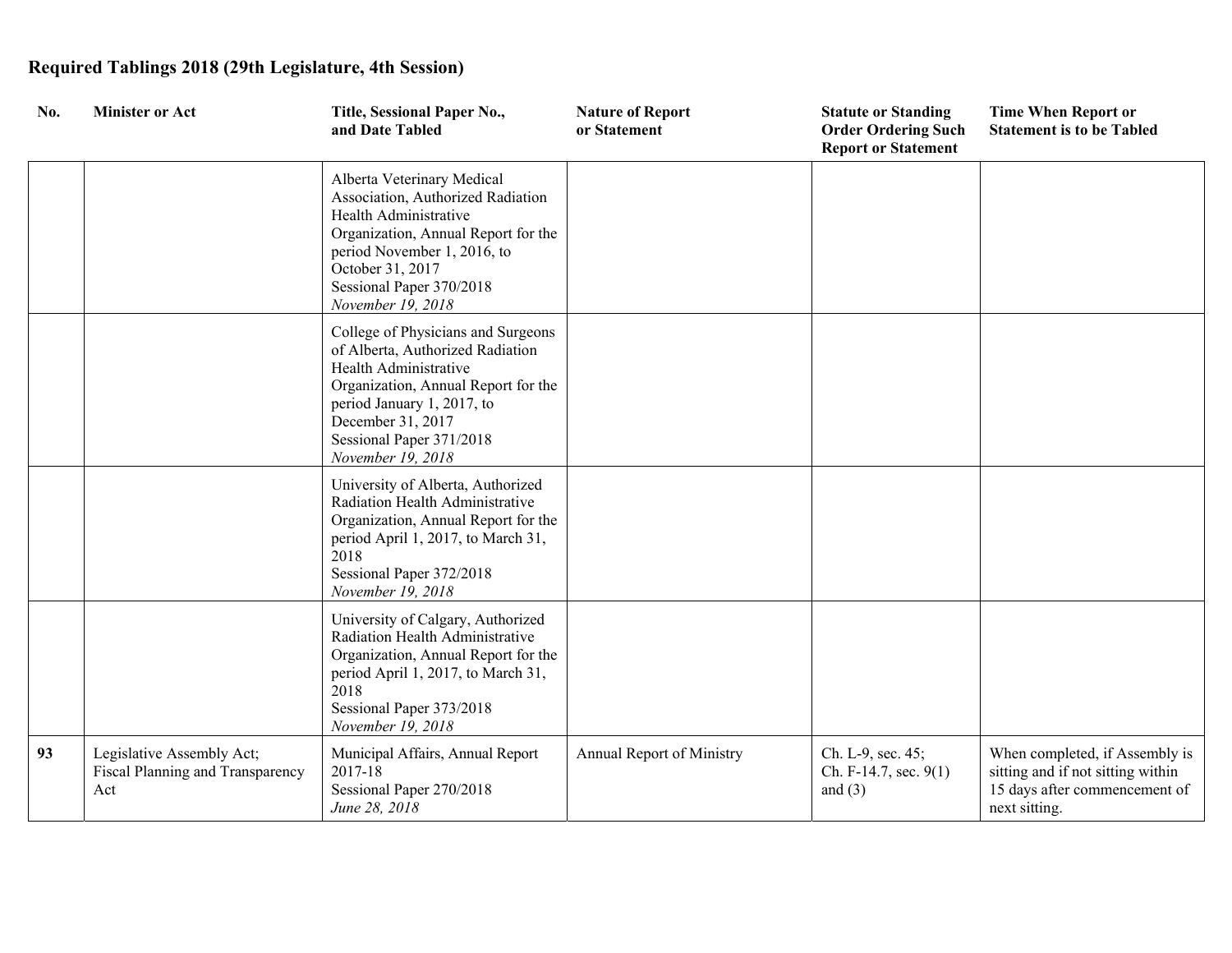## Required Tablings 2018 (29th Legislature, 4th Session)

| No. | Minister or Act | Title, Sessional Paper No., and Date Tabled | Nature of Report or Statement | Statute or Standing Order Ordering Such Report or Statement | Time When Report or Statement is to be Tabled |
|---|---|---|---|---|---|
| | | Alberta Veterinary Medical Association, Authorized Radiation Health Administrative Organization, Annual Report for the period November 1, 2016, to October 31, 2017<br>Sessional Paper 370/2018<br>*November 19, 2018* | | | |
| | | College of Physicians and Surgeons of Alberta, Authorized Radiation Health Administrative Organization, Annual Report for the period January 1, 2017, to December 31, 2017<br>Sessional Paper 371/2018<br>*November 19, 2018* | | | |
| | | University of Alberta, Authorized Radiation Health Administrative Organization, Annual Report for the period April 1, 2017, to March 31, 2018<br>Sessional Paper 372/2018<br>*November 19, 2018* | | | |
| | | University of Calgary, Authorized Radiation Health Administrative Organization, Annual Report for the period April 1, 2017, to March 31, 2018<br>Sessional Paper 373/2018<br>*November 19, 2018* | | | |
| **93** | Legislative Assembly Act; Fiscal Planning and Transparency Act | Municipal Affairs, Annual Report 2017-18<br>Sessional Paper 270/2018<br>*June 28, 2018* | Annual Report of Ministry | Ch. L-9, sec. 45;<br>Ch. F-14.7, sec. 9(1) and (3) | When completed, if Assembly is sitting and if not sitting within 15 days after commencement of next sitting. |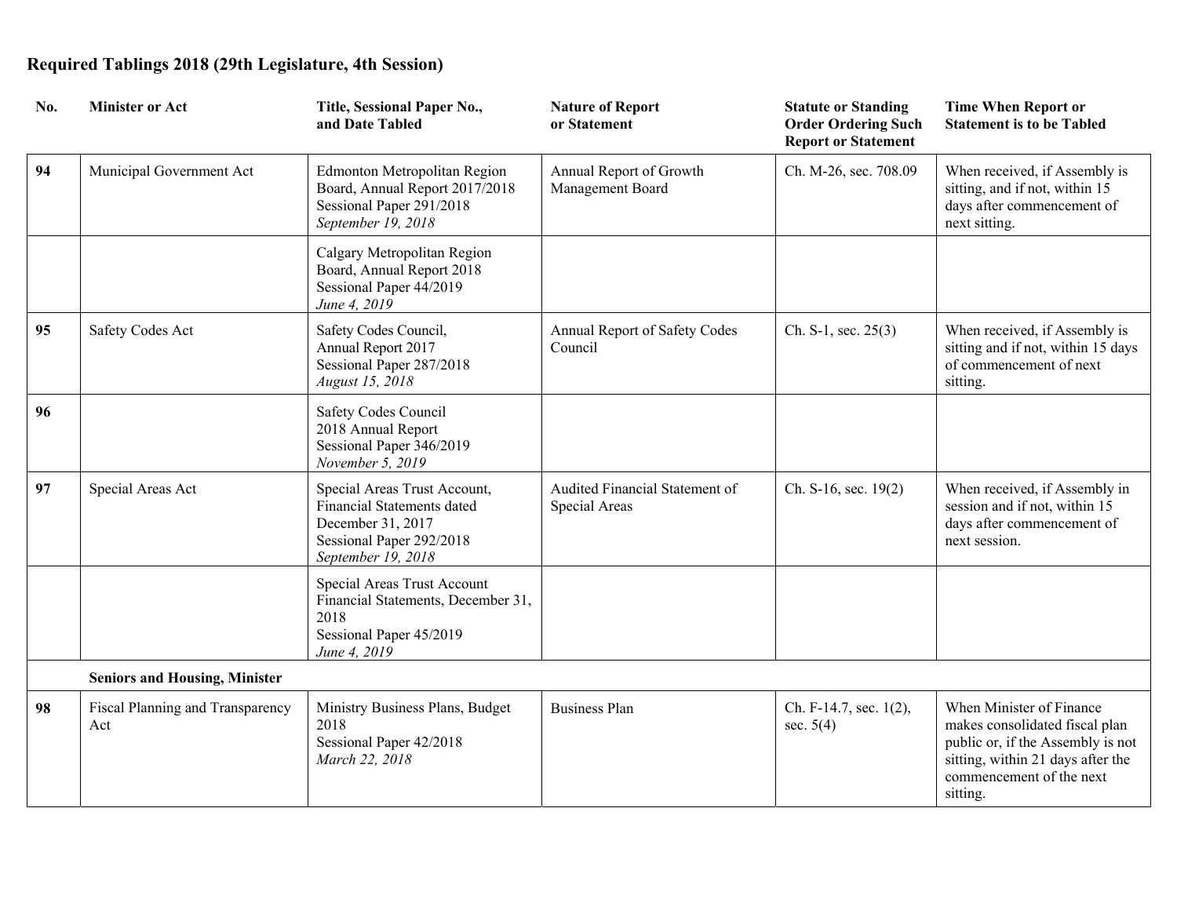**Required Tablings 2018 (29th Legislature, 4th Session)**

| No. | Minister or Act | Title, Sessional Paper No., and Date Tabled | Nature of Report or Statement | Statute or Standing Order Ordering Such Report or Statement | Time When Report or Statement is to be Tabled |
|---|---|---|---|---|---|
| **94** | Municipal Government Act | Edmonton Metropolitan Region Board, Annual Report 2017/2018<br>Sessional Paper 291/2018<br>*September 19, 2018* | Annual Report of Growth Management Board | Ch. M-26, sec. 708.09 | When received, if Assembly is sitting, and if not, within 15 days after commencement of next sitting. |
| | | Calgary Metropolitan Region Board, Annual Report 2018<br>Sessional Paper 44/2019<br>*June 4, 2019* | | | |
| **95** | Safety Codes Act | Safety Codes Council, Annual Report 2017<br>Sessional Paper 287/2018<br>*August 15, 2018* | Annual Report of Safety Codes Council | Ch. S-1, sec. 25(3) | When received, if Assembly is sitting and if not, within 15 days of commencement of next sitting. |
| **96** | | Safety Codes Council 2018 Annual Report<br>Sessional Paper 346/2019<br>*November 5, 2019* | | | |
| **97** | Special Areas Act | Special Areas Trust Account, Financial Statements dated December 31, 2017<br>Sessional Paper 292/2018<br>*September 19, 2018* | Audited Financial Statement of Special Areas | Ch. S-16, sec. 19(2) | When received, if Assembly in session and if not, within 15 days after commencement of next session. |
| | | Special Areas Trust Account Financial Statements, December 31, 2018<br>Sessional Paper 45/2019<br>*June 4, 2019* | | | |
| | **Seniors and Housing, Minister** | | | | |
| **98** | Fiscal Planning and Transparency Act | Ministry Business Plans, Budget 2018<br>Sessional Paper 42/2018<br>*March 22, 2018* | Business Plan | Ch. F-14.7, sec. 1(2), sec. 5(4) | When Minister of Finance makes consolidated fiscal plan public or, if the Assembly is not sitting, within 21 days after the commencement of the next sitting. |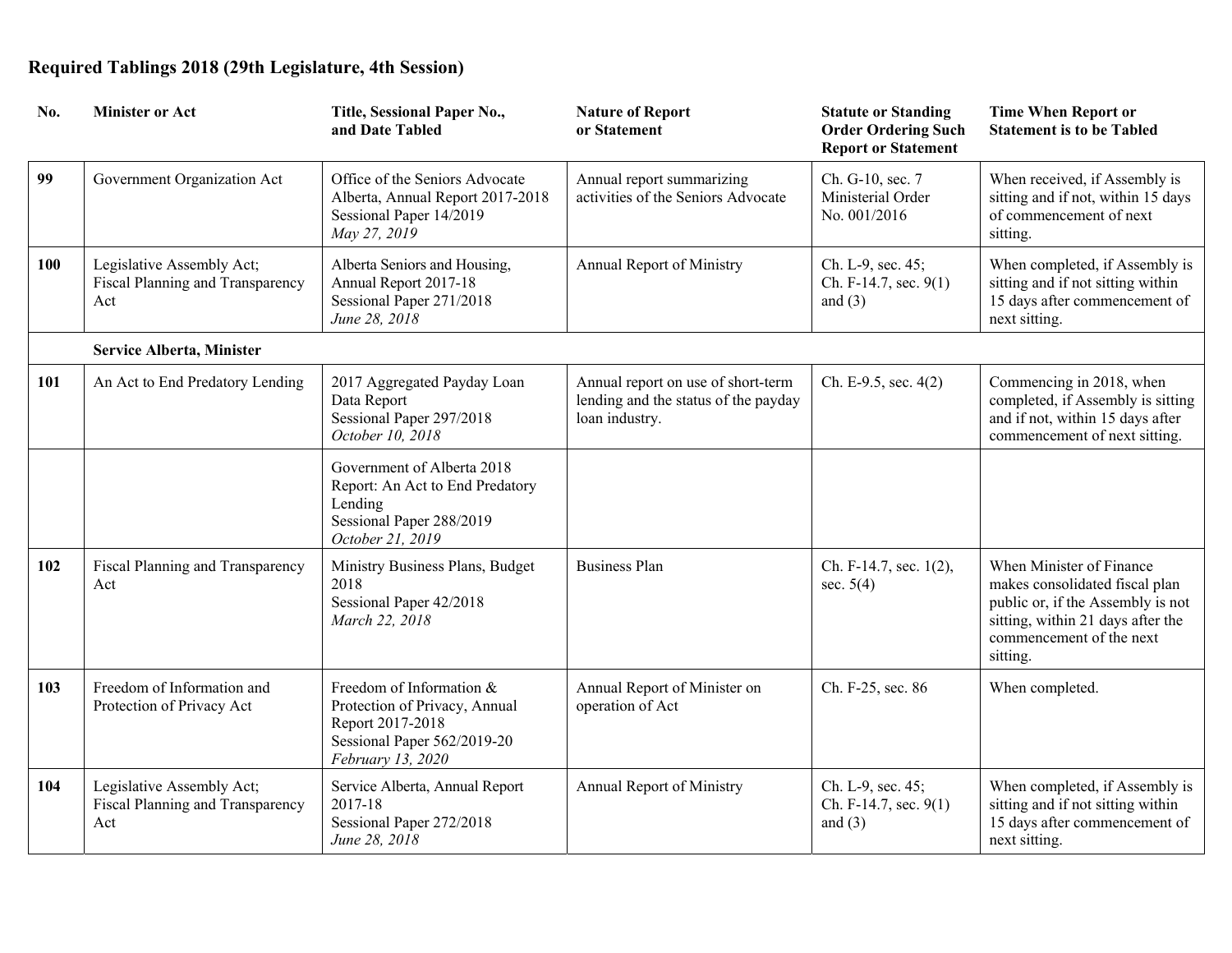## Required Tablings 2018 (29th Legislature, 4th Session)

| No. | Minister or Act | Title, Sessional Paper No., and Date Tabled | Nature of Report or Statement | Statute or Standing Order Ordering Such Report or Statement | Time When Report or Statement is to be Tabled |
|---|---|---|---|---|---|
| **99** | Government Organization Act | Office of the Seniors Advocate Alberta, Annual Report 2017-2018<br>Sessional Paper 14/2019<br>*May 27, 2019* | Annual report summarizing activities of the Seniors Advocate | Ch. G-10, sec. 7<br>Ministerial Order No. 001/2016 | When received, if Assembly is sitting and if not, within 15 days of commencement of next sitting. |
| **100** | Legislative Assembly Act;<br>Fiscal Planning and Transparency Act | Alberta Seniors and Housing, Annual Report 2017-18<br>Sessional Paper 271/2018<br>*June 28, 2018* | Annual Report of Ministry | Ch. L-9, sec. 45;<br>Ch. F-14.7, sec. 9(1) and (3) | When completed, if Assembly is sitting and if not sitting within 15 days after commencement of next sitting. |
| | **Service Alberta, Minister** | | | | |
| **101** | An Act to End Predatory Lending | 2017 Aggregated Payday Loan Data Report<br>Sessional Paper 297/2018<br>*October 10, 2018* | Annual report on use of short-term lending and the status of the payday loan industry. | Ch. E-9.5, sec. 4(2) | Commencing in 2018, when completed, if Assembly is sitting and if not, within 15 days after commencement of next sitting. |
| | | Government of Alberta 2018 Report: An Act to End Predatory Lending<br>Sessional Paper 288/2019<br>*October 21, 2019* | | | |
| **102** | Fiscal Planning and Transparency Act | Ministry Business Plans, Budget 2018<br>Sessional Paper 42/2018<br>*March 22, 2018* | Business Plan | Ch. F-14.7, sec. 1(2), sec. 5(4) | When Minister of Finance makes consolidated fiscal plan public or, if the Assembly is not sitting, within 21 days after the commencement of the next sitting. |
| **103** | Freedom of Information and Protection of Privacy Act | Freedom of Information & Protection of Privacy, Annual Report 2017-2018<br>Sessional Paper 562/2019-20<br>*February 13, 2020* | Annual Report of Minister on operation of Act | Ch. F-25, sec. 86 | When completed. |
| **104** | Legislative Assembly Act;<br>Fiscal Planning and Transparency Act | Service Alberta, Annual Report 2017-18<br>Sessional Paper 272/2018<br>*June 28, 2018* | Annual Report of Ministry | Ch. L-9, sec. 45;<br>Ch. F-14.7, sec. 9(1) and (3) | When completed, if Assembly is sitting and if not sitting within 15 days after commencement of next sitting. |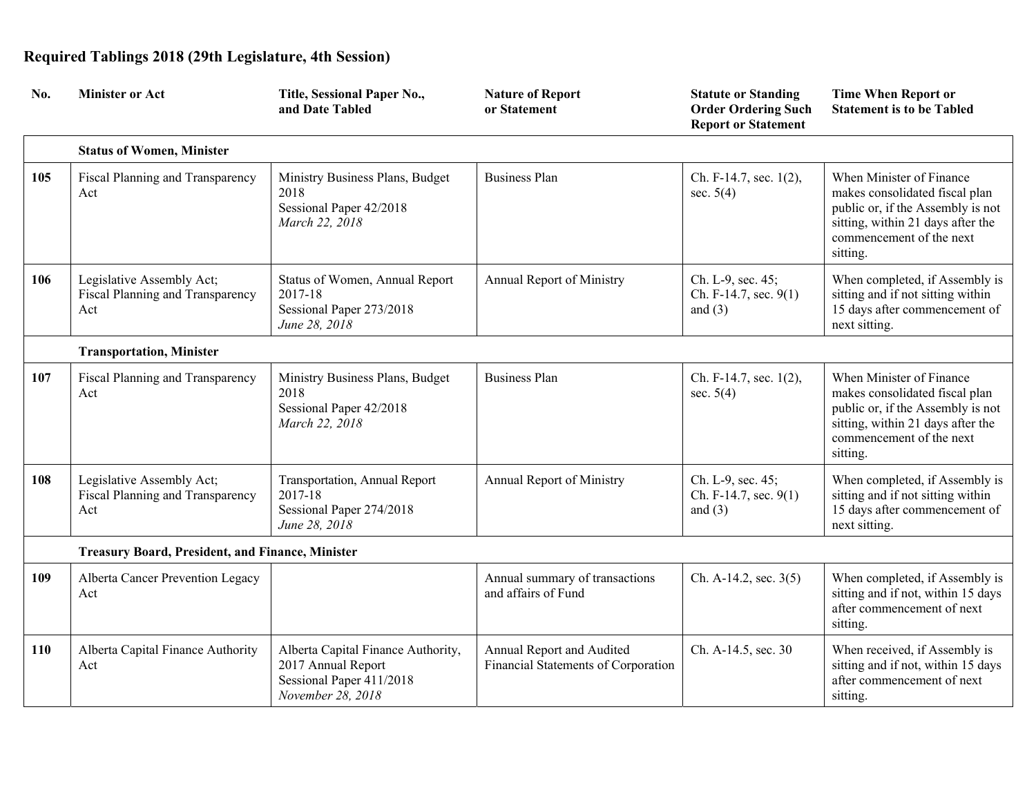## Required Tablings 2018 (29th Legislature, 4th Session)

| No. | Minister or Act | Title, Sessional Paper No., and Date Tabled | Nature of Report or Statement | Statute or Standing Order Ordering Such Report or Statement | Time When Report or Statement is to be Tabled |
|---|---|---|---|---|---|
| | **Status of Women, Minister** | | | | |
| **105** | Fiscal Planning and Transparency Act | Ministry Business Plans, Budget 2018<br>Sessional Paper 42/2018<br>*March 22, 2018* | Business Plan | Ch. F-14.7, sec. 1(2), sec. 5(4) | When Minister of Finance makes consolidated fiscal plan public or, if the Assembly is not sitting, within 21 days after the commencement of the next sitting. |
| **106** | Legislative Assembly Act; Fiscal Planning and Transparency Act | Status of Women, Annual Report 2017-18<br>Sessional Paper 273/2018<br>*June 28, 2018* | Annual Report of Ministry | Ch. L-9, sec. 45; Ch. F-14.7, sec. 9(1) and (3) | When completed, if Assembly is sitting and if not sitting within 15 days after commencement of next sitting. |
| | **Transportation, Minister** | | | | |
| **107** | Fiscal Planning and Transparency Act | Ministry Business Plans, Budget 2018<br>Sessional Paper 42/2018<br>*March 22, 2018* | Business Plan | Ch. F-14.7, sec. 1(2), sec. 5(4) | When Minister of Finance makes consolidated fiscal plan public or, if the Assembly is not sitting, within 21 days after the commencement of the next sitting. |
| **108** | Legislative Assembly Act; Fiscal Planning and Transparency Act | Transportation, Annual Report 2017-18<br>Sessional Paper 274/2018<br>*June 28, 2018* | Annual Report of Ministry | Ch. L-9, sec. 45; Ch. F-14.7, sec. 9(1) and (3) | When completed, if Assembly is sitting and if not sitting within 15 days after commencement of next sitting. |
| | **Treasury Board, President, and Finance, Minister** | | | | |
| **109** | Alberta Cancer Prevention Legacy Act | | Annual summary of transactions and affairs of Fund | Ch. A-14.2, sec. 3(5) | When completed, if Assembly is sitting and if not, within 15 days after commencement of next sitting. |
| **110** | Alberta Capital Finance Authority Act | Alberta Capital Finance Authority, 2017 Annual Report<br>Sessional Paper 411/2018<br>*November 28, 2018* | Annual Report and Audited Financial Statements of Corporation | Ch. A-14.5, sec. 30 | When received, if Assembly is sitting and if not, within 15 days after commencement of next sitting. |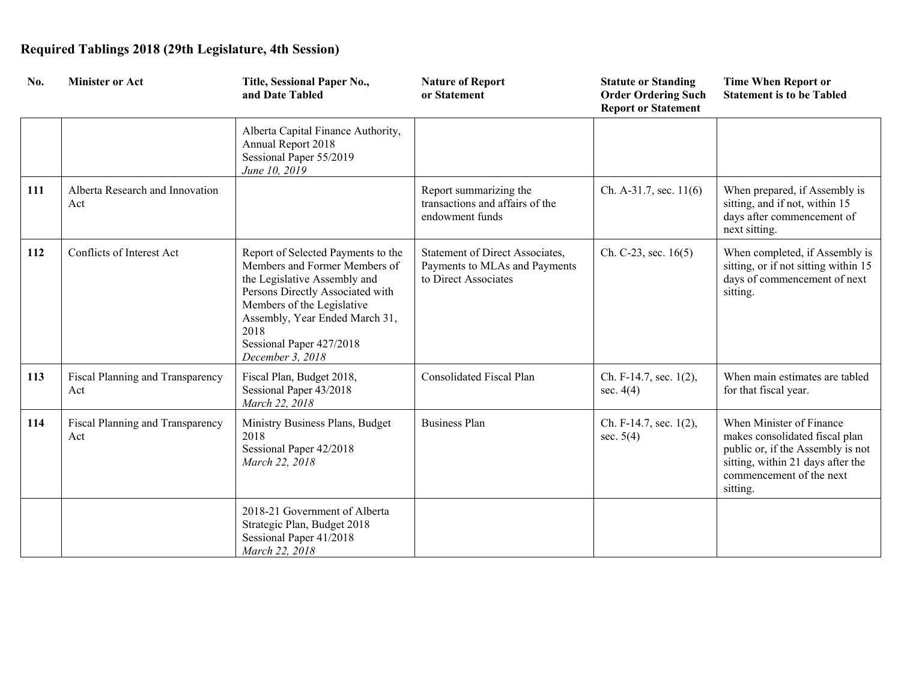## Required Tablings 2018 (29th Legislature, 4th Session)

| No. | Minister or Act | Title, Sessional Paper No., and Date Tabled | Nature of Report or Statement | Statute or Standing Order Ordering Such Report or Statement | Time When Report or Statement is to be Tabled |
|---|---|---|---|---|---|
| | | Alberta Capital Finance Authority, Annual Report 2018<br>Sessional Paper 55/2019<br>*June 10, 2019* | | | |
| **111** | Alberta Research and Innovation Act | | Report summarizing the transactions and affairs of the endowment funds | Ch. A-31.7, sec. 11(6) | When prepared, if Assembly is sitting, and if not, within 15 days after commencement of next sitting. |
| **112** | Conflicts of Interest Act | Report of Selected Payments to the Members and Former Members of the Legislative Assembly and Persons Directly Associated with Members of the Legislative Assembly, Year Ended March 31, 2018<br>Sessional Paper 427/2018<br>*December 3, 2018* | Statement of Direct Associates, Payments to MLAs and Payments to Direct Associates | Ch. C-23, sec. 16(5) | When completed, if Assembly is sitting, or if not sitting within 15 days of commencement of next sitting. |
| **113** | Fiscal Planning and Transparency Act | Fiscal Plan, Budget 2018,<br>Sessional Paper 43/2018<br>*March 22, 2018* | Consolidated Fiscal Plan | Ch. F-14.7, sec. 1(2), sec. 4(4) | When main estimates are tabled for that fiscal year. |
| **114** | Fiscal Planning and Transparency Act | Ministry Business Plans, Budget 2018<br>Sessional Paper 42/2018<br>*March 22, 2018* | Business Plan | Ch. F-14.7, sec. 1(2), sec. 5(4) | When Minister of Finance makes consolidated fiscal plan public or, if the Assembly is not sitting, within 21 days after the commencement of the next sitting. |
| | | 2018-21 Government of Alberta Strategic Plan, Budget 2018<br>Sessional Paper 41/2018<br>*March 22, 2018* | | | |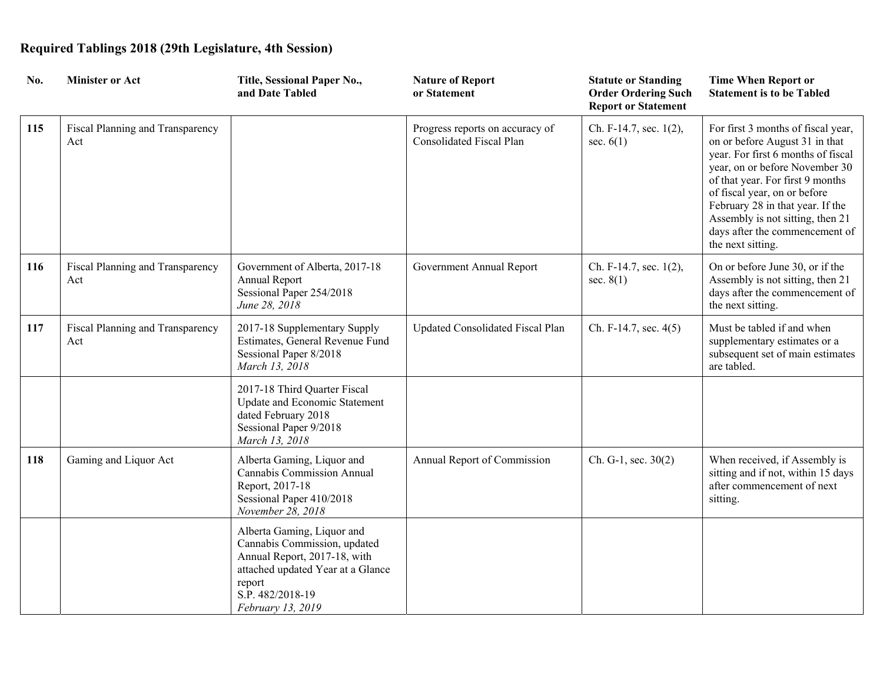**Required Tablings 2018 (29th Legislature, 4th Session)**

| No. | Minister or Act | Title, Sessional Paper No., and Date Tabled | Nature of Report or Statement | Statute or Standing Order Ordering Such Report or Statement | Time When Report or Statement is to be Tabled |
|---|---|---|---|---|---|
| **115** | Fiscal Planning and Transparency Act | | Progress reports on accuracy of Consolidated Fiscal Plan | Ch. F-14.7, sec. 1(2), sec. 6(1) | For first 3 months of fiscal year, on or before August 31 in that year. For first 6 months of fiscal year, on or before November 30 of that year. For first 9 months of fiscal year, on or before February 28 in that year. If the Assembly is not sitting, then 21 days after the commencement of the next sitting. |
| **116** | Fiscal Planning and Transparency Act | Government of Alberta, 2017-18 Annual Report<br>Sessional Paper 254/2018<br>*June 28, 2018* | Government Annual Report | Ch. F-14.7, sec. 1(2), sec. 8(1) | On or before June 30, or if the Assembly is not sitting, then 21 days after the commencement of the next sitting. |
| **117** | Fiscal Planning and Transparency Act | 2017-18 Supplementary Supply Estimates, General Revenue Fund<br>Sessional Paper 8/2018<br>*March 13, 2018* | Updated Consolidated Fiscal Plan | Ch. F-14.7, sec. 4(5) | Must be tabled if and when supplementary estimates or a subsequent set of main estimates are tabled. |
| | | 2017-18 Third Quarter Fiscal Update and Economic Statement dated February 2018<br>Sessional Paper 9/2018<br>*March 13, 2018* | | | |
| **118** | Gaming and Liquor Act | Alberta Gaming, Liquor and Cannabis Commission Annual Report, 2017-18<br>Sessional Paper 410/2018<br>*November 28, 2018* | Annual Report of Commission | Ch. G-1, sec. 30(2) | When received, if Assembly is sitting and if not, within 15 days after commencement of next sitting. |
| | | Alberta Gaming, Liquor and Cannabis Commission, updated Annual Report, 2017-18, with attached updated Year at a Glance report<br>S.P. 482/2018-19<br>*February 13, 2019* | | | |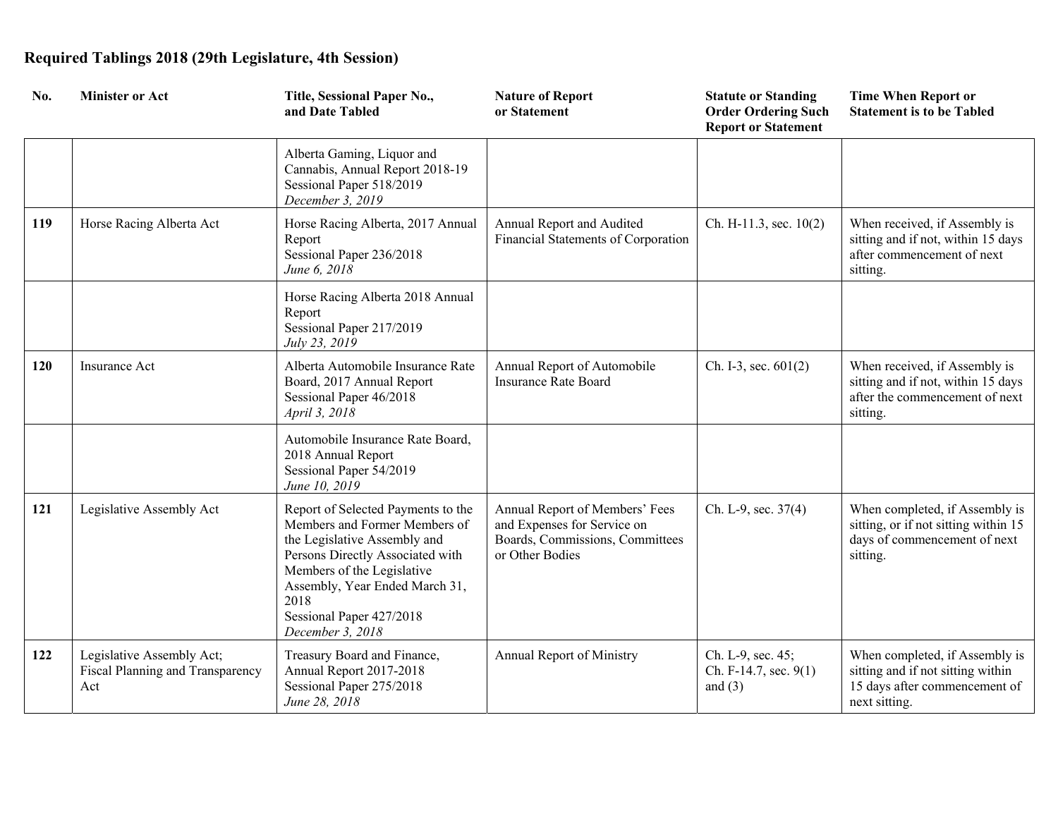## Required Tablings 2018 (29th Legislature, 4th Session)

| No. | Minister or Act | Title, Sessional Paper No., and Date Tabled | Nature of Report or Statement | Statute or Standing Order Ordering Such Report or Statement | Time When Report or Statement is to be Tabled |
|---|---|---|---|---|---|
| | | Alberta Gaming, Liquor and Cannabis, Annual Report 2018-19 Sessional Paper 518/2019 *December 3, 2019* | | | |
| **119** | Horse Racing Alberta Act | Horse Racing Alberta, 2017 Annual Report Sessional Paper 236/2018 *June 6, 2018* | Annual Report and Audited Financial Statements of Corporation | Ch. H-11.3, sec. 10(2) | When received, if Assembly is sitting and if not, within 15 days after commencement of next sitting. |
| | | Horse Racing Alberta 2018 Annual Report Sessional Paper 217/2019 *July 23, 2019* | | | |
| **120** | Insurance Act | Alberta Automobile Insurance Rate Board, 2017 Annual Report Sessional Paper 46/2018 *April 3, 2018* | Annual Report of Automobile Insurance Rate Board | Ch. I-3, sec. 601(2) | When received, if Assembly is sitting and if not, within 15 days after the commencement of next sitting. |
| | | Automobile Insurance Rate Board, 2018 Annual Report Sessional Paper 54/2019 *June 10, 2019* | | | |
| **121** | Legislative Assembly Act | Report of Selected Payments to the Members and Former Members of the Legislative Assembly and Persons Directly Associated with Members of the Legislative Assembly, Year Ended March 31, 2018 Sessional Paper 427/2018 *December 3, 2018* | Annual Report of Members' Fees and Expenses for Service on Boards, Commissions, Committees or Other Bodies | Ch. L-9, sec. 37(4) | When completed, if Assembly is sitting, or if not sitting within 15 days of commencement of next sitting. |
| **122** | Legislative Assembly Act; Fiscal Planning and Transparency Act | Treasury Board and Finance, Annual Report 2017-2018 Sessional Paper 275/2018 *June 28, 2018* | Annual Report of Ministry | Ch. L-9, sec. 45; Ch. F-14.7, sec. 9(1) and (3) | When completed, if Assembly is sitting and if not sitting within 15 days after commencement of next sitting. |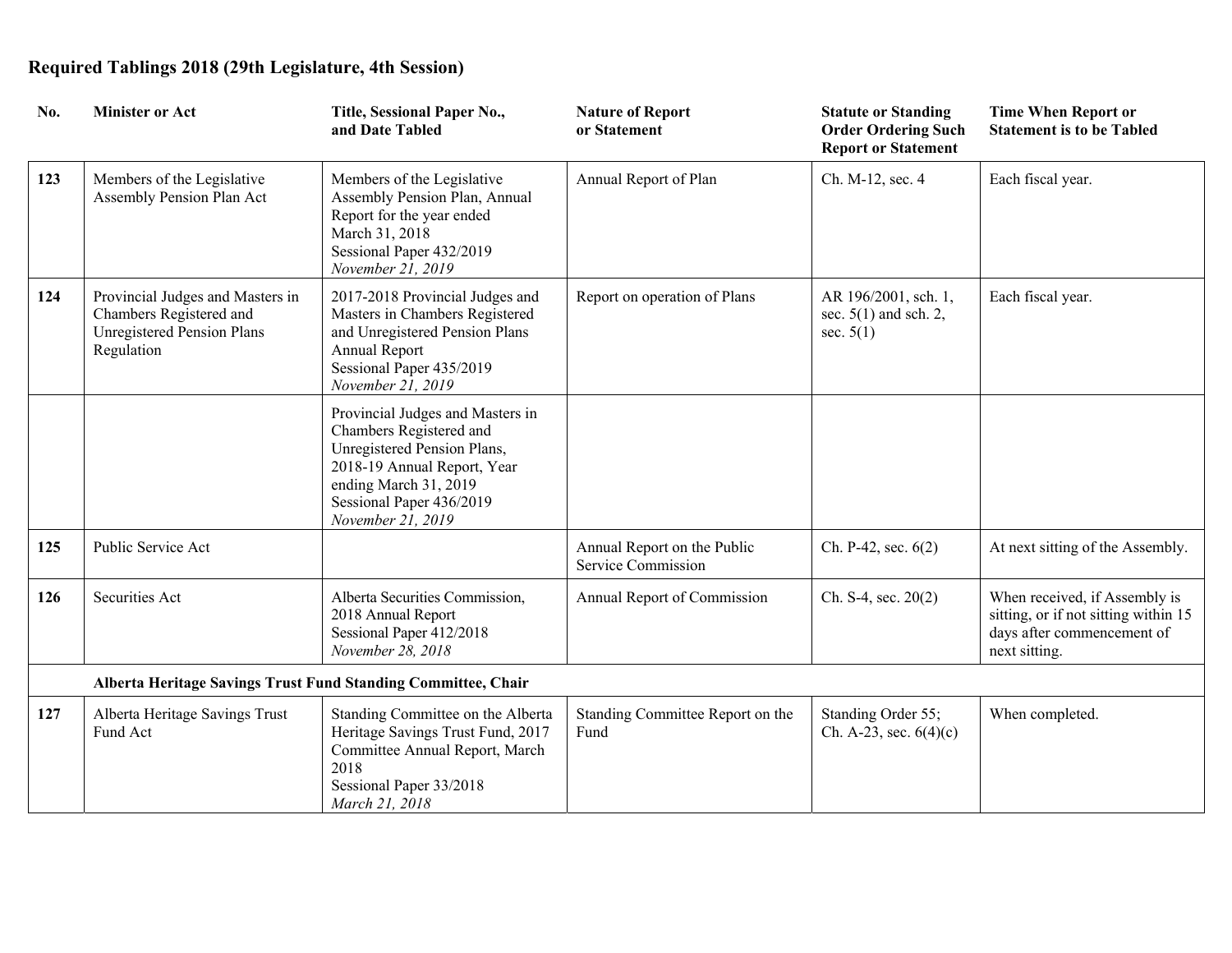**Required Tablings 2018 (29th Legislature, 4th Session)**

| No. | Minister or Act | Title, Sessional Paper No., and Date Tabled | Nature of Report or Statement | Statute or Standing Order Ordering Such Report or Statement | Time When Report or Statement is to be Tabled |
|---|---|---|---|---|---|
| **123** | Members of the Legislative Assembly Pension Plan Act | Members of the Legislative Assembly Pension Plan, Annual Report for the year ended March 31, 2018<br>Sessional Paper 432/2019<br>*November 21, 2019* | Annual Report of Plan | Ch. M-12, sec. 4 | Each fiscal year. |
| **124** | Provincial Judges and Masters in Chambers Registered and Unregistered Pension Plans Regulation | 2017-2018 Provincial Judges and Masters in Chambers Registered and Unregistered Pension Plans Annual Report<br>Sessional Paper 435/2019<br>*November 21, 2019* | Report on operation of Plans | AR 196/2001, sch. 1, sec. 5(1) and sch. 2, sec. 5(1) | Each fiscal year. |
| | | Provincial Judges and Masters in Chambers Registered and Unregistered Pension Plans, 2018-19 Annual Report, Year ending March 31, 2019<br>Sessional Paper 436/2019<br>*November 21, 2019* | | | |
| **125** | Public Service Act | | Annual Report on the Public Service Commission | Ch. P-42, sec. 6(2) | At next sitting of the Assembly. |
| **126** | Securities Act | Alberta Securities Commission, 2018 Annual Report<br>Sessional Paper 412/2018<br>*November 28, 2018* | Annual Report of Commission | Ch. S-4, sec. 20(2) | When received, if Assembly is sitting, or if not sitting within 15 days after commencement of next sitting. |
| | **Alberta Heritage Savings Trust Fund Standing Committee, Chair** | | | | |
| **127** | Alberta Heritage Savings Trust Fund Act | Standing Committee on the Alberta Heritage Savings Trust Fund, 2017 Committee Annual Report, March 2018<br>Sessional Paper 33/2018<br>*March 21, 2018* | Standing Committee Report on the Fund | Standing Order 55; Ch. A-23, sec. 6(4)(c) | When completed. |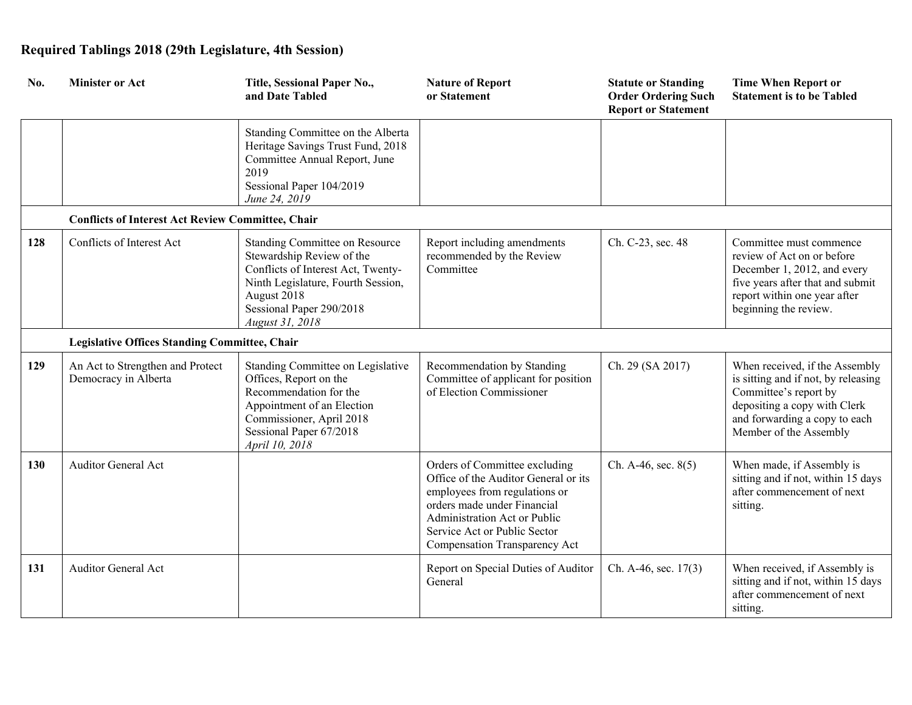## Required Tablings 2018 (29th Legislature, 4th Session)

| No. | Minister or Act | Title, Sessional Paper No., and Date Tabled | Nature of Report or Statement | Statute or Standing Order Ordering Such Report or Statement | Time When Report or Statement is to be Tabled |
|---|---|---|---|---|---|
| | | Standing Committee on the Alberta Heritage Savings Trust Fund, 2018 Committee Annual Report, June 2019<br>Sessional Paper 104/2019<br>*June 24, 2019* | | | |
| | **Conflicts of Interest Act Review Committee, Chair** | | | | |
| **128** | Conflicts of Interest Act | Standing Committee on Resource Stewardship Review of the Conflicts of Interest Act, Twenty-Ninth Legislature, Fourth Session, August 2018<br>Sessional Paper 290/2018<br>*August 31, 2018* | Report including amendments recommended by the Review Committee | Ch. C-23, sec. 48 | Committee must commence review of Act on or before December 1, 2012, and every five years after that and submit report within one year after beginning the review. |
| | **Legislative Offices Standing Committee, Chair** | | | | |
| **129** | An Act to Strengthen and Protect Democracy in Alberta | Standing Committee on Legislative Offices, Report on the Recommendation for the Appointment of an Election Commissioner, April 2018<br>Sessional Paper 67/2018<br>*April 10, 2018* | Recommendation by Standing Committee of applicant for position of Election Commissioner | Ch. 29 (SA 2017) | When received, if the Assembly is sitting and if not, by releasing Committee's report by depositing a copy with Clerk and forwarding a copy to each Member of the Assembly |
| **130** | Auditor General Act | | Orders of Committee excluding Office of the Auditor General or its employees from regulations or orders made under Financial Administration Act or Public Service Act or Public Sector Compensation Transparency Act | Ch. A-46, sec. 8(5) | When made, if Assembly is sitting and if not, within 15 days after commencement of next sitting. |
| **131** | Auditor General Act | | Report on Special Duties of Auditor General | Ch. A-46, sec. 17(3) | When received, if Assembly is sitting and if not, within 15 days after commencement of next sitting. |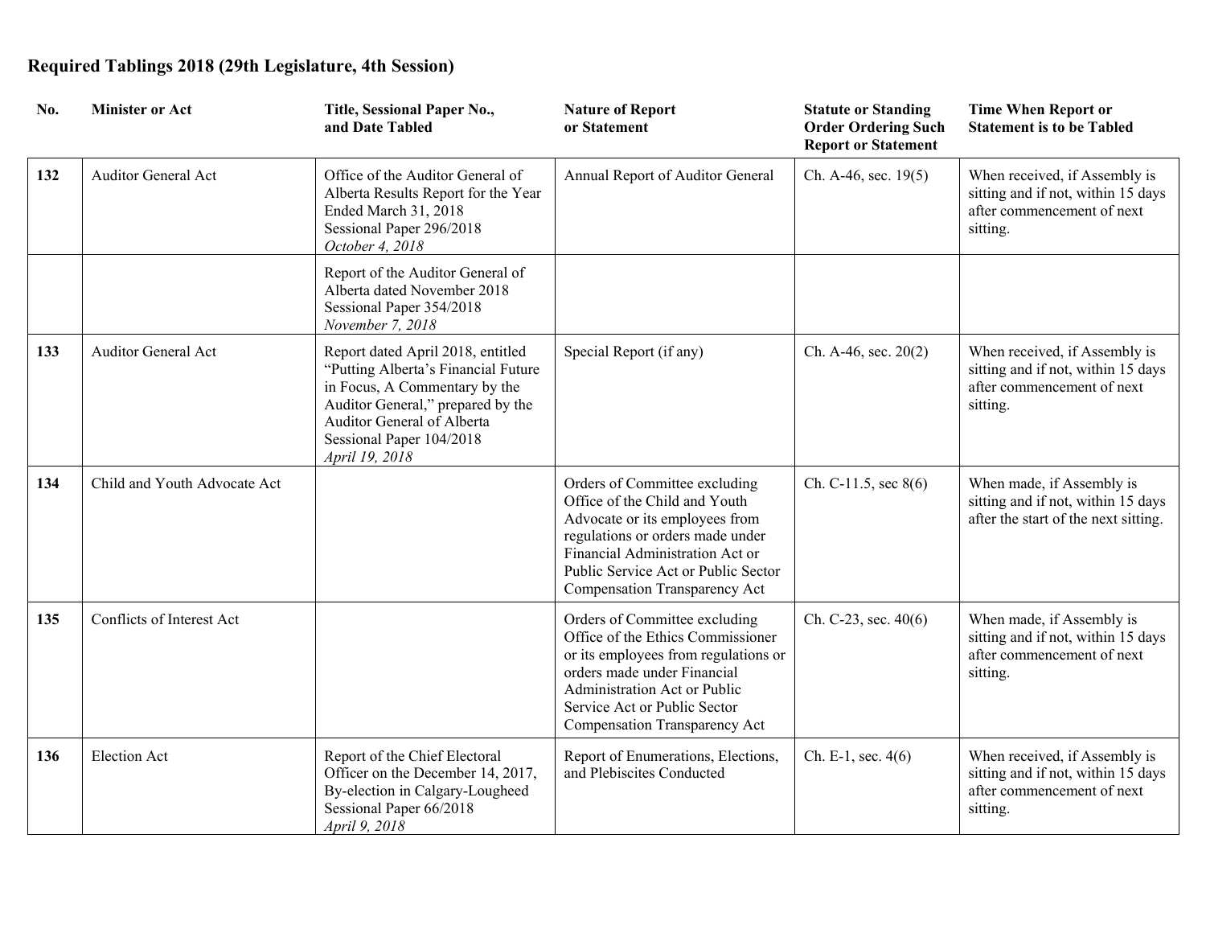**Required Tablings 2018 (29th Legislature, 4th Session)**

| No. | Minister or Act | Title, Sessional Paper No., and Date Tabled | Nature of Report or Statement | Statute or Standing Order Ordering Such Report or Statement | Time When Report or Statement is to be Tabled |
|---|---|---|---|---|---|
| **132** | Auditor General Act | Office of the Auditor General of Alberta Results Report for the Year Ended March 31, 2018<br>Sessional Paper 296/2018<br>*October 4, 2018* | Annual Report of Auditor General | Ch. A-46, sec. 19(5) | When received, if Assembly is sitting and if not, within 15 days after commencement of next sitting. |
| | | Report of the Auditor General of Alberta dated November 2018<br>Sessional Paper 354/2018<br>*November 7, 2018* | | | |
| **133** | Auditor General Act | Report dated April 2018, entitled "Putting Alberta's Financial Future in Focus, A Commentary by the Auditor General," prepared by the Auditor General of Alberta<br>Sessional Paper 104/2018<br>*April 19, 2018* | Special Report (if any) | Ch. A-46, sec. 20(2) | When received, if Assembly is sitting and if not, within 15 days after commencement of next sitting. |
| **134** | Child and Youth Advocate Act | | Orders of Committee excluding Office of the Child and Youth Advocate or its employees from regulations or orders made under Financial Administration Act or Public Service Act or Public Sector Compensation Transparency Act | Ch. C-11.5, sec 8(6) | When made, if Assembly is sitting and if not, within 15 days after the start of the next sitting. |
| **135** | Conflicts of Interest Act | | Orders of Committee excluding Office of the Ethics Commissioner or its employees from regulations or orders made under Financial Administration Act or Public Service Act or Public Sector Compensation Transparency Act | Ch. C-23, sec. 40(6) | When made, if Assembly is sitting and if not, within 15 days after commencement of next sitting. |
| **136** | Election Act | Report of the Chief Electoral Officer on the December 14, 2017, By-election in Calgary-Lougheed<br>Sessional Paper 66/2018<br>*April 9, 2018* | Report of Enumerations, Elections, and Plebiscites Conducted | Ch. E-1, sec. 4(6) | When received, if Assembly is sitting and if not, within 15 days after commencement of next sitting. |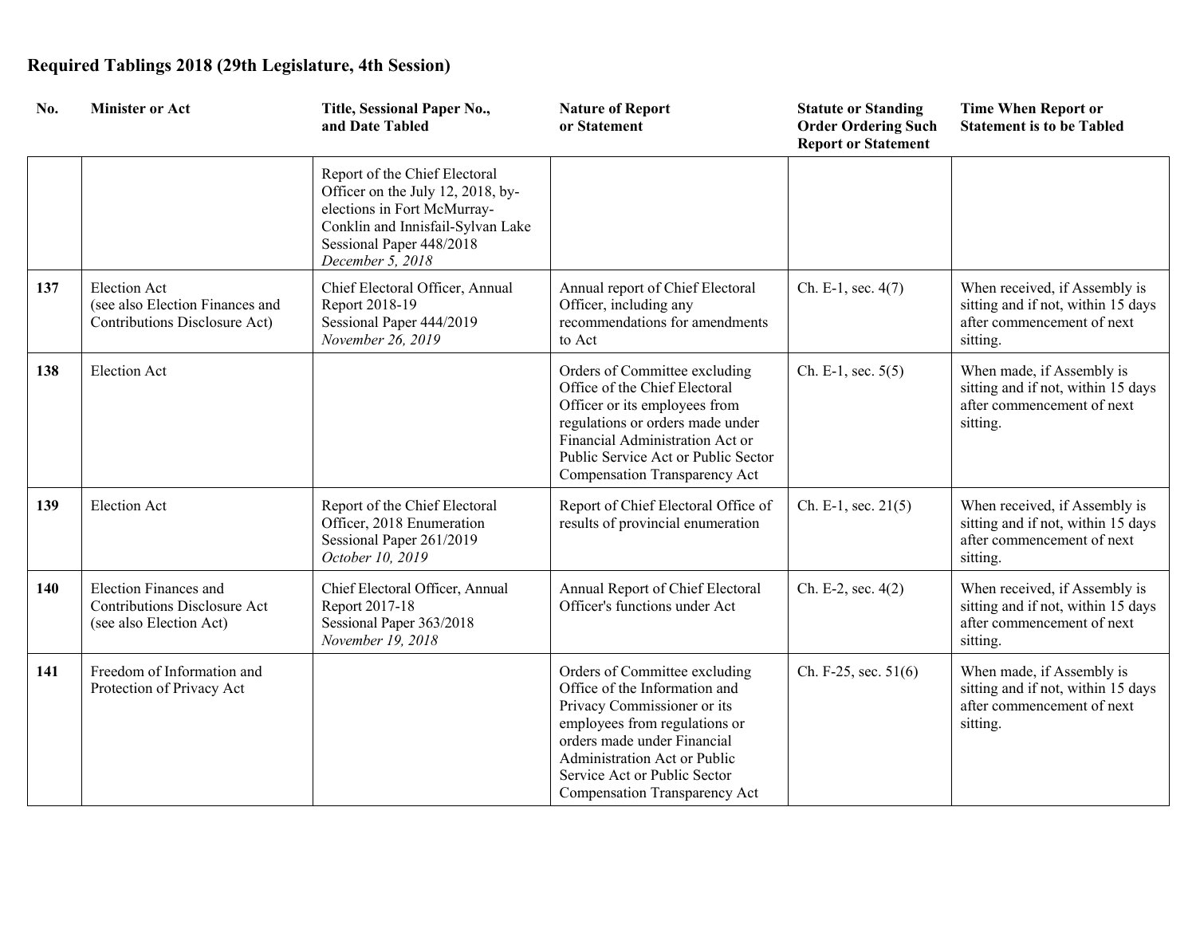# Required Tablings 2018 (29th Legislature, 4th Session)

| No. | Minister or Act | Title, Sessional Paper No., and Date Tabled | Nature of Report or Statement | Statute or Standing Order Ordering Such Report or Statement | Time When Report or Statement is to be Tabled |
|---|---|---|---|---|---|
| | | Report of the Chief Electoral Officer on the July 12, 2018, by-elections in Fort McMurray-Conklin and Innisfail-Sylvan Lake Sessional Paper 448/2018 *December 5, 2018* | | | |
| **137** | Election Act (see also Election Finances and Contributions Disclosure Act) | Chief Electoral Officer, Annual Report 2018-19 Sessional Paper 444/2019 *November 26, 2019* | Annual report of Chief Electoral Officer, including any recommendations for amendments to Act | Ch. E-1, sec. 4(7) | When received, if Assembly is sitting and if not, within 15 days after commencement of next sitting. |
| **138** | Election Act | | Orders of Committee excluding Office of the Chief Electoral Officer or its employees from regulations or orders made under Financial Administration Act or Public Service Act or Public Sector Compensation Transparency Act | Ch. E-1, sec. 5(5) | When made, if Assembly is sitting and if not, within 15 days after commencement of next sitting. |
| **139** | Election Act | Report of the Chief Electoral Officer, 2018 Enumeration Sessional Paper 261/2019 *October 10, 2019* | Report of Chief Electoral Office of results of provincial enumeration | Ch. E-1, sec. 21(5) | When received, if Assembly is sitting and if not, within 15 days after commencement of next sitting. |
| **140** | Election Finances and Contributions Disclosure Act (see also Election Act) | Chief Electoral Officer, Annual Report 2017-18 Sessional Paper 363/2018 *November 19, 2018* | Annual Report of Chief Electoral Officer's functions under Act | Ch. E-2, sec. 4(2) | When received, if Assembly is sitting and if not, within 15 days after commencement of next sitting. |
| **141** | Freedom of Information and Protection of Privacy Act | | Orders of Committee excluding Office of the Information and Privacy Commissioner or its employees from regulations or orders made under Financial Administration Act or Public Service Act or Public Sector Compensation Transparency Act | Ch. F-25, sec. 51(6) | When made, if Assembly is sitting and if not, within 15 days after commencement of next sitting. |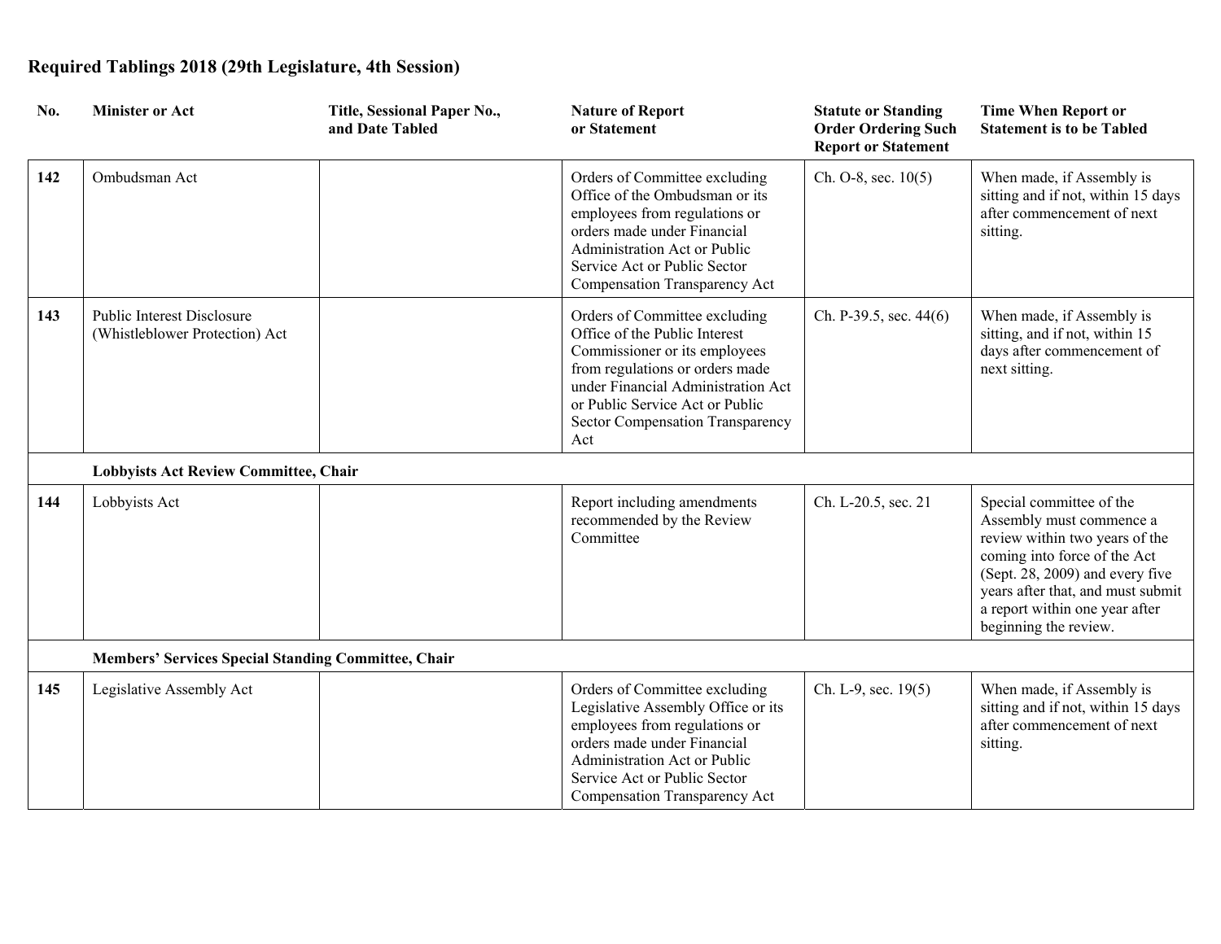## Required Tablings 2018 (29th Legislature, 4th Session)

| No. | Minister or Act | Title, Sessional Paper No., and Date Tabled | Nature of Report or Statement | Statute or Standing Order Ordering Such Report or Statement | Time When Report or Statement is to be Tabled |
|---|---|---|---|---|---|
| **142** | Ombudsman Act | | Orders of Committee excluding Office of the Ombudsman or its employees from regulations or orders made under Financial Administration Act or Public Service Act or Public Sector Compensation Transparency Act | Ch. O-8, sec. 10(5) | When made, if Assembly is sitting and if not, within 15 days after commencement of next sitting. |
| **143** | Public Interest Disclosure (Whistleblower Protection) Act | | Orders of Committee excluding Office of the Public Interest Commissioner or its employees from regulations or orders made under Financial Administration Act or Public Service Act or Public Sector Compensation Transparency Act | Ch. P-39.5, sec. 44(6) | When made, if Assembly is sitting, and if not, within 15 days after commencement of next sitting. |
| | **Lobbyists Act Review Committee, Chair** | | | | |
| **144** | Lobbyists Act | | Report including amendments recommended by the Review Committee | Ch. L-20.5, sec. 21 | Special committee of the Assembly must commence a review within two years of the coming into force of the Act (Sept. 28, 2009) and every five years after that, and must submit a report within one year after beginning the review. |
| | **Members' Services Special Standing Committee, Chair** | | | | |
| **145** | Legislative Assembly Act | | Orders of Committee excluding Legislative Assembly Office or its employees from regulations or orders made under Financial Administration Act or Public Service Act or Public Sector Compensation Transparency Act | Ch. L-9, sec. 19(5) | When made, if Assembly is sitting and if not, within 15 days after commencement of next sitting. |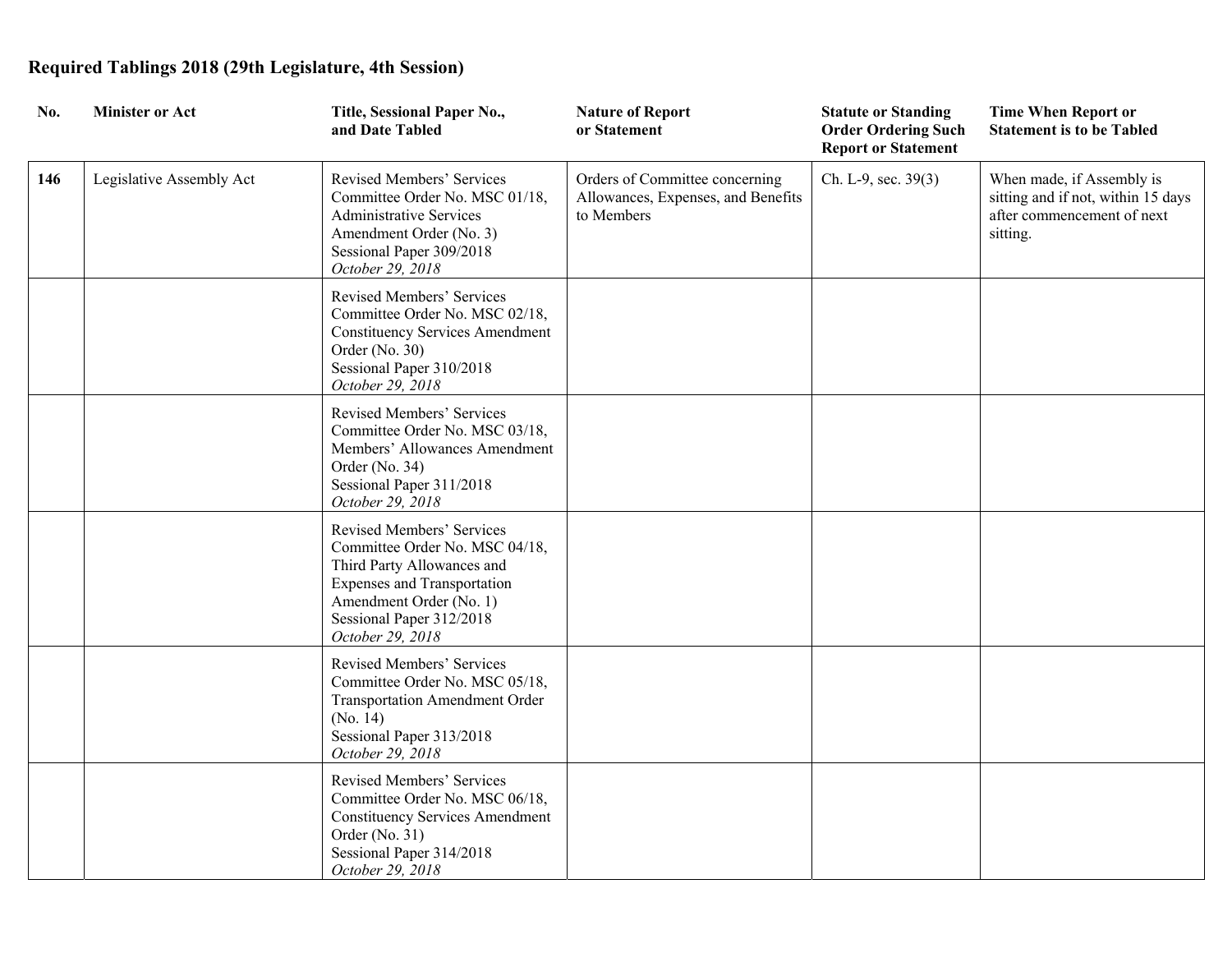## Required Tablings 2018 (29th Legislature, 4th Session)

| No. | Minister or Act | Title, Sessional Paper No., and Date Tabled | Nature of Report or Statement | Statute or Standing Order Ordering Such Report or Statement | Time When Report or Statement is to be Tabled |
|---|---|---|---|---|---|
| **146** | Legislative Assembly Act | Revised Members' Services Committee Order No. MSC 01/18, Administrative Services Amendment Order (No. 3) Sessional Paper 309/2018 *October 29, 2018* | Orders of Committee concerning Allowances, Expenses, and Benefits to Members | Ch. L-9, sec. 39(3) | When made, if Assembly is sitting and if not, within 15 days after commencement of next sitting. |
| | | Revised Members' Services Committee Order No. MSC 02/18, Constituency Services Amendment Order (No. 30) Sessional Paper 310/2018 *October 29, 2018* | | | |
| | | Revised Members' Services Committee Order No. MSC 03/18, Members' Allowances Amendment Order (No. 34) Sessional Paper 311/2018 *October 29, 2018* | | | |
| | | Revised Members' Services Committee Order No. MSC 04/18, Third Party Allowances and Expenses and Transportation Amendment Order (No. 1) Sessional Paper 312/2018 *October 29, 2018* | | | |
| | | Revised Members' Services Committee Order No. MSC 05/18, Transportation Amendment Order (No. 14) Sessional Paper 313/2018 *October 29, 2018* | | | |
| | | Revised Members' Services Committee Order No. MSC 06/18, Constituency Services Amendment Order (No. 31) Sessional Paper 314/2018 *October 29, 2018* | | | |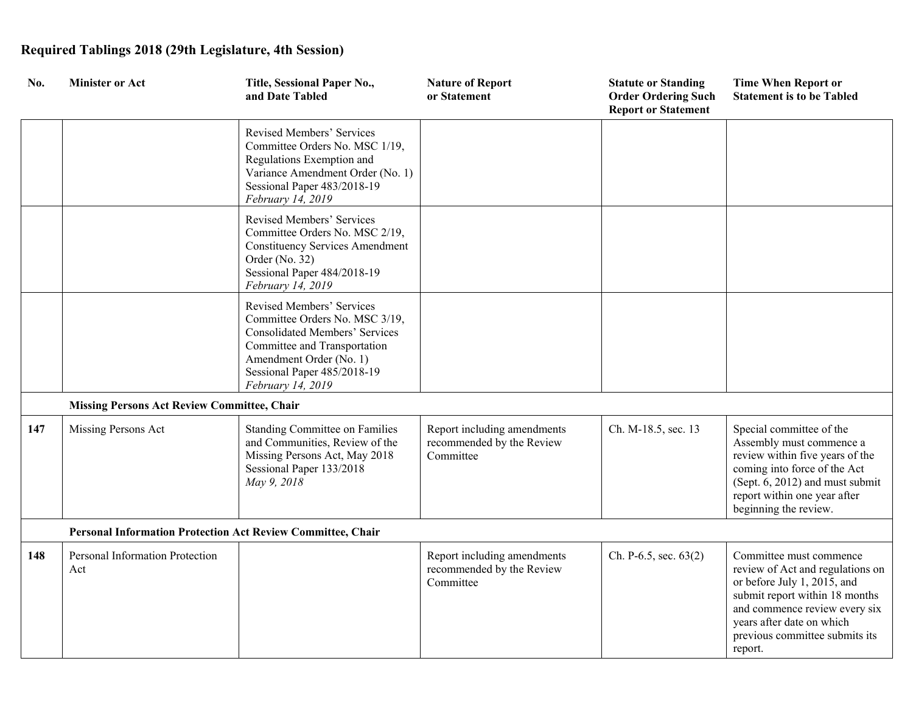## Required Tablings 2018 (29th Legislature, 4th Session)

| No. | Minister or Act | Title, Sessional Paper No., and Date Tabled | Nature of Report or Statement | Statute or Standing Order Ordering Such Report or Statement | Time When Report or Statement is to be Tabled |
|---|---|---|---|---|---|
| | | Revised Members' Services Committee Orders No. MSC 1/19, Regulations Exemption and Variance Amendment Order (No. 1) Sessional Paper 483/2018-19 *February 14, 2019* | | | |
| | | Revised Members' Services Committee Orders No. MSC 2/19, Constituency Services Amendment Order (No. 32) Sessional Paper 484/2018-19 *February 14, 2019* | | | |
| | | Revised Members' Services Committee Orders No. MSC 3/19, Consolidated Members' Services Committee and Transportation Amendment Order (No. 1) Sessional Paper 485/2018-19 *February 14, 2019* | | | |
| | **Missing Persons Act Review Committee, Chair** | | | | |
| **147** | Missing Persons Act | Standing Committee on Families and Communities, Review of the Missing Persons Act, May 2018 Sessional Paper 133/2018 *May 9, 2018* | Report including amendments recommended by the Review Committee | Ch. M-18.5, sec. 13 | Special committee of the Assembly must commence a review within five years of the coming into force of the Act (Sept. 6, 2012) and must submit report within one year after beginning the review. |
| | **Personal Information Protection Act Review Committee, Chair** | | | | |
| **148** | Personal Information Protection Act | | Report including amendments recommended by the Review Committee | Ch. P-6.5, sec. 63(2) | Committee must commence review of Act and regulations on or before July 1, 2015, and submit report within 18 months and commence review every six years after date on which previous committee submits its report. |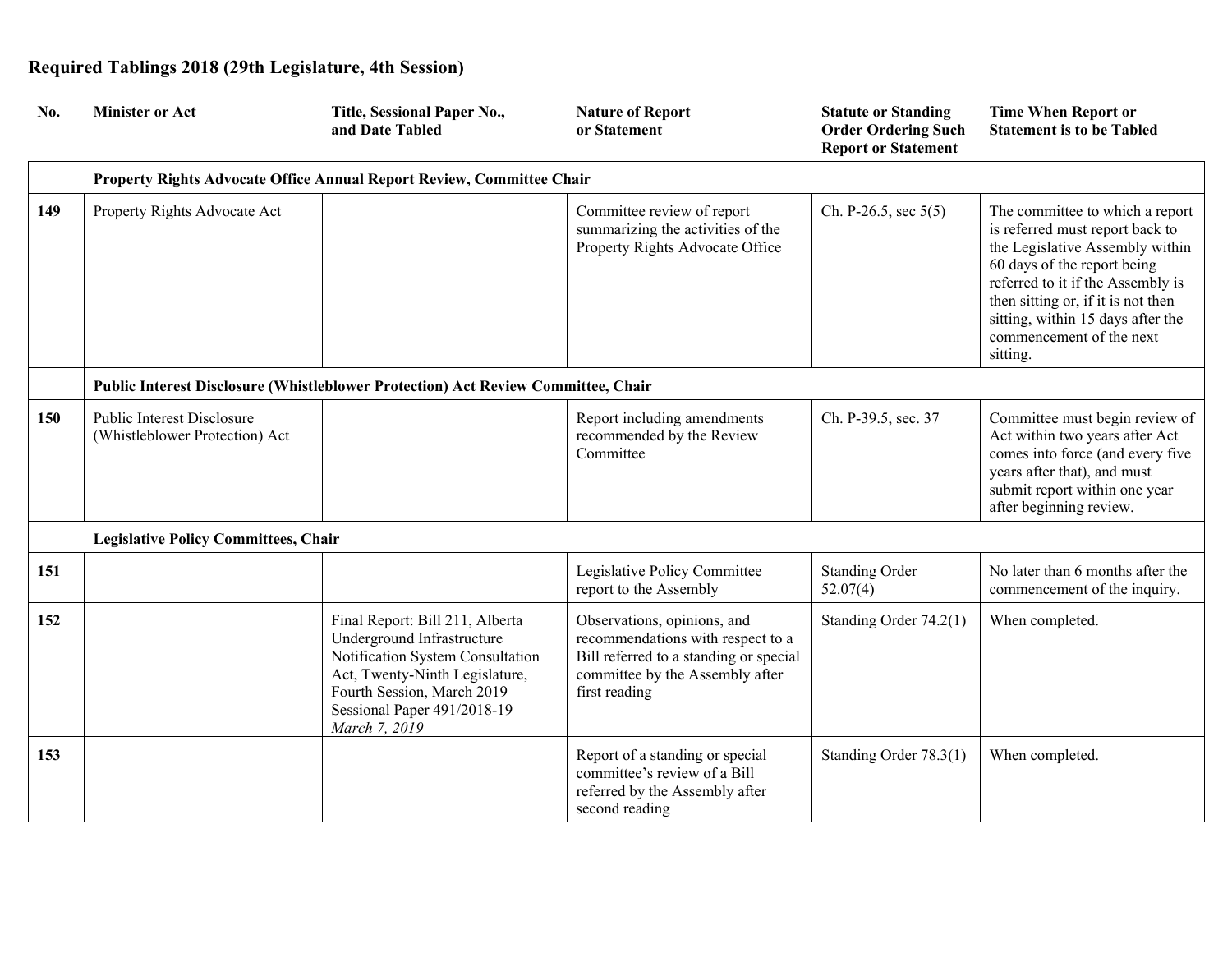## Required Tablings 2018 (29th Legislature, 4th Session)

| No. | Minister or Act | Title, Sessional Paper No., and Date Tabled | Nature of Report or Statement | Statute or Standing Order Ordering Such Report or Statement | Time When Report or Statement is to be Tabled |
|---|---|---|---|---|---|
| | **Property Rights Advocate Office Annual Report Review, Committee Chair** | | | | |
| **149** | Property Rights Advocate Act | | Committee review of report summarizing the activities of the Property Rights Advocate Office | Ch. P-26.5, sec 5(5) | The committee to which a report is referred must report back to the Legislative Assembly within 60 days of the report being referred to it if the Assembly is then sitting or, if it is not then sitting, within 15 days after the commencement of the next sitting. |
| | **Public Interest Disclosure (Whistleblower Protection) Act Review Committee, Chair** | | | | |
| **150** | Public Interest Disclosure (Whistleblower Protection) Act | | Report including amendments recommended by the Review Committee | Ch. P-39.5, sec. 37 | Committee must begin review of Act within two years after Act comes into force (and every five years after that), and must submit report within one year after beginning review. |
| | **Legislative Policy Committees, Chair** | | | | |
| **151** | | | Legislative Policy Committee report to the Assembly | Standing Order 52.07(4) | No later than 6 months after the commencement of the inquiry. |
| **152** | | Final Report: Bill 211, Alberta Underground Infrastructure Notification System Consultation Act, Twenty-Ninth Legislature, Fourth Session, March 2019 Sessional Paper 491/2018-19 *March 7, 2019* | Observations, opinions, and recommendations with respect to a Bill referred to a standing or special committee by the Assembly after first reading | Standing Order 74.2(1) | When completed. |
| **153** | | | Report of a standing or special committee's review of a Bill referred by the Assembly after second reading | Standing Order 78.3(1) | When completed. |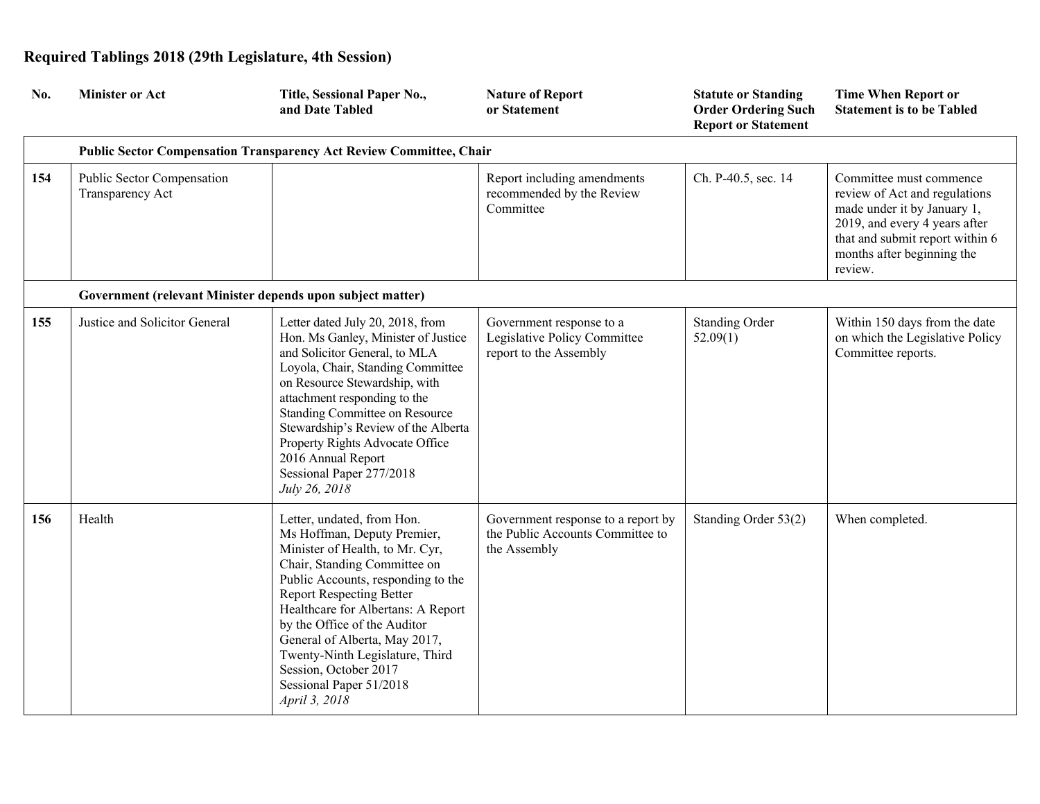## Required Tablings 2018 (29th Legislature, 4th Session)

| No. | Minister or Act | Title, Sessional Paper No., and Date Tabled | Nature of Report or Statement | Statute or Standing Order Ordering Such Report or Statement | Time When Report or Statement is to be Tabled |
|---|---|---|---|---|---|
| | **Public Sector Compensation Transparency Act Review Committee, Chair** | | | | |
| 154 | Public Sector Compensation Transparency Act | | Report including amendments recommended by the Review Committee | Ch. P-40.5, sec. 14 | Committee must commence review of Act and regulations made under it by January 1, 2019, and every 4 years after that and submit report within 6 months after beginning the review. |
| | **Government (relevant Minister depends upon subject matter)** | | | | |
| 155 | Justice and Solicitor General | Letter dated July 20, 2018, from Hon. Ms Ganley, Minister of Justice and Solicitor General, to MLA Loyola, Chair, Standing Committee on Resource Stewardship, with attachment responding to the Standing Committee on Resource Stewardship's Review of the Alberta Property Rights Advocate Office 2016 Annual Report Sessional Paper 277/2018 *July 26, 2018* | Government response to a Legislative Policy Committee report to the Assembly | Standing Order 52.09(1) | Within 150 days from the date on which the Legislative Policy Committee reports. |
| 156 | Health | Letter, undated, from Hon. Ms Hoffman, Deputy Premier, Minister of Health, to Mr. Cyr, Chair, Standing Committee on Public Accounts, responding to the Report Respecting Better Healthcare for Albertans: A Report by the Office of the Auditor General of Alberta, May 2017, Twenty-Ninth Legislature, Third Session, October 2017 Sessional Paper 51/2018 *April 3, 2018* | Government response to a report by the Public Accounts Committee to the Assembly | Standing Order 53(2) | When completed. |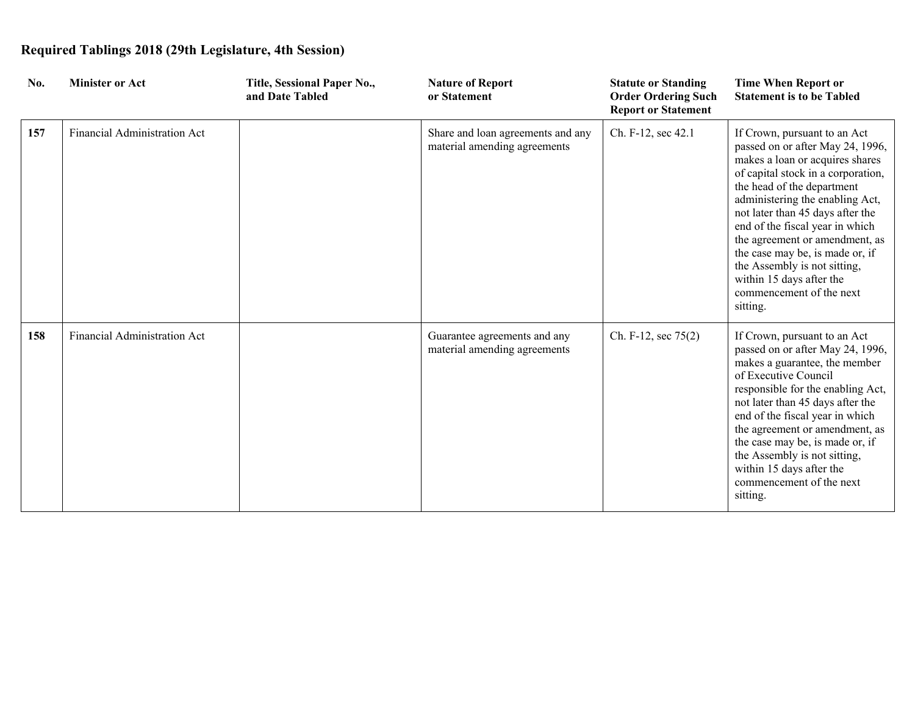## Required Tablings 2018 (29th Legislature, 4th Session)

| No. | Minister or Act | Title, Sessional Paper No., and Date Tabled | Nature of Report or Statement | Statute or Standing Order Ordering Such Report or Statement | Time When Report or Statement is to be Tabled |
|---|---|---|---|---|---|
| **157** | Financial Administration Act | | Share and loan agreements and any material amending agreements | Ch. F-12, sec 42.1 | If Crown, pursuant to an Act passed on or after May 24, 1996, makes a loan or acquires shares of capital stock in a corporation, the head of the department administering the enabling Act, not later than 45 days after the end of the fiscal year in which the agreement or amendment, as the case may be, is made or, if the Assembly is not sitting, within 15 days after the commencement of the next sitting. |
| **158** | Financial Administration Act | | Guarantee agreements and any material amending agreements | Ch. F-12, sec 75(2) | If Crown, pursuant to an Act passed on or after May 24, 1996, makes a guarantee, the member of Executive Council responsible for the enabling Act, not later than 45 days after the end of the fiscal year in which the agreement or amendment, as the case may be, is made or, if the Assembly is not sitting, within 15 days after the commencement of the next sitting. |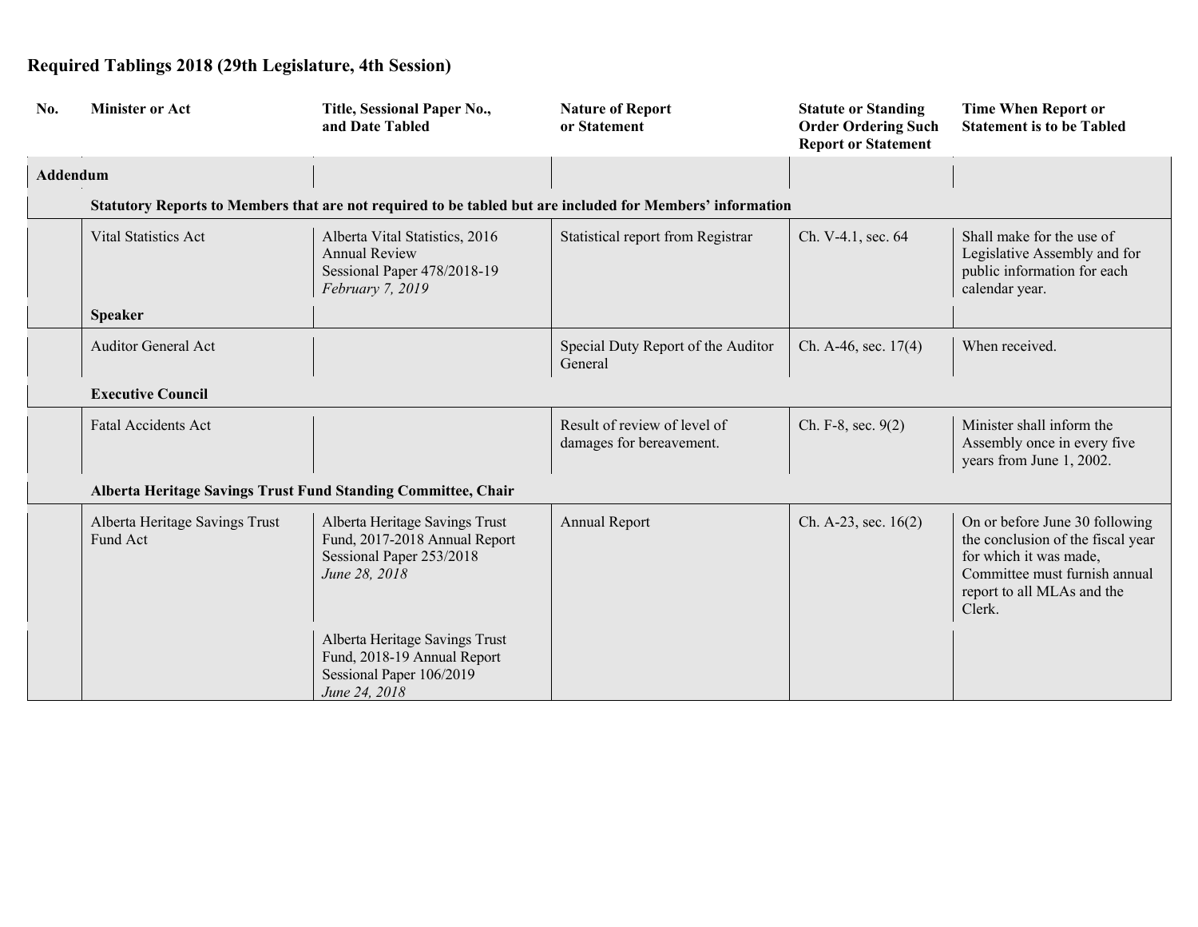## Required Tablings 2018 (29th Legislature, 4th Session)

| No. | Minister or Act | Title, Sessional Paper No., and Date Tabled | Nature of Report or Statement | Statute or Standing Order Ordering Such Report or Statement | Time When Report or Statement is to be Tabled |
|---|---|---|---|---|---|
| **Addendum** | | | | | |
| | **Statutory Reports to Members that are not required to be tabled but are included for Members' information** | | | | |
| | Vital Statistics Act | Alberta Vital Statistics, 2016 Annual Review Sessional Paper 478/2018-19 *February 7, 2019* | Statistical report from Registrar | Ch. V-4.1, sec. 64 | Shall make for the use of Legislative Assembly and for public information for each calendar year. |
| | **Speaker** | | | | |
| | Auditor General Act | | Special Duty Report of the Auditor General | Ch. A-46, sec. 17(4) | When received. |
| | **Executive Council** | | | | |
| | Fatal Accidents Act | | Result of review of level of damages for bereavement. | Ch. F-8, sec. 9(2) | Minister shall inform the Assembly once in every five years from June 1, 2002. |
| | **Alberta Heritage Savings Trust Fund Standing Committee, Chair** | | | | |
| | Alberta Heritage Savings Trust Fund Act | Alberta Heritage Savings Trust Fund, 2017-2018 Annual Report Sessional Paper 253/2018 *June 28, 2018* | Annual Report | Ch. A-23, sec. 16(2) | On or before June 30 following the conclusion of the fiscal year for which it was made, Committee must furnish annual report to all MLAs and the Clerk. |
| | | Alberta Heritage Savings Trust Fund, 2018-19 Annual Report Sessional Paper 106/2019 *June 24, 2018* | | | |